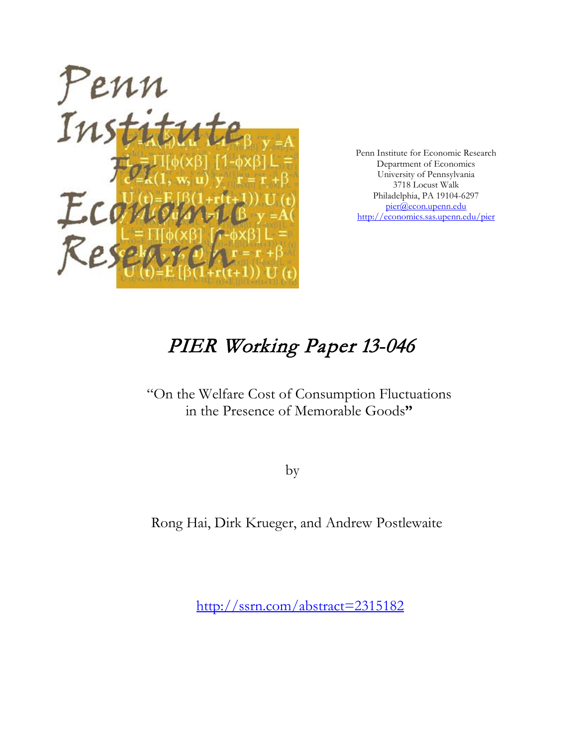Penn Institute for Economic Research
Department of Economics
University of Pennsylvania
3718 Locust Walk
Philadelphia, PA 19104-6297
pier@econ.upenn.edu
http://economics.sas.upenn.edu/pier

# *PIER Working Paper 13-046*

"On the Welfare Cost of Consumption Fluctuations in the Presence of Memorable Goods"

by

Rong Hai, Dirk Krueger, and Andrew Postlewaite

http://ssrn.com/abstract=2315182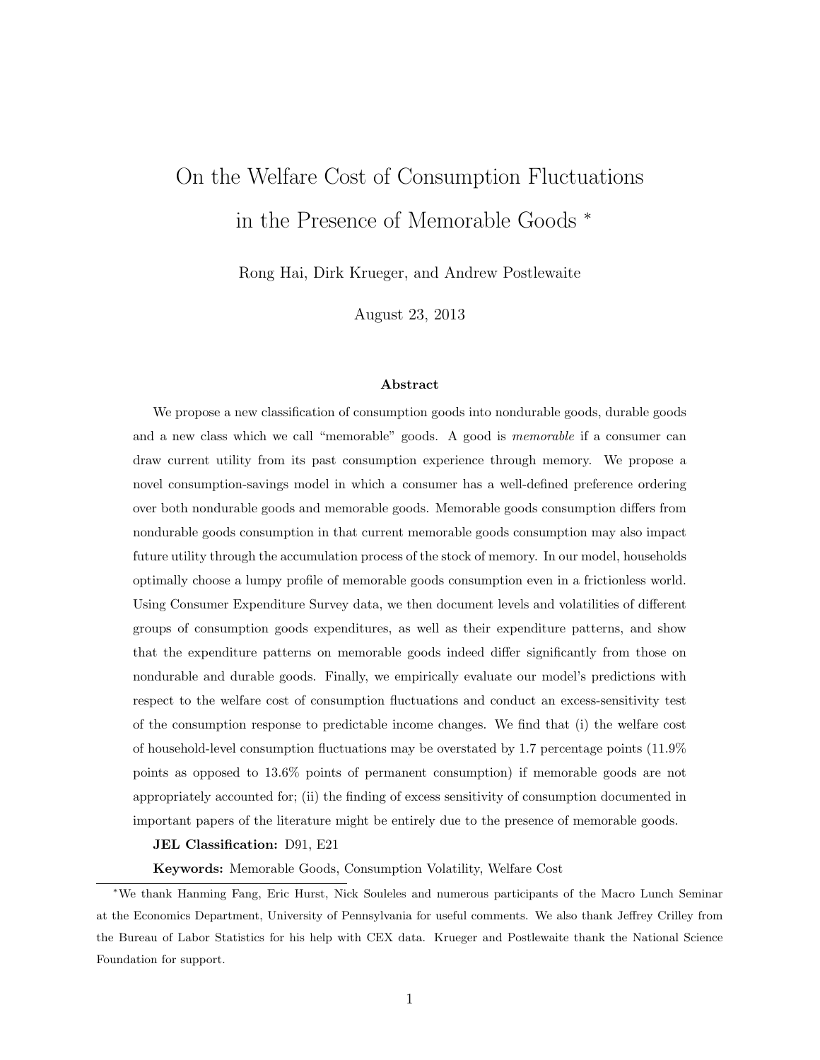# On the Welfare Cost of Consumption Fluctuations in the Presence of Memorable Goods *

Rong Hai, Dirk Krueger, and Andrew Postlewaite

August 23, 2013

### Abstract

We propose a new classification of consumption goods into nondurable goods, durable goods and a new class which we call "memorable" goods. A good is *memorable* if a consumer can draw current utility from its past consumption experience through memory. We propose a novel consumption-savings model in which a consumer has a well-defined preference ordering over both nondurable goods and memorable goods. Memorable goods consumption differs from nondurable goods consumption in that current memorable goods consumption may also impact future utility through the accumulation process of the stock of memory. In our model, households optimally choose a lumpy profile of memorable goods consumption even in a frictionless world. Using Consumer Expenditure Survey data, we then document levels and volatilities of different groups of consumption goods expenditures, as well as their expenditure patterns, and show that the expenditure patterns on memorable goods indeed differ significantly from those on nondurable and durable goods. Finally, we empirically evaluate our model's predictions with respect to the welfare cost of consumption fluctuations and conduct an excess-sensitivity test of the consumption response to predictable income changes. We find that (i) the welfare cost of household-level consumption fluctuations may be overstated by 1.7 percentage points (11.9% points as opposed to 13.6% points of permanent consumption) if memorable goods are not appropriately accounted for; (ii) the finding of excess sensitivity of consumption documented in important papers of the literature might be entirely due to the presence of memorable goods.

**JEL Classification:** D91, E21

**Keywords:** Memorable Goods, Consumption Volatility, Welfare Cost

*We thank Hanming Fang, Eric Hurst, Nick Souleles and numerous participants of the Macro Lunch Seminar at the Economics Department, University of Pennsylvania for useful comments. We also thank Jeffrey Crilley from the Bureau of Labor Statistics for his help with CEX data. Krueger and Postlewaite thank the National Science Foundation for support.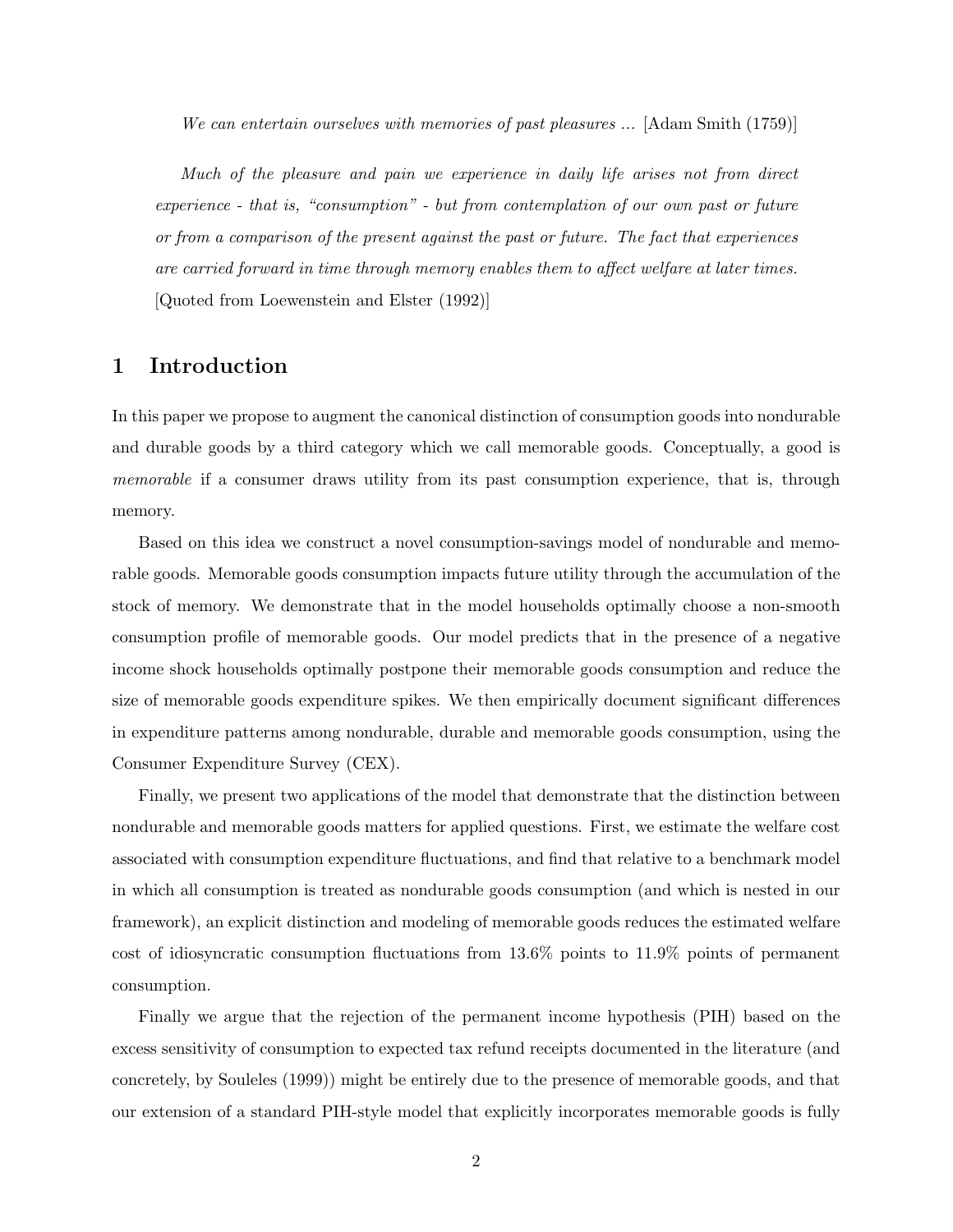*We can entertain ourselves with memories of past pleasures ...* [Adam Smith (1759)]

*Much of the pleasure and pain we experience in daily life arises not from direct experience - that is, "consumption" - but from contemplation of our own past or future or from a comparison of the present against the past or future. The fact that experiences are carried forward in time through memory enables them to affect welfare at later times.* [Quoted from Loewenstein and Elster (1992)]

# 1 Introduction

In this paper we propose to augment the canonical distinction of consumption goods into nondurable and durable goods by a third category which we call memorable goods. Conceptually, a good is *memorable* if a consumer draws utility from its past consumption experience, that is, through memory.

Based on this idea we construct a novel consumption-savings model of nondurable and memorable goods. Memorable goods consumption impacts future utility through the accumulation of the stock of memory. We demonstrate that in the model households optimally choose a non-smooth consumption profile of memorable goods. Our model predicts that in the presence of a negative income shock households optimally postpone their memorable goods consumption and reduce the size of memorable goods expenditure spikes. We then empirically document significant differences in expenditure patterns among nondurable, durable and memorable goods consumption, using the Consumer Expenditure Survey (CEX).

Finally, we present two applications of the model that demonstrate that the distinction between nondurable and memorable goods matters for applied questions. First, we estimate the welfare cost associated with consumption expenditure fluctuations, and find that relative to a benchmark model in which all consumption is treated as nondurable goods consumption (and which is nested in our framework), an explicit distinction and modeling of memorable goods reduces the estimated welfare cost of idiosyncratic consumption fluctuations from 13.6% points to 11.9% points of permanent consumption.

Finally we argue that the rejection of the permanent income hypothesis (PIH) based on the excess sensitivity of consumption to expected tax refund receipts documented in the literature (and concretely, by Souleles (1999)) might be entirely due to the presence of memorable goods, and that our extension of a standard PIH-style model that explicitly incorporates memorable goods is fully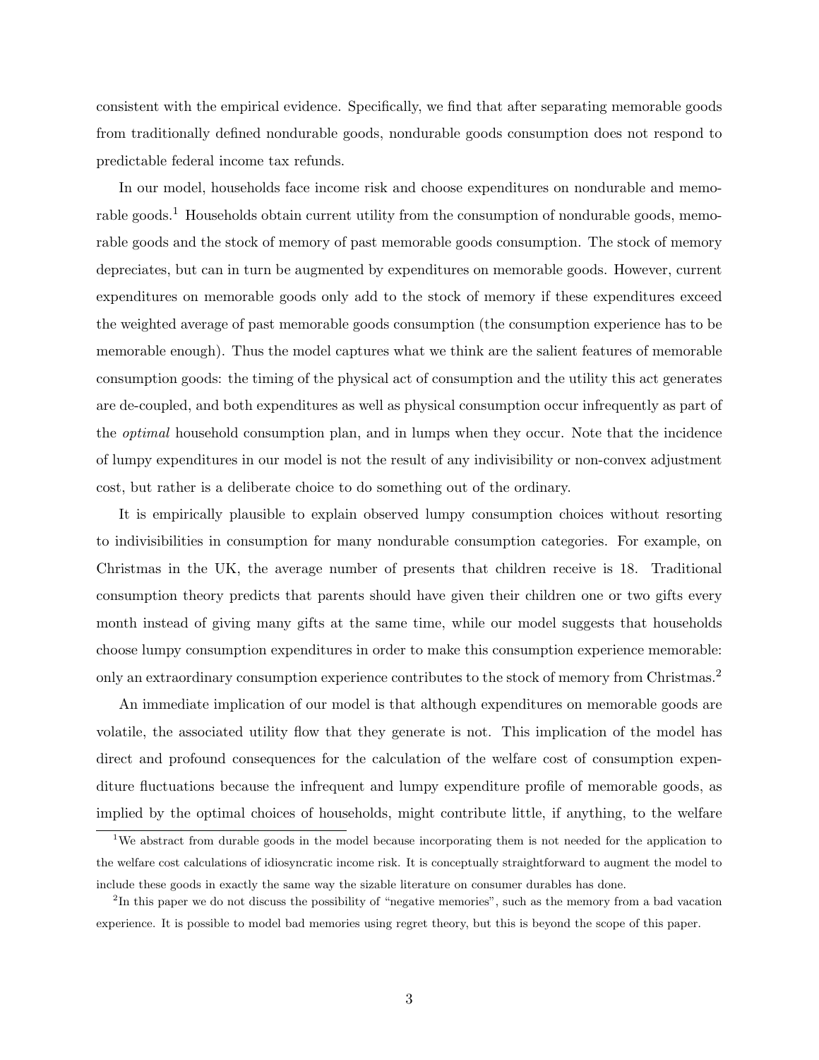consistent with the empirical evidence. Specifically, we find that after separating memorable goods from traditionally defined nondurable goods, nondurable goods consumption does not respond to predictable federal income tax refunds.

In our model, households face income risk and choose expenditures on nondurable and memorable goods.[1] Households obtain current utility from the consumption of nondurable goods, memorable goods and the stock of memory of past memorable goods consumption. The stock of memory depreciates, but can in turn be augmented by expenditures on memorable goods. However, current expenditures on memorable goods only add to the stock of memory if these expenditures exceed the weighted average of past memorable goods consumption (the consumption experience has to be memorable enough). Thus the model captures what we think are the salient features of memorable consumption goods: the timing of the physical act of consumption and the utility this act generates are de-coupled, and both expenditures as well as physical consumption occur infrequently as part of the *optimal* household consumption plan, and in lumps when they occur. Note that the incidence of lumpy expenditures in our model is not the result of any indivisibility or non-convex adjustment cost, but rather is a deliberate choice to do something out of the ordinary.

It is empirically plausible to explain observed lumpy consumption choices without resorting to indivisibilities in consumption for many nondurable consumption categories. For example, on Christmas in the UK, the average number of presents that children receive is 18. Traditional consumption theory predicts that parents should have given their children one or two gifts every month instead of giving many gifts at the same time, while our model suggests that households choose lumpy consumption expenditures in order to make this consumption experience memorable: only an extraordinary consumption experience contributes to the stock of memory from Christmas.[2]

An immediate implication of our model is that although expenditures on memorable goods are volatile, the associated utility flow that they generate is not. This implication of the model has direct and profound consequences for the calculation of the welfare cost of consumption expenditure fluctuations because the infrequent and lumpy expenditure profile of memorable goods, as implied by the optimal choices of households, might contribute little, if anything, to the welfare

[1] We abstract from durable goods in the model because incorporating them is not needed for the application to the welfare cost calculations of idiosyncratic income risk. It is conceptually straightforward to augment the model to include these goods in exactly the same way the sizable literature on consumer durables has done.

[2] In this paper we do not discuss the possibility of "negative memories", such as the memory from a bad vacation experience. It is possible to model bad memories using regret theory, but this is beyond the scope of this paper.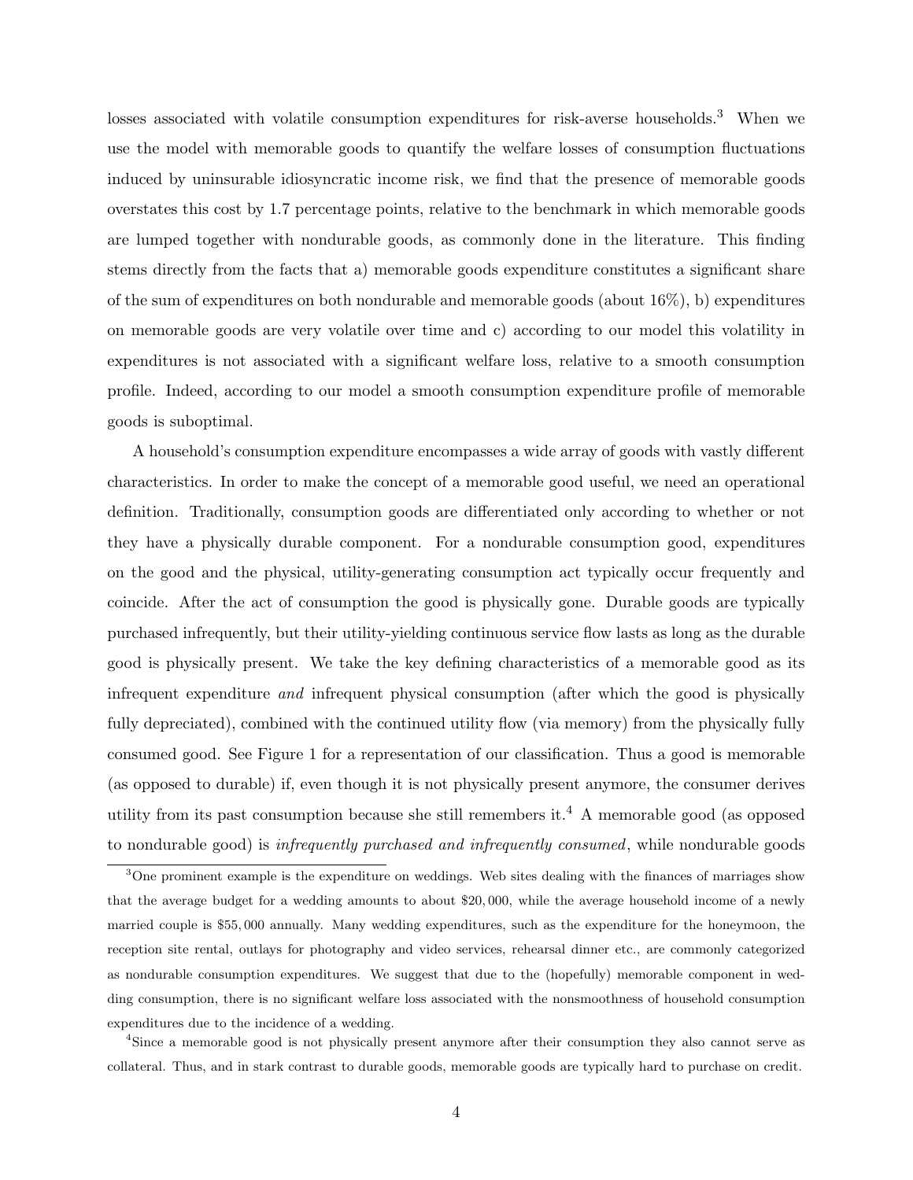losses associated with volatile consumption expenditures for risk-averse households.[3] When we use the model with memorable goods to quantify the welfare losses of consumption fluctuations induced by uninsurable idiosyncratic income risk, we find that the presence of memorable goods overstates this cost by 1.7 percentage points, relative to the benchmark in which memorable goods are lumped together with nondurable goods, as commonly done in the literature. This finding stems directly from the facts that a) memorable goods expenditure constitutes a significant share of the sum of expenditures on both nondurable and memorable goods (about 16%), b) expenditures on memorable goods are very volatile over time and c) according to our model this volatility in expenditures is not associated with a significant welfare loss, relative to a smooth consumption profile. Indeed, according to our model a smooth consumption expenditure profile of memorable goods is suboptimal.

A household's consumption expenditure encompasses a wide array of goods with vastly different characteristics. In order to make the concept of a memorable good useful, we need an operational definition. Traditionally, consumption goods are differentiated only according to whether or not they have a physically durable component. For a nondurable consumption good, expenditures on the good and the physical, utility-generating consumption act typically occur frequently and coincide. After the act of consumption the good is physically gone. Durable goods are typically purchased infrequently, but their utility-yielding continuous service flow lasts as long as the durable good is physically present. We take the key defining characteristics of a memorable good as its infrequent expenditure *and* infrequent physical consumption (after which the good is physically fully depreciated), combined with the continued utility flow (via memory) from the physically fully consumed good. See Figure 1 for a representation of our classification. Thus a good is memorable (as opposed to durable) if, even though it is not physically present anymore, the consumer derives utility from its past consumption because she still remembers it.[4] A memorable good (as opposed to nondurable good) is *infrequently purchased and infrequently consumed*, while nondurable goods

[3]One prominent example is the expenditure on weddings. Web sites dealing with the finances of marriages show that the average budget for a wedding amounts to about \$20,000, while the average household income of a newly married couple is \$55,000 annually. Many wedding expenditures, such as the expenditure for the honeymoon, the reception site rental, outlays for photography and video services, rehearsal dinner etc., are commonly categorized as nondurable consumption expenditures. We suggest that due to the (hopefully) memorable component in wedding consumption, there is no significant welfare loss associated with the nonsmoothness of household consumption expenditures due to the incidence of a wedding.

[4]Since a memorable good is not physically present anymore after their consumption they also cannot serve as collateral. Thus, and in stark contrast to durable goods, memorable goods are typically hard to purchase on credit.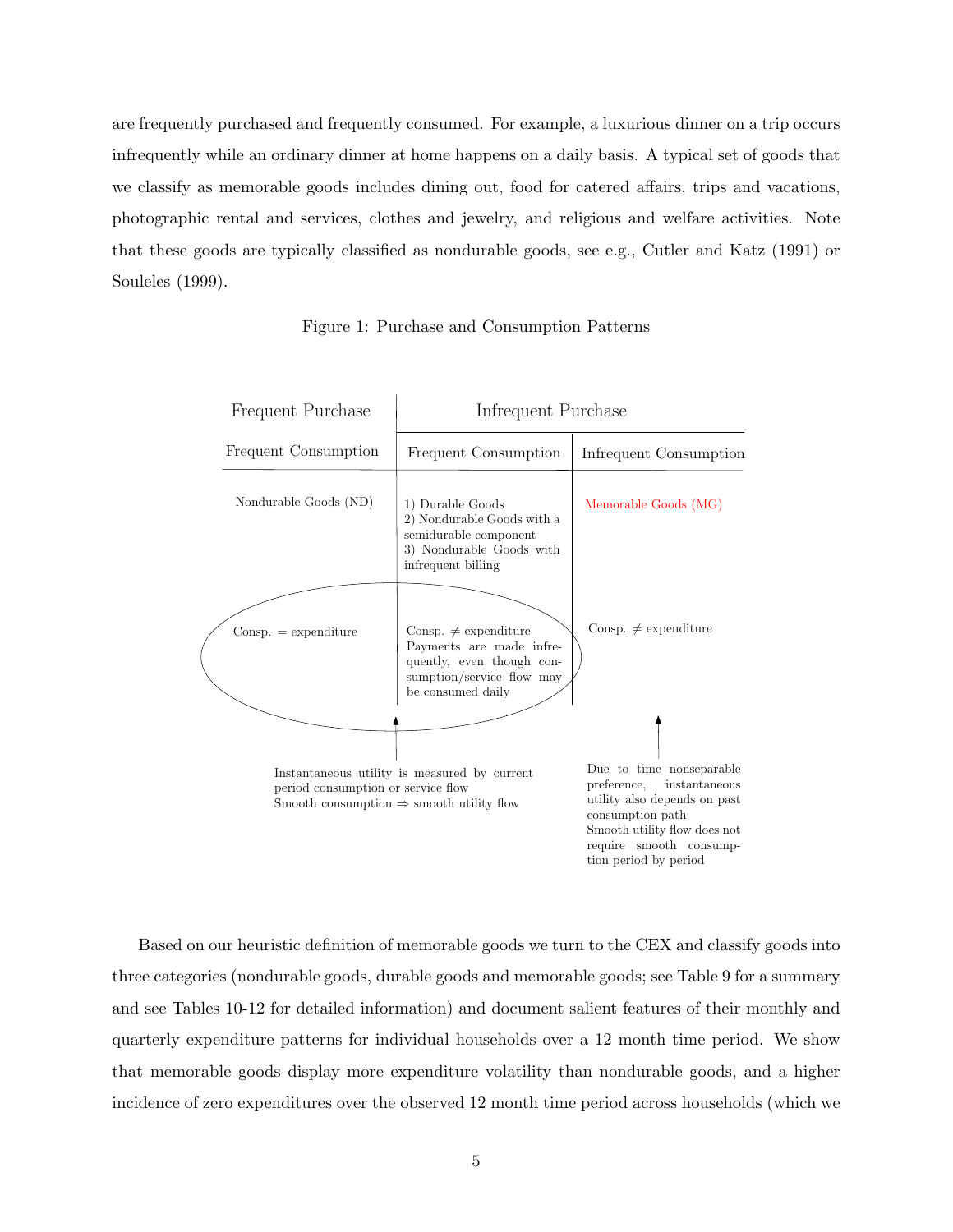are frequently purchased and frequently consumed. For example, a luxurious dinner on a trip occurs infrequently while an ordinary dinner at home happens on a daily basis. A typical set of goods that we classify as memorable goods includes dining out, food for catered affairs, trips and vacations, photographic rental and services, clothes and jewelry, and religious and welfare activities. Note that these goods are typically classified as nondurable goods, see e.g., Cutler and Katz (1991) or Souleles (1999).

Figure 1: Purchase and Consumption Patterns

| Frequent Purchase | Infrequent Purchase | |
|---|---|---|
| Frequent Consumption | Frequent Consumption | Infrequent Consumption |
| Nondurable Goods (ND) | 1) Durable Goods<br>2) Nondurable Goods with a semidurable component<br>3) Nondurable Goods with infrequent billing | Memorable Goods (MG) |
| Consp. = expenditure | Consp. ≠ expenditure<br>Payments are made infrequently, even though consumption/service flow may be consumed daily | Consp. ≠ expenditure |

Instantaneous utility is measured by current period consumption or service flow
Smooth consumption ⇒ smooth utility flow

Due to time nonseparable preference, instantaneous utility also depends on past consumption path
Smooth utility flow does not require smooth consumption period by period

Based on our heuristic definition of memorable goods we turn to the CEX and classify goods into three categories (nondurable goods, durable goods and memorable goods; see Table 9 for a summary and see Tables 10-12 for detailed information) and document salient features of their monthly and quarterly expenditure patterns for individual households over a 12 month time period. We show that memorable goods display more expenditure volatility than nondurable goods, and a higher incidence of zero expenditures over the observed 12 month time period across households (which we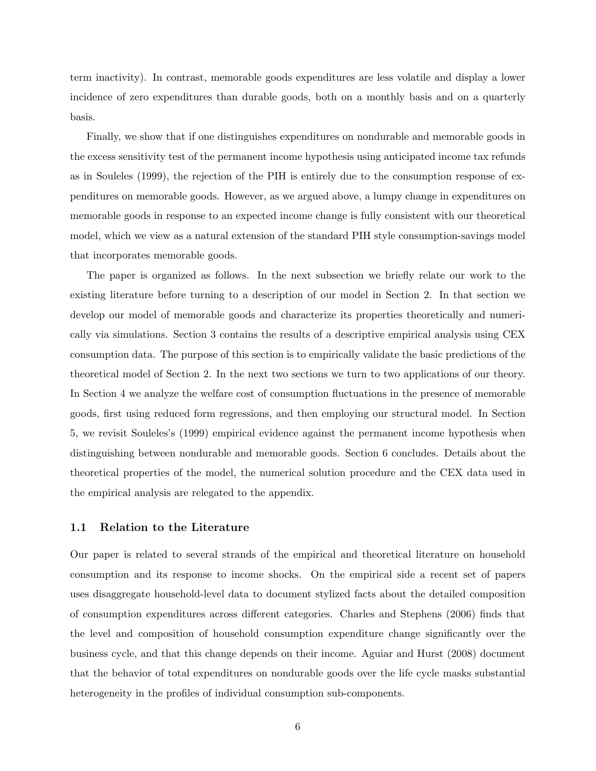term inactivity). In contrast, memorable goods expenditures are less volatile and display a lower incidence of zero expenditures than durable goods, both on a monthly basis and on a quarterly basis.

Finally, we show that if one distinguishes expenditures on nondurable and memorable goods in the excess sensitivity test of the permanent income hypothesis using anticipated income tax refunds as in Souleles (1999), the rejection of the PIH is entirely due to the consumption response of expenditures on memorable goods. However, as we argued above, a lumpy change in expenditures on memorable goods in response to an expected income change is fully consistent with our theoretical model, which we view as a natural extension of the standard PIH style consumption-savings model that incorporates memorable goods.

The paper is organized as follows. In the next subsection we briefly relate our work to the existing literature before turning to a description of our model in Section 2. In that section we develop our model of memorable goods and characterize its properties theoretically and numerically via simulations. Section 3 contains the results of a descriptive empirical analysis using CEX consumption data. The purpose of this section is to empirically validate the basic predictions of the theoretical model of Section 2. In the next two sections we turn to two applications of our theory. In Section 4 we analyze the welfare cost of consumption fluctuations in the presence of memorable goods, first using reduced form regressions, and then employing our structural model. In Section 5, we revisit Souleles's (1999) empirical evidence against the permanent income hypothesis when distinguishing between nondurable and memorable goods. Section 6 concludes. Details about the theoretical properties of the model, the numerical solution procedure and the CEX data used in the empirical analysis are relegated to the appendix.

### 1.1 Relation to the Literature

Our paper is related to several strands of the empirical and theoretical literature on household consumption and its response to income shocks. On the empirical side a recent set of papers uses disaggregate household-level data to document stylized facts about the detailed composition of consumption expenditures across different categories. Charles and Stephens (2006) finds that the level and composition of household consumption expenditure change significantly over the business cycle, and that this change depends on their income. Aguiar and Hurst (2008) document that the behavior of total expenditures on nondurable goods over the life cycle masks substantial heterogeneity in the profiles of individual consumption sub-components.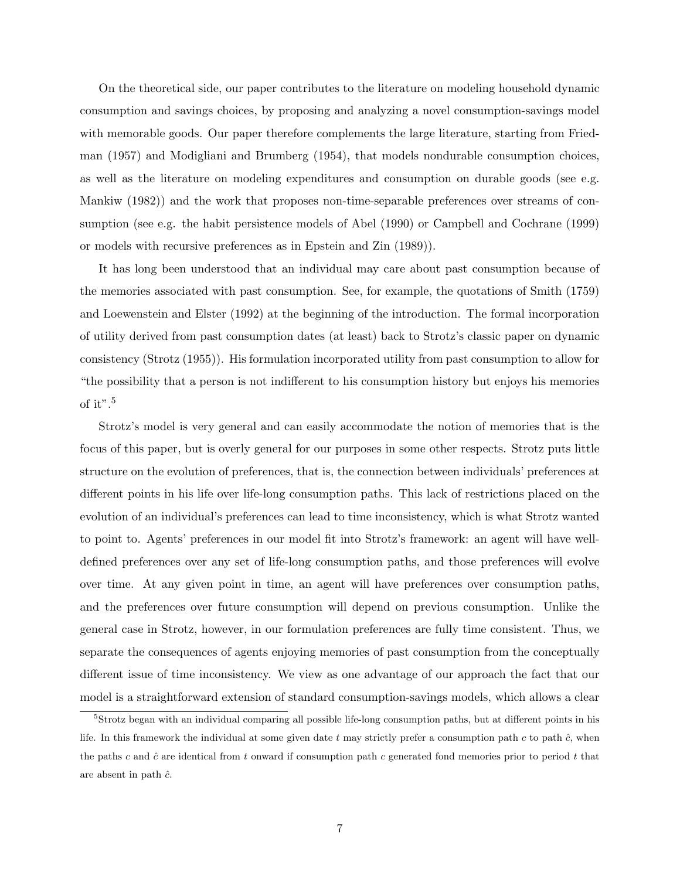On the theoretical side, our paper contributes to the literature on modeling household dynamic consumption and savings choices, by proposing and analyzing a novel consumption-savings model with memorable goods. Our paper therefore complements the large literature, starting from Friedman (1957) and Modigliani and Brumberg (1954), that models nondurable consumption choices, as well as the literature on modeling expenditures and consumption on durable goods (see e.g. Mankiw (1982)) and the work that proposes non-time-separable preferences over streams of consumption (see e.g. the habit persistence models of Abel (1990) or Campbell and Cochrane (1999) or models with recursive preferences as in Epstein and Zin (1989)).

It has long been understood that an individual may care about past consumption because of the memories associated with past consumption. See, for example, the quotations of Smith (1759) and Loewenstein and Elster (1992) at the beginning of the introduction. The formal incorporation of utility derived from past consumption dates (at least) back to Strotz's classic paper on dynamic consistency (Strotz (1955)). His formulation incorporated utility from past consumption to allow for "the possibility that a person is not indifferent to his consumption history but enjoys his memories of it".[5]

Strotz's model is very general and can easily accommodate the notion of memories that is the focus of this paper, but is overly general for our purposes in some other respects. Strotz puts little structure on the evolution of preferences, that is, the connection between individuals' preferences at different points in his life over life-long consumption paths. This lack of restrictions placed on the evolution of an individual's preferences can lead to time inconsistency, which is what Strotz wanted to point to. Agents' preferences in our model fit into Strotz's framework: an agent will have well-defined preferences over any set of life-long consumption paths, and those preferences will evolve over time. At any given point in time, an agent will have preferences over consumption paths, and the preferences over future consumption will depend on previous consumption. Unlike the general case in Strotz, however, in our formulation preferences are fully time consistent. Thus, we separate the consequences of agents enjoying memories of past consumption from the conceptually different issue of time inconsistency. We view as one advantage of our approach the fact that our model is a straightforward extension of standard consumption-savings models, which allows a clear

[5] Strotz began with an individual comparing all possible life-long consumption paths, but at different points in his life. In this framework the individual at some given date $t$ may strictly prefer a consumption path $c$ to path $\hat{c}$, when the paths $c$ and $\hat{c}$ are identical from $t$ onward if consumption path $c$ generated fond memories prior to period $t$ that are absent in path $\hat{c}$.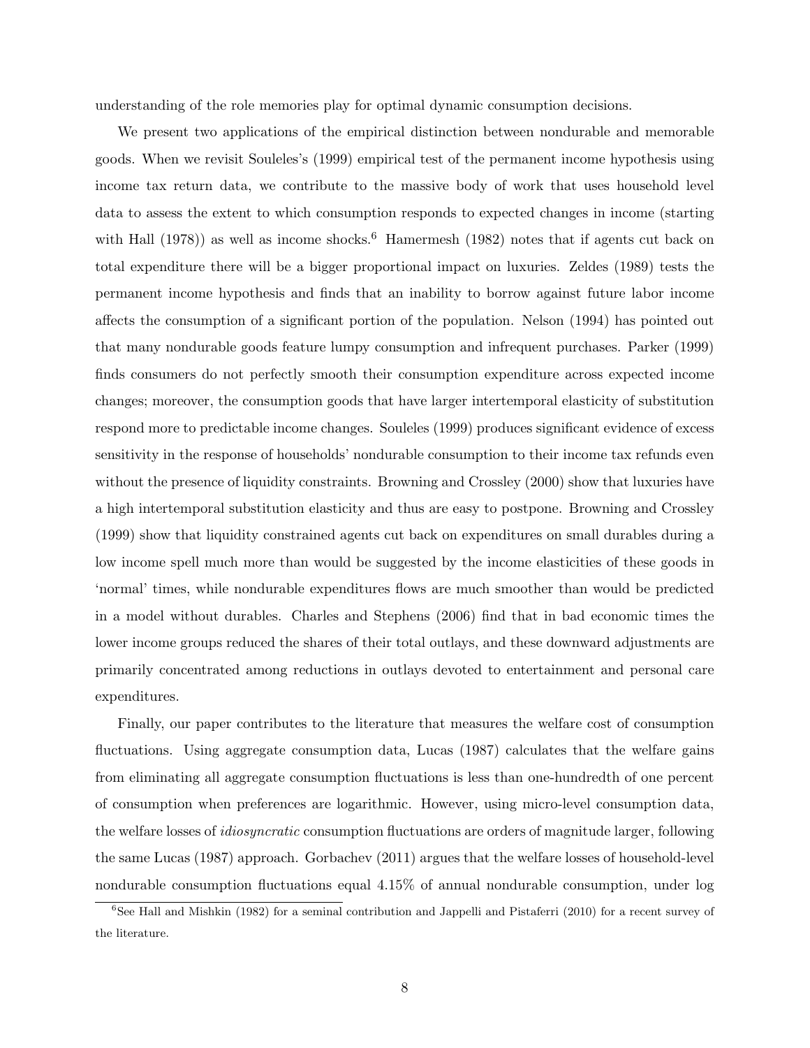understanding of the role memories play for optimal dynamic consumption decisions.

We present two applications of the empirical distinction between nondurable and memorable goods. When we revisit Souleles's (1999) empirical test of the permanent income hypothesis using income tax return data, we contribute to the massive body of work that uses household level data to assess the extent to which consumption responds to expected changes in income (starting with Hall (1978)) as well as income shocks.[6] Hamermesh (1982) notes that if agents cut back on total expenditure there will be a bigger proportional impact on luxuries. Zeldes (1989) tests the permanent income hypothesis and finds that an inability to borrow against future labor income affects the consumption of a significant portion of the population. Nelson (1994) has pointed out that many nondurable goods feature lumpy consumption and infrequent purchases. Parker (1999) finds consumers do not perfectly smooth their consumption expenditure across expected income changes; moreover, the consumption goods that have larger intertemporal elasticity of substitution respond more to predictable income changes. Souleles (1999) produces significant evidence of excess sensitivity in the response of households' nondurable consumption to their income tax refunds even without the presence of liquidity constraints. Browning and Crossley (2000) show that luxuries have a high intertemporal substitution elasticity and thus are easy to postpone. Browning and Crossley (1999) show that liquidity constrained agents cut back on expenditures on small durables during a low income spell much more than would be suggested by the income elasticities of these goods in 'normal' times, while nondurable expenditures flows are much smoother than would be predicted in a model without durables. Charles and Stephens (2006) find that in bad economic times the lower income groups reduced the shares of their total outlays, and these downward adjustments are primarily concentrated among reductions in outlays devoted to entertainment and personal care expenditures.

Finally, our paper contributes to the literature that measures the welfare cost of consumption fluctuations. Using aggregate consumption data, Lucas (1987) calculates that the welfare gains from eliminating all aggregate consumption fluctuations is less than one-hundredth of one percent of consumption when preferences are logarithmic. However, using micro-level consumption data, the welfare losses of *idiosyncratic* consumption fluctuations are orders of magnitude larger, following the same Lucas (1987) approach. Gorbachev (2011) argues that the welfare losses of household-level nondurable consumption fluctuations equal 4.15% of annual nondurable consumption, under log

[6] See Hall and Mishkin (1982) for a seminal contribution and Jappelli and Pistaferri (2010) for a recent survey of the literature.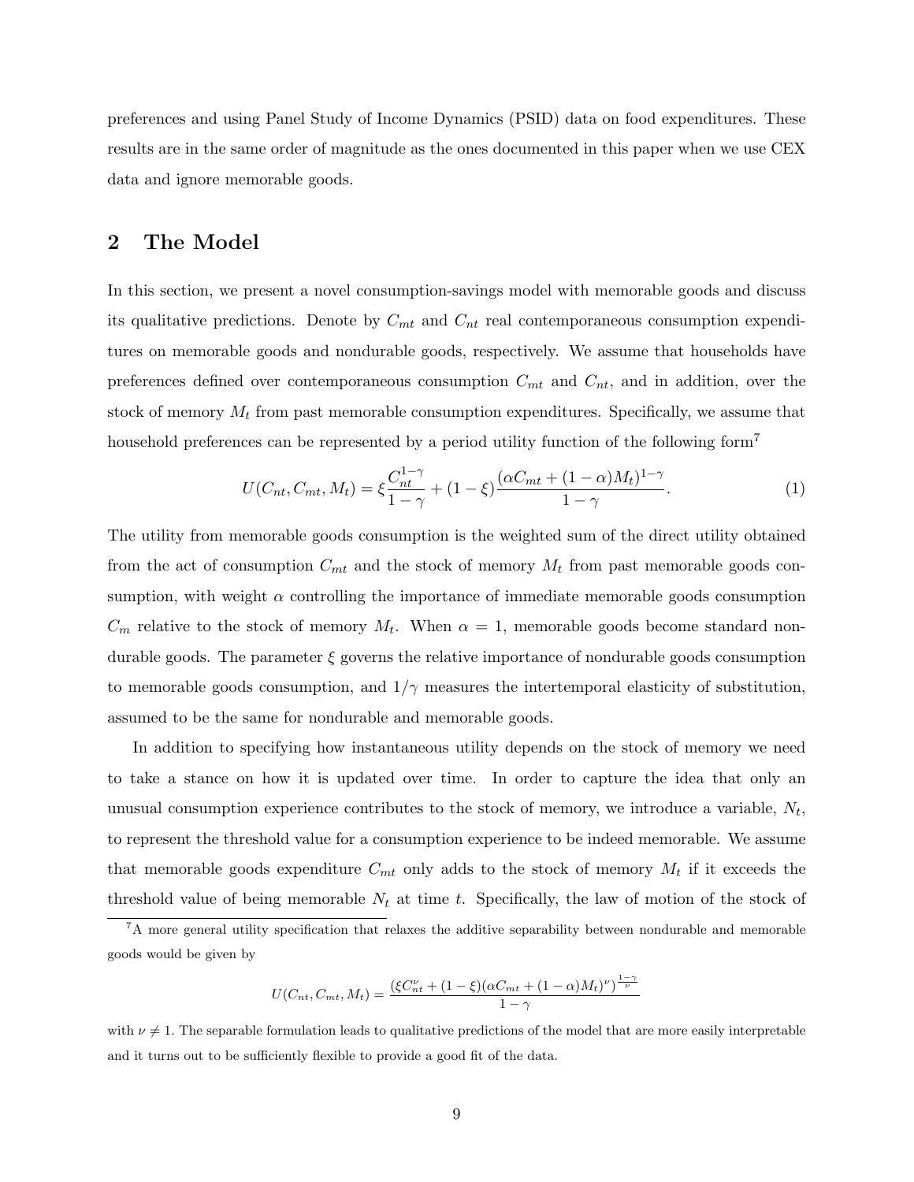preferences and using Panel Study of Income Dynamics (PSID) data on food expenditures. These results are in the same order of magnitude as the ones documented in this paper when we use CEX data and ignore memorable goods.

## 2 The Model

In this section, we present a novel consumption-savings model with memorable goods and discuss its qualitative predictions. Denote by $C_{mt}$ and $C_{nt}$ real contemporaneous consumption expenditures on memorable goods and nondurable goods, respectively. We assume that households have preferences defined over contemporaneous consumption $C_{mt}$ and $C_{nt}$, and in addition, over the stock of memory $M_t$ from past memorable consumption expenditures. Specifically, we assume that household preferences can be represented by a period utility function of the following form[7]

$$U(C_{nt}, C_{mt}, M_t) = \xi \frac{C_{nt}^{1-\gamma}}{1-\gamma} + (1-\xi)\frac{(\alpha C_{mt} + (1-\alpha)M_t)^{1-\gamma}}{1-\gamma}. \tag{1}$$

The utility from memorable goods consumption is the weighted sum of the direct utility obtained from the act of consumption $C_{mt}$ and the stock of memory $M_t$ from past memorable goods consumption, with weight $\alpha$ controlling the importance of immediate memorable goods consumption $C_m$ relative to the stock of memory $M_t$. When $\alpha = 1$, memorable goods become standard nondurable goods. The parameter $\xi$ governs the relative importance of nondurable goods consumption to memorable goods consumption, and $1/\gamma$ measures the intertemporal elasticity of substitution, assumed to be the same for nondurable and memorable goods.

In addition to specifying how instantaneous utility depends on the stock of memory we need to take a stance on how it is updated over time. In order to capture the idea that only an unusual consumption experience contributes to the stock of memory, we introduce a variable, $N_t$, to represent the threshold value for a consumption experience to be indeed memorable. We assume that memorable goods expenditure $C_{mt}$ only adds to the stock of memory $M_t$ if it exceeds the threshold value of being memorable $N_t$ at time $t$. Specifically, the law of motion of the stock of

---

[7] A more general utility specification that relaxes the additive separability between nondurable and memorable goods would be given by

$$U(C_{nt}, C_{mt}, M_t) = \frac{(\xi C_{nt}^{\nu} + (1-\xi)(\alpha C_{mt} + (1-\alpha)M_t)^{\nu})^{\frac{1-\gamma}{\nu}}}{1-\gamma}$$

with $\nu \neq 1$. The separable formulation leads to qualitative predictions of the model that are more easily interpretable and it turns out to be sufficiently flexible to provide a good fit of the data.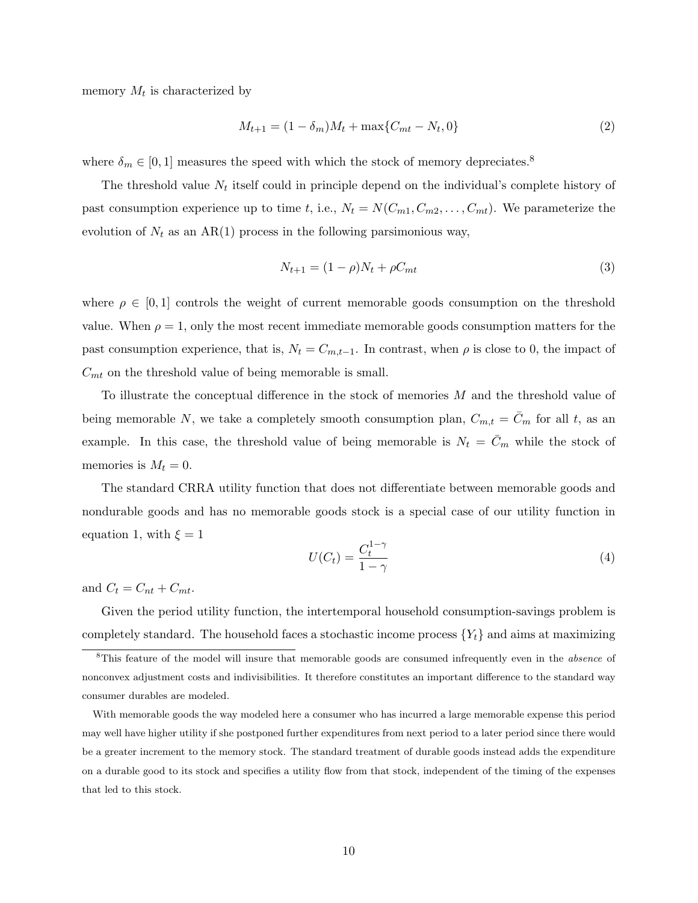memory $M_t$ is characterized by

$$M_{t+1} = (1 - \delta_m)M_t + \max\{C_{mt} - N_t, 0\} \tag{2}$$

where $\delta_m \in [0, 1]$ measures the speed with which the stock of memory depreciates.[8]

The threshold value $N_t$ itself could in principle depend on the individual's complete history of past consumption experience up to time $t$, i.e., $N_t = N(C_{m1}, C_{m2}, \ldots, C_{mt})$. We parameterize the evolution of $N_t$ as an AR(1) process in the following parsimonious way,

$$N_{t+1} = (1 - \rho)N_t + \rho C_{mt} \tag{3}$$

where $\rho \in [0, 1]$ controls the weight of current memorable goods consumption on the threshold value. When $\rho = 1$, only the most recent immediate memorable goods consumption matters for the past consumption experience, that is, $N_t = C_{m,t-1}$. In contrast, when $\rho$ is close to 0, the impact of $C_{mt}$ on the threshold value of being memorable is small.

To illustrate the conceptual difference in the stock of memories $M$ and the threshold value of being memorable $N$, we take a completely smooth consumption plan, $C_{m,t} = \bar{C}_m$ for all $t$, as an example. In this case, the threshold value of being memorable is $N_t = \bar{C}_m$ while the stock of memories is $M_t = 0$.

The standard CRRA utility function that does not differentiate between memorable goods and nondurable goods and has no memorable goods stock is a special case of our utility function in equation 1, with $\xi = 1$

$$U(C_t) = \frac{C_t^{1-\gamma}}{1-\gamma} \tag{4}$$

and $C_t = C_{nt} + C_{mt}$.

Given the period utility function, the intertemporal household consumption-savings problem is completely standard. The household faces a stochastic income process $\{Y_t\}$ and aims at maximizing

[8] This feature of the model will insure that memorable goods are consumed infrequently even in the *absence* of nonconvex adjustment costs and indivisibilities. It therefore constitutes an important difference to the standard way consumer durables are modeled.

With memorable goods the way modeled here a consumer who has incurred a large memorable expense this period may well have higher utility if she postponed further expenditures from next period to a later period since there would be a greater increment to the memory stock. The standard treatment of durable goods instead adds the expenditure on a durable good to its stock and specifies a utility flow from that stock, independent of the timing of the expenses that led to this stock.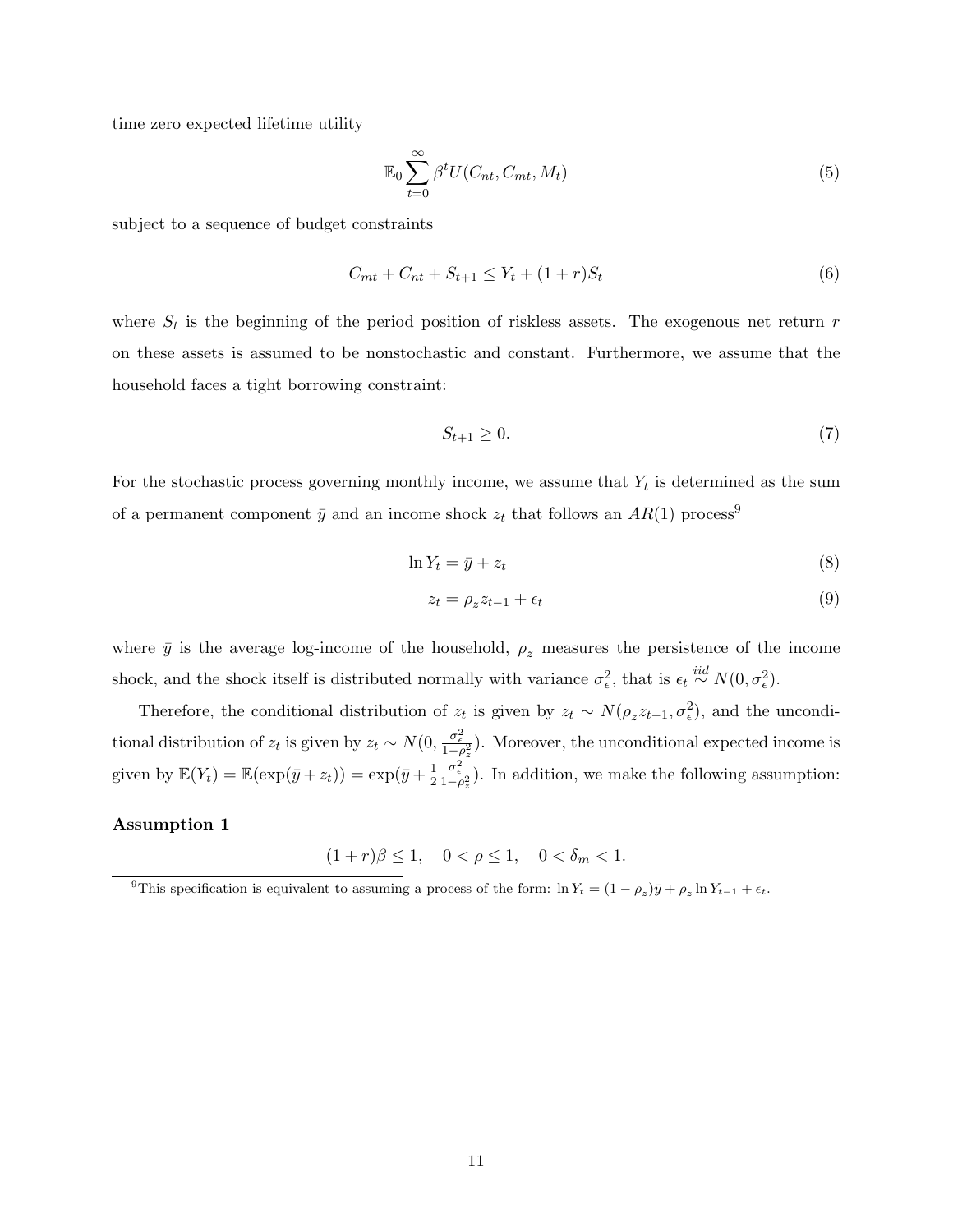time zero expected lifetime utility

$$\mathbb{E}_0 \sum_{t=0}^{\infty} \beta^t U(C_{nt}, C_{mt}, M_t) \tag{5}$$

subject to a sequence of budget constraints

$$C_{mt} + C_{nt} + S_{t+1} \leq Y_t + (1+r)S_t \tag{6}$$

where $S_t$ is the beginning of the period position of riskless assets. The exogenous net return $r$ on these assets is assumed to be nonstochastic and constant. Furthermore, we assume that the household faces a tight borrowing constraint:

$$S_{t+1} \geq 0. \tag{7}$$

For the stochastic process governing monthly income, we assume that $Y_t$ is determined as the sum of a permanent component $\bar{y}$ and an income shock $z_t$ that follows an $AR(1)$ process[9]

$$\ln Y_t = \bar{y} + z_t \tag{8}$$

$$z_t = \rho_z z_{t-1} + \epsilon_t \tag{9}$$

where $\bar{y}$ is the average log-income of the household, $\rho_z$ measures the persistence of the income shock, and the shock itself is distributed normally with variance $\sigma_\epsilon^2$, that is $\epsilon_t \overset{iid}{\sim} N(0, \sigma_\epsilon^2)$.

Therefore, the conditional distribution of $z_t$ is given by $z_t \sim N(\rho_z z_{t-1}, \sigma_\epsilon^2)$, and the unconditional distribution of $z_t$ is given by $z_t \sim N(0, \frac{\sigma_\epsilon^2}{1-\rho_z^2})$. Moreover, the unconditional expected income is given by $\mathbb{E}(Y_t) = \mathbb{E}(\exp(\bar{y} + z_t)) = \exp(\bar{y} + \frac{1}{2}\frac{\sigma_\epsilon^2}{1-\rho_z^2})$. In addition, we make the following assumption:

**Assumption 1**

$$(1+r)\beta \leq 1, \quad 0 < \rho \leq 1, \quad 0 < \delta_m < 1.$$

[9] This specification is equivalent to assuming a process of the form: $\ln Y_t = (1-\rho_z)\bar{y} + \rho_z \ln Y_{t-1} + \epsilon_t$.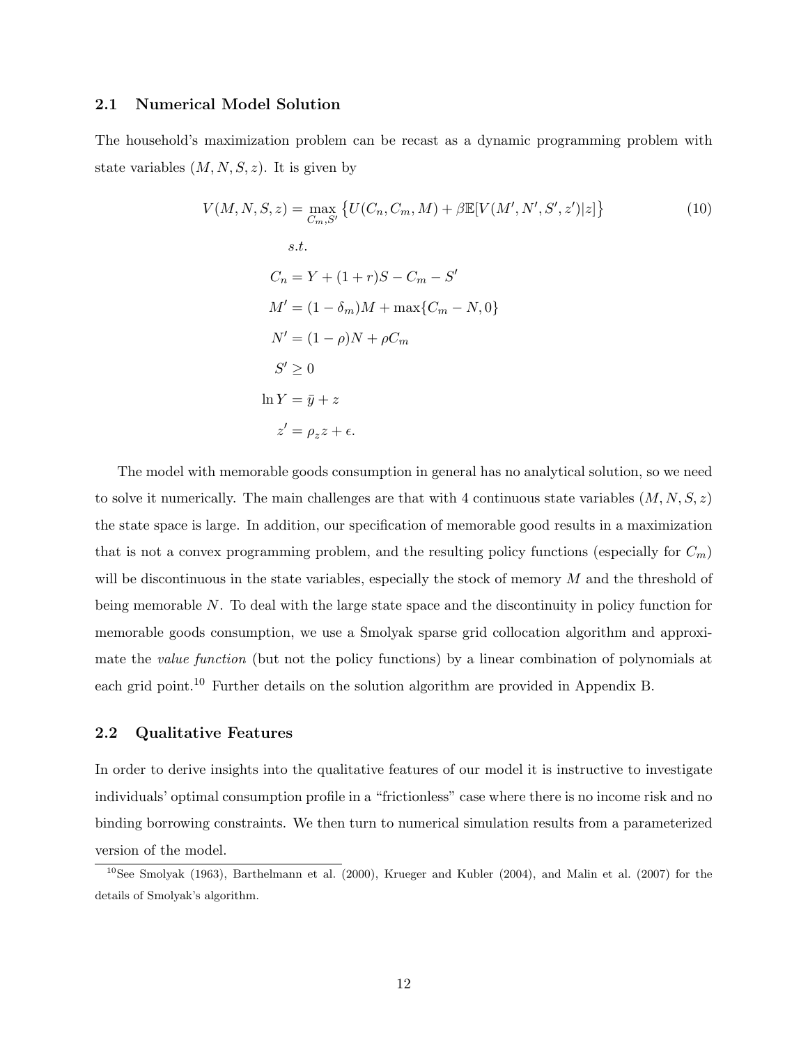### 2.1 Numerical Model Solution

The household's maximization problem can be recast as a dynamic programming problem with state variables $(M, N, S, z)$. It is given by

$$V(M, N, S, z) = \max_{C_m, S'} \left\{ U(C_n, C_m, M) + \beta \mathbb{E}[V(M', N', S', z')|z] \right\} \tag{10}$$

$$\begin{aligned}
&s.t. \\
C_n &= Y + (1+r)S - C_m - S' \\
M' &= (1-\delta_m)M + \max\{C_m - N, 0\} \\
N' &= (1-\rho)N + \rho C_m \\
S' &\geq 0 \\
\ln Y &= \bar{y} + z \\
z' &= \rho_z z + \epsilon.
\end{aligned}$$

The model with memorable goods consumption in general has no analytical solution, so we need to solve it numerically. The main challenges are that with 4 continuous state variables $(M, N, S, z)$ the state space is large. In addition, our specification of memorable good results in a maximization that is not a convex programming problem, and the resulting policy functions (especially for $C_m$) will be discontinuous in the state variables, especially the stock of memory $M$ and the threshold of being memorable $N$. To deal with the large state space and the discontinuity in policy function for memorable goods consumption, we use a Smolyak sparse grid collocation algorithm and approximate the *value function* (but not the policy functions) by a linear combination of polynomials at each grid point.[10] Further details on the solution algorithm are provided in Appendix B.

### 2.2 Qualitative Features

In order to derive insights into the qualitative features of our model it is instructive to investigate individuals' optimal consumption profile in a "frictionless" case where there is no income risk and no binding borrowing constraints. We then turn to numerical simulation results from a parameterized version of the model.

[10] See Smolyak (1963), Barthelmann et al. (2000), Krueger and Kubler (2004), and Malin et al. (2007) for the details of Smolyak's algorithm.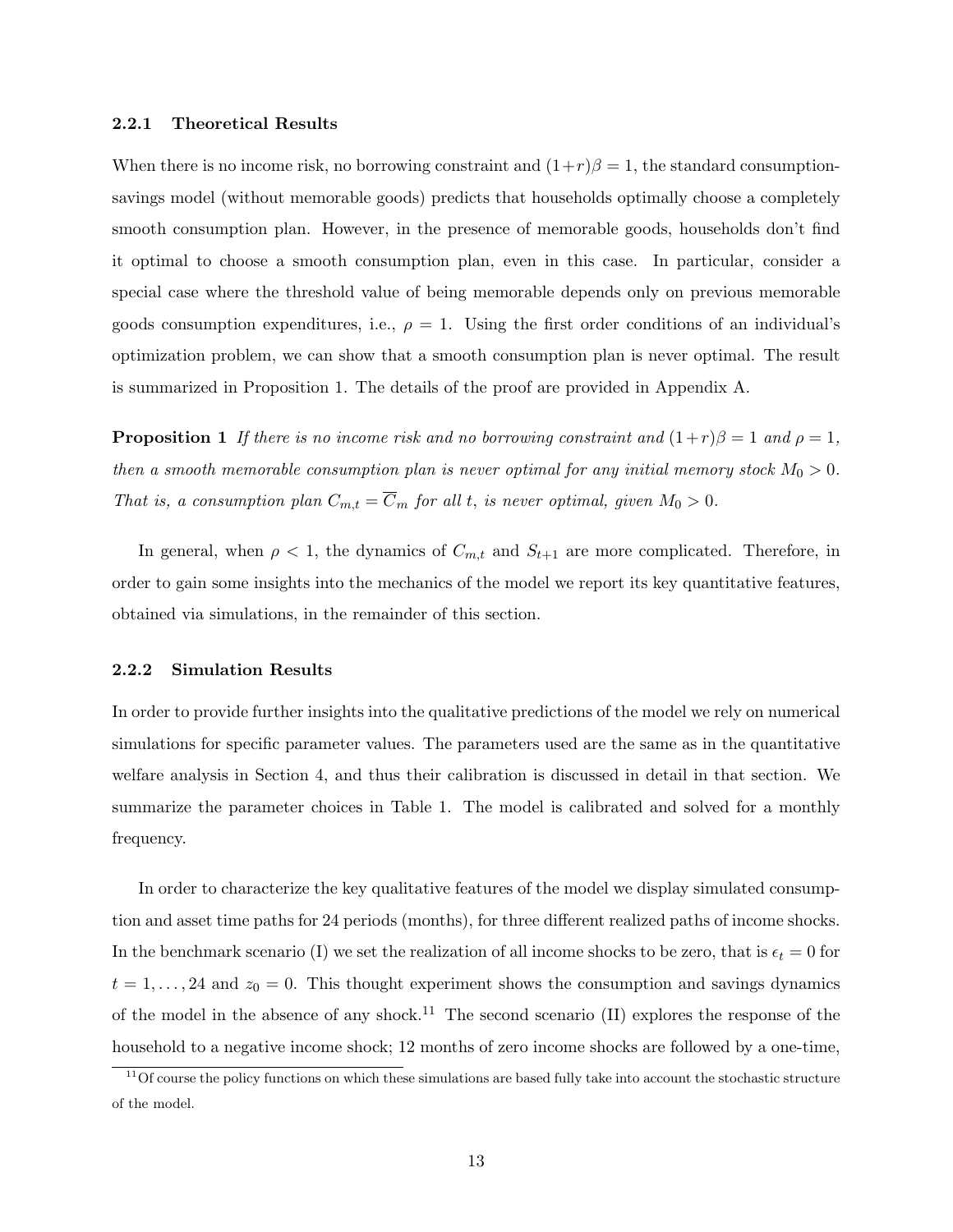#### 2.2.1 Theoretical Results

When there is no income risk, no borrowing constraint and $(1+r)\beta = 1$, the standard consumption-savings model (without memorable goods) predicts that households optimally choose a completely smooth consumption plan. However, in the presence of memorable goods, households don't find it optimal to choose a smooth consumption plan, even in this case. In particular, consider a special case where the threshold value of being memorable depends only on previous memorable goods consumption expenditures, i.e., $\rho = 1$. Using the first order conditions of an individual's optimization problem, we can show that a smooth consumption plan is never optimal. The result is summarized in Proposition 1. The details of the proof are provided in Appendix A.

**Proposition 1** *If there is no income risk and no borrowing constraint and $(1+r)\beta = 1$ and $\rho = 1$, then a smooth memorable consumption plan is never optimal for any initial memory stock $M_0 > 0$. That is, a consumption plan $C_{m,t} = \overline{C}_m$ for all $t$, is never optimal, given $M_0 > 0$.*

In general, when $\rho < 1$, the dynamics of $C_{m,t}$ and $S_{t+1}$ are more complicated. Therefore, in order to gain some insights into the mechanics of the model we report its key quantitative features, obtained via simulations, in the remainder of this section.

#### 2.2.2 Simulation Results

In order to provide further insights into the qualitative predictions of the model we rely on numerical simulations for specific parameter values. The parameters used are the same as in the quantitative welfare analysis in Section 4, and thus their calibration is discussed in detail in that section. We summarize the parameter choices in Table 1. The model is calibrated and solved for a monthly frequency.

In order to characterize the key qualitative features of the model we display simulated consumption and asset time paths for 24 periods (months), for three different realized paths of income shocks. In the benchmark scenario (I) we set the realization of all income shocks to be zero, that is $\epsilon_t = 0$ for $t = 1, \ldots, 24$ and $z_0 = 0$. This thought experiment shows the consumption and savings dynamics of the model in the absence of any shock.[11] The second scenario (II) explores the response of the household to a negative income shock; 12 months of zero income shocks are followed by a one-time,

[11] Of course the policy functions on which these simulations are based fully take into account the stochastic structure of the model.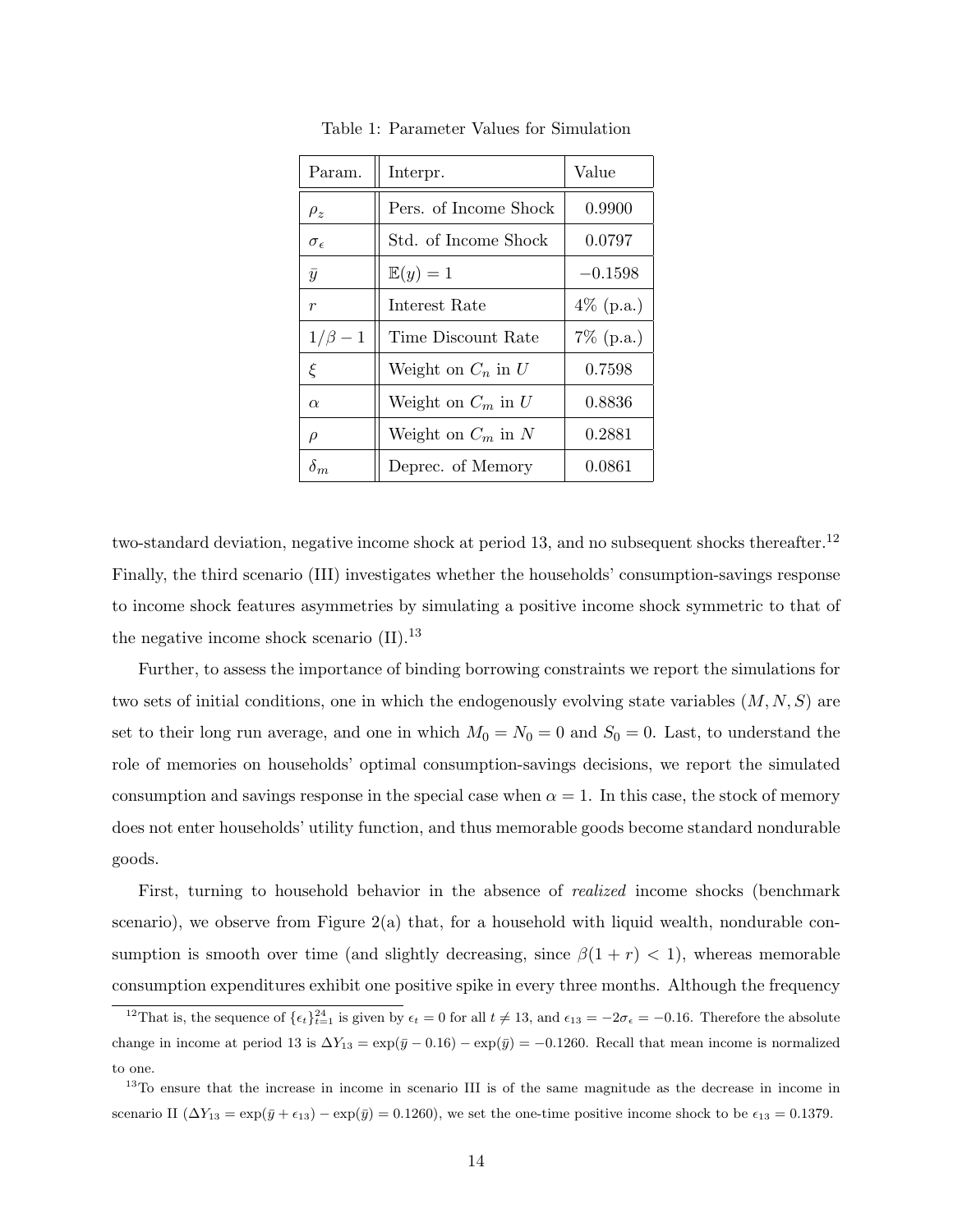Table 1: Parameter Values for Simulation

| Param. | Interpr. | Value |
| --- | --- | --- |
| $\rho_z$ | Pers. of Income Shock | 0.9900 |
| $\sigma_\epsilon$ | Std. of Income Shock | 0.0797 |
| $\bar{y}$ | $\mathbb{E}(y) = 1$ | $-0.1598$ |
| $r$ | Interest Rate | 4% (p.a.) |
| $1/\beta - 1$ | Time Discount Rate | 7% (p.a.) |
| $\xi$ | Weight on $C_n$ in $U$ | 0.7598 |
| $\alpha$ | Weight on $C_m$ in $U$ | 0.8836 |
| $\rho$ | Weight on $C_m$ in $N$ | 0.2881 |
| $\delta_m$ | Deprec. of Memory | 0.0861 |

two-standard deviation, negative income shock at period 13, and no subsequent shocks thereafter.[12] Finally, the third scenario (III) investigates whether the households' consumption-savings response to income shock features asymmetries by simulating a positive income shock symmetric to that of the negative income shock scenario (II).[13]

Further, to assess the importance of binding borrowing constraints we report the simulations for two sets of initial conditions, one in which the endogenously evolving state variables $(M, N, S)$ are set to their long run average, and one in which $M_0 = N_0 = 0$ and $S_0 = 0$. Last, to understand the role of memories on households' optimal consumption-savings decisions, we report the simulated consumption and savings response in the special case when $\alpha = 1$. In this case, the stock of memory does not enter households' utility function, and thus memorable goods become standard nondurable goods.

First, turning to household behavior in the absence of *realized* income shocks (benchmark scenario), we observe from Figure 2(a) that, for a household with liquid wealth, nondurable consumption is smooth over time (and slightly decreasing, since $\beta(1 + r) < 1$), whereas memorable consumption expenditures exhibit one positive spike in every three months. Although the frequency

[12] That is, the sequence of $\{\epsilon_t\}_{t=1}^{24}$ is given by $\epsilon_t = 0$ for all $t \neq 13$, and $\epsilon_{13} = -2\sigma_\epsilon = -0.16$. Therefore the absolute change in income at period 13 is $\Delta Y_{13} = \exp(\bar{y} - 0.16) - \exp(\bar{y}) = -0.1260$. Recall that mean income is normalized to one.

[13] To ensure that the increase in income in scenario III is of the same magnitude as the decrease in income in scenario II ($\Delta Y_{13} = \exp(\bar{y} + \epsilon_{13}) - \exp(\bar{y}) = 0.1260$), we set the one-time positive income shock to be $\epsilon_{13} = 0.1379$.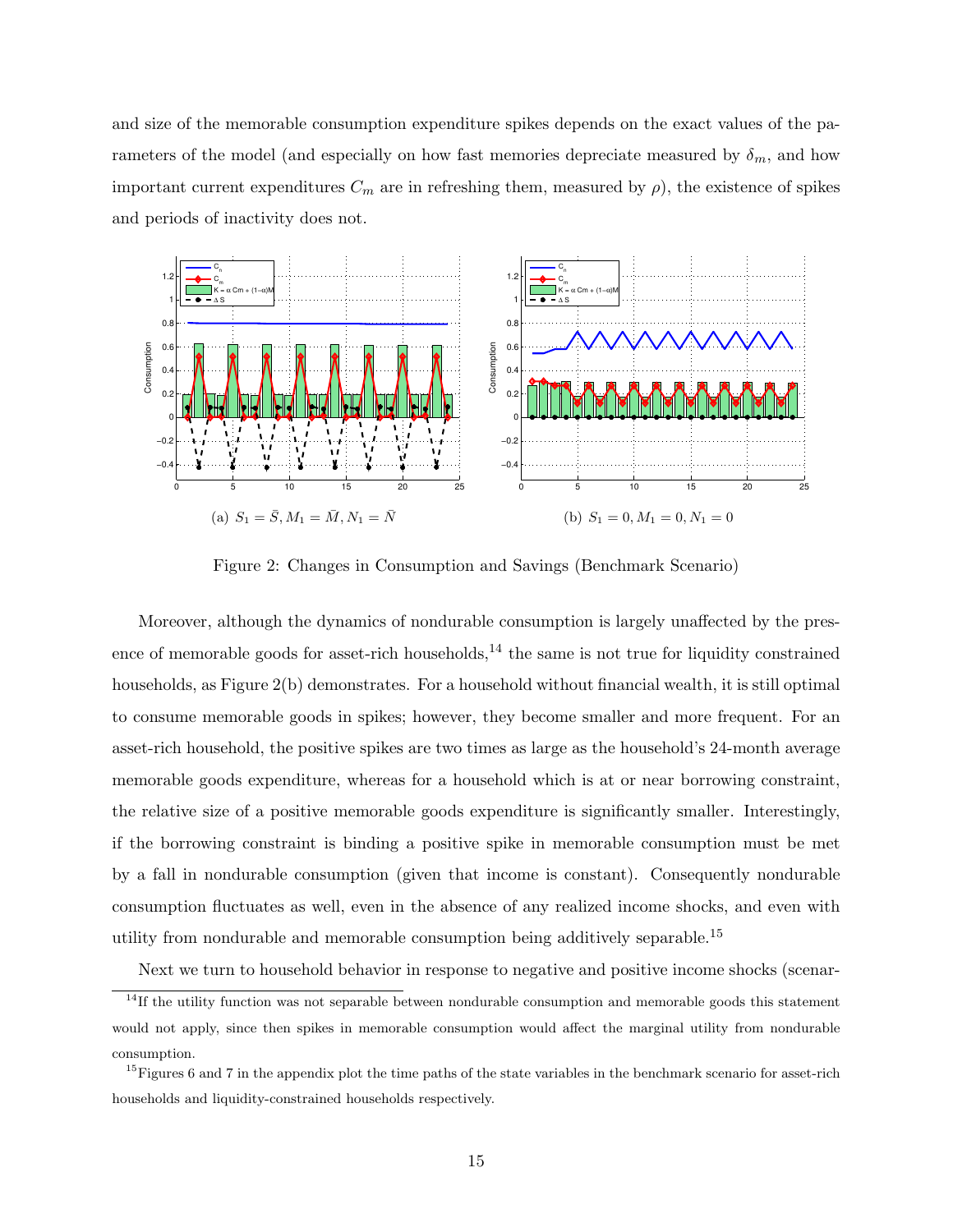and size of the memorable consumption expenditure spikes depends on the exact values of the parameters of the model (and especially on how fast memories depreciate measured by $\delta_m$, and how important current expenditures $C_m$ are in refreshing them, measured by $\rho$), the existence of spikes and periods of inactivity does not.

(a) $S_1 = \bar{S}, M_1 = \bar{M}, N_1 = \bar{N}$

(b) $S_1 = 0, M_1 = 0, N_1 = 0$

Figure 2: Changes in Consumption and Savings (Benchmark Scenario)

Moreover, although the dynamics of nondurable consumption is largely unaffected by the presence of memorable goods for asset-rich households,[14] the same is not true for liquidity constrained households, as Figure 2(b) demonstrates. For a household without financial wealth, it is still optimal to consume memorable goods in spikes; however, they become smaller and more frequent. For an asset-rich household, the positive spikes are two times as large as the household's 24-month average memorable goods expenditure, whereas for a household which is at or near borrowing constraint, the relative size of a positive memorable goods expenditure is significantly smaller. Interestingly, if the borrowing constraint is binding a positive spike in memorable consumption must be met by a fall in nondurable consumption (given that income is constant). Consequently nondurable consumption fluctuates as well, even in the absence of any realized income shocks, and even with utility from nondurable and memorable consumption being additively separable.[15]

Next we turn to household behavior in response to negative and positive income shocks (scenar-

[14] If the utility function was not separable between nondurable consumption and memorable goods this statement would not apply, since then spikes in memorable consumption would affect the marginal utility from nondurable consumption.

[15] Figures 6 and 7 in the appendix plot the time paths of the state variables in the benchmark scenario for asset-rich households and liquidity-constrained households respectively.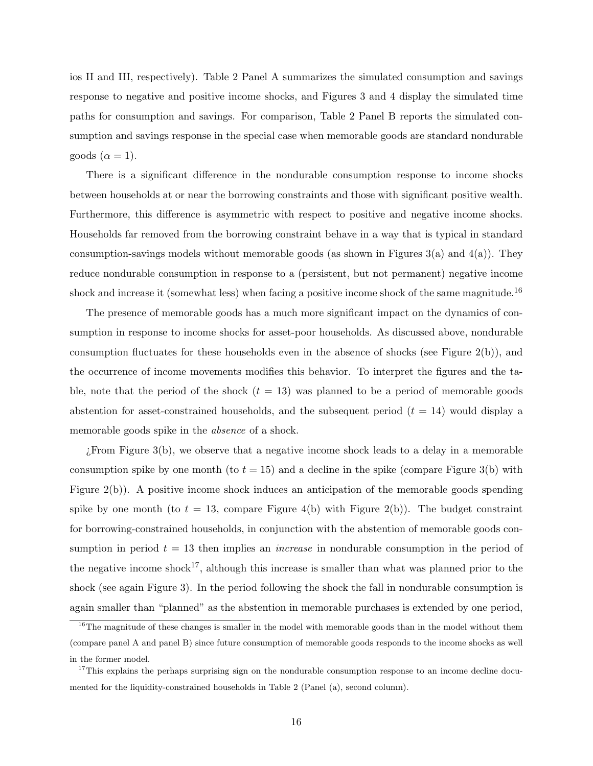ios II and III, respectively). Table 2 Panel A summarizes the simulated consumption and savings response to negative and positive income shocks, and Figures 3 and 4 display the simulated time paths for consumption and savings. For comparison, Table 2 Panel B reports the simulated consumption and savings response in the special case when memorable goods are standard nondurable goods ($\alpha = 1$).

There is a significant difference in the nondurable consumption response to income shocks between households at or near the borrowing constraints and those with significant positive wealth. Furthermore, this difference is asymmetric with respect to positive and negative income shocks. Households far removed from the borrowing constraint behave in a way that is typical in standard consumption-savings models without memorable goods (as shown in Figures 3(a) and 4(a)). They reduce nondurable consumption in response to a (persistent, but not permanent) negative income shock and increase it (somewhat less) when facing a positive income shock of the same magnitude.[16]

The presence of memorable goods has a much more significant impact on the dynamics of consumption in response to income shocks for asset-poor households. As discussed above, nondurable consumption fluctuates for these households even in the absence of shocks (see Figure 2(b)), and the occurrence of income movements modifies this behavior. To interpret the figures and the table, note that the period of the shock ($t = 13$) was planned to be a period of memorable goods abstention for asset-constrained households, and the subsequent period ($t = 14$) would display a memorable goods spike in the *absence* of a shock.

¿From Figure 3(b), we observe that a negative income shock leads to a delay in a memorable consumption spike by one month (to $t = 15$) and a decline in the spike (compare Figure 3(b) with Figure 2(b)). A positive income shock induces an anticipation of the memorable goods spending spike by one month (to $t = 13$, compare Figure 4(b) with Figure 2(b)). The budget constraint for borrowing-constrained households, in conjunction with the abstention of memorable goods consumption in period $t = 13$ then implies an *increase* in nondurable consumption in the period of the negative income shock[17], although this increase is smaller than what was planned prior to the shock (see again Figure 3). In the period following the shock the fall in nondurable consumption is again smaller than "planned" as the abstention in memorable purchases is extended by one period,

[16]The magnitude of these changes is smaller in the model with memorable goods than in the model without them (compare panel A and panel B) since future consumption of memorable goods responds to the income shocks as well in the former model.

[17]This explains the perhaps surprising sign on the nondurable consumption response to an income decline documented for the liquidity-constrained households in Table 2 (Panel (a), second column).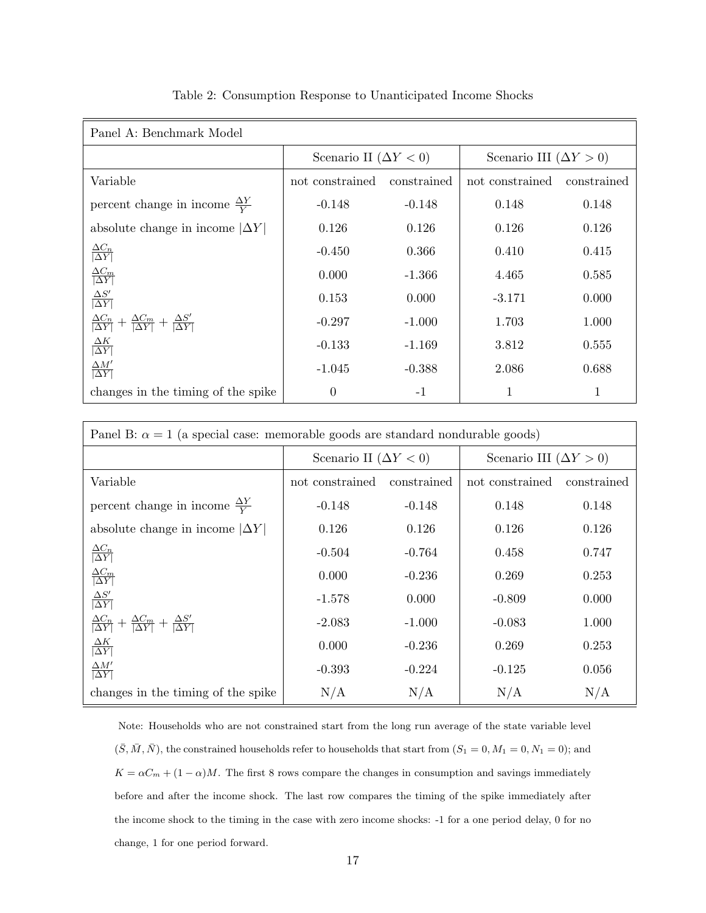Table 2: Consumption Response to Unanticipated Income Shocks

| Panel A: Benchmark Model | | | | |
|---|---|---|---|---|
| | Scenario II ($\Delta Y < 0$) | | Scenario III ($\Delta Y > 0$) | |
| Variable | not constrained | constrained | not constrained | constrained |
| percent change in income $\frac{\Delta Y}{Y}$ | -0.148 | -0.148 | 0.148 | 0.148 |
| absolute change in income $\lvert\Delta Y\rvert$ | 0.126 | 0.126 | 0.126 | 0.126 |
| $\frac{\Delta C_n}{\lvert\Delta Y\rvert}$ | -0.450 | 0.366 | 0.410 | 0.415 |
| $\frac{\Delta C_m}{\lvert\Delta Y\rvert}$ | 0.000 | -1.366 | 4.465 | 0.585 |
| $\frac{\Delta S'}{\lvert\Delta Y\rvert}$ | 0.153 | 0.000 | -3.171 | 0.000 |
| $\frac{\Delta C_n}{\lvert\Delta Y\rvert} + \frac{\Delta C_m}{\lvert\Delta Y\rvert} + \frac{\Delta S'}{\lvert\Delta Y\rvert}$ | -0.297 | -1.000 | 1.703 | 1.000 |
| $\frac{\Delta K}{\lvert\Delta Y\rvert}$ | -0.133 | -1.169 | 3.812 | 0.555 |
| $\frac{\Delta M'}{\lvert\Delta Y\rvert}$ | -1.045 | -0.388 | 2.086 | 0.688 |
| changes in the timing of the spike | 0 | -1 | 1 | 1 |

| Panel B: $\alpha = 1$ (a special case: memorable goods are standard nondurable goods) | | | | |
|---|---|---|---|---|
| | Scenario II ($\Delta Y < 0$) | | Scenario III ($\Delta Y > 0$) | |
| Variable | not constrained | constrained | not constrained | constrained |
| percent change in income $\frac{\Delta Y}{Y}$ | -0.148 | -0.148 | 0.148 | 0.148 |
| absolute change in income $\lvert\Delta Y\rvert$ | 0.126 | 0.126 | 0.126 | 0.126 |
| $\frac{\Delta C_n}{\lvert\Delta Y\rvert}$ | -0.504 | -0.764 | 0.458 | 0.747 |
| $\frac{\Delta C_m}{\lvert\Delta Y\rvert}$ | 0.000 | -0.236 | 0.269 | 0.253 |
| $\frac{\Delta S'}{\lvert\Delta Y\rvert}$ | -1.578 | 0.000 | -0.809 | 0.000 |
| $\frac{\Delta C_n}{\lvert\Delta Y\rvert} + \frac{\Delta C_m}{\lvert\Delta Y\rvert} + \frac{\Delta S'}{\lvert\Delta Y\rvert}$ | -2.083 | -1.000 | -0.083 | 1.000 |
| $\frac{\Delta K}{\lvert\Delta Y\rvert}$ | 0.000 | -0.236 | 0.269 | 0.253 |
| $\frac{\Delta M'}{\lvert\Delta Y\rvert}$ | -0.393 | -0.224 | -0.125 | 0.056 |
| changes in the timing of the spike | N/A | N/A | N/A | N/A |

Note: Households who are not constrained start from the long run average of the state variable level $(\bar{S}, \bar{M}, \bar{N})$, the constrained households refer to households that start from $(S_1 = 0, M_1 = 0, N_1 = 0)$; and $K = \alpha C_m + (1-\alpha)M$. The first 8 rows compare the changes in consumption and savings immediately before and after the income shock. The last row compares the timing of the spike immediately after the income shock to the timing in the case with zero income shocks: -1 for a one period delay, 0 for no change, 1 for one period forward.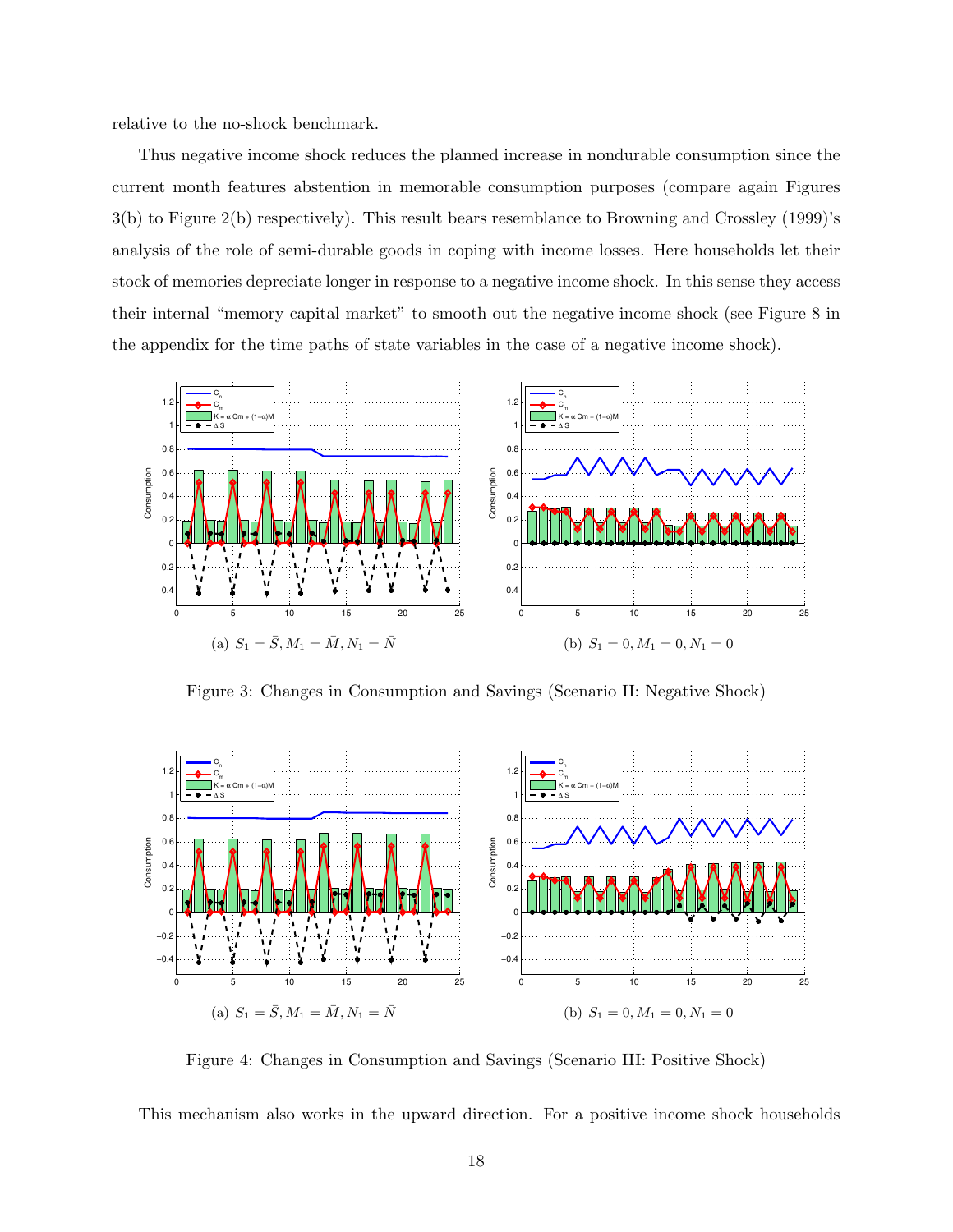relative to the no-shock benchmark.

Thus negative income shock reduces the planned increase in nondurable consumption since the current month features abstention in memorable consumption purposes (compare again Figures 3(b) to Figure 2(b) respectively). This result bears resemblance to Browning and Crossley (1999)'s analysis of the role of semi-durable goods in coping with income losses. Here households let their stock of memories depreciate longer in response to a negative income shock. In this sense they access their internal "memory capital market" to smooth out the negative income shock (see Figure 8 in the appendix for the time paths of state variables in the case of a negative income shock).

(a) $S_1 = \bar{S}, M_1 = \bar{M}, N_1 = \bar{N}$

(b) $S_1 = 0, M_1 = 0, N_1 = 0$

Figure 3: Changes in Consumption and Savings (Scenario II: Negative Shock)

(a) $S_1 = \bar{S}, M_1 = \bar{M}, N_1 = \bar{N}$

(b) $S_1 = 0, M_1 = 0, N_1 = 0$

Figure 4: Changes in Consumption and Savings (Scenario III: Positive Shock)

This mechanism also works in the upward direction. For a positive income shock households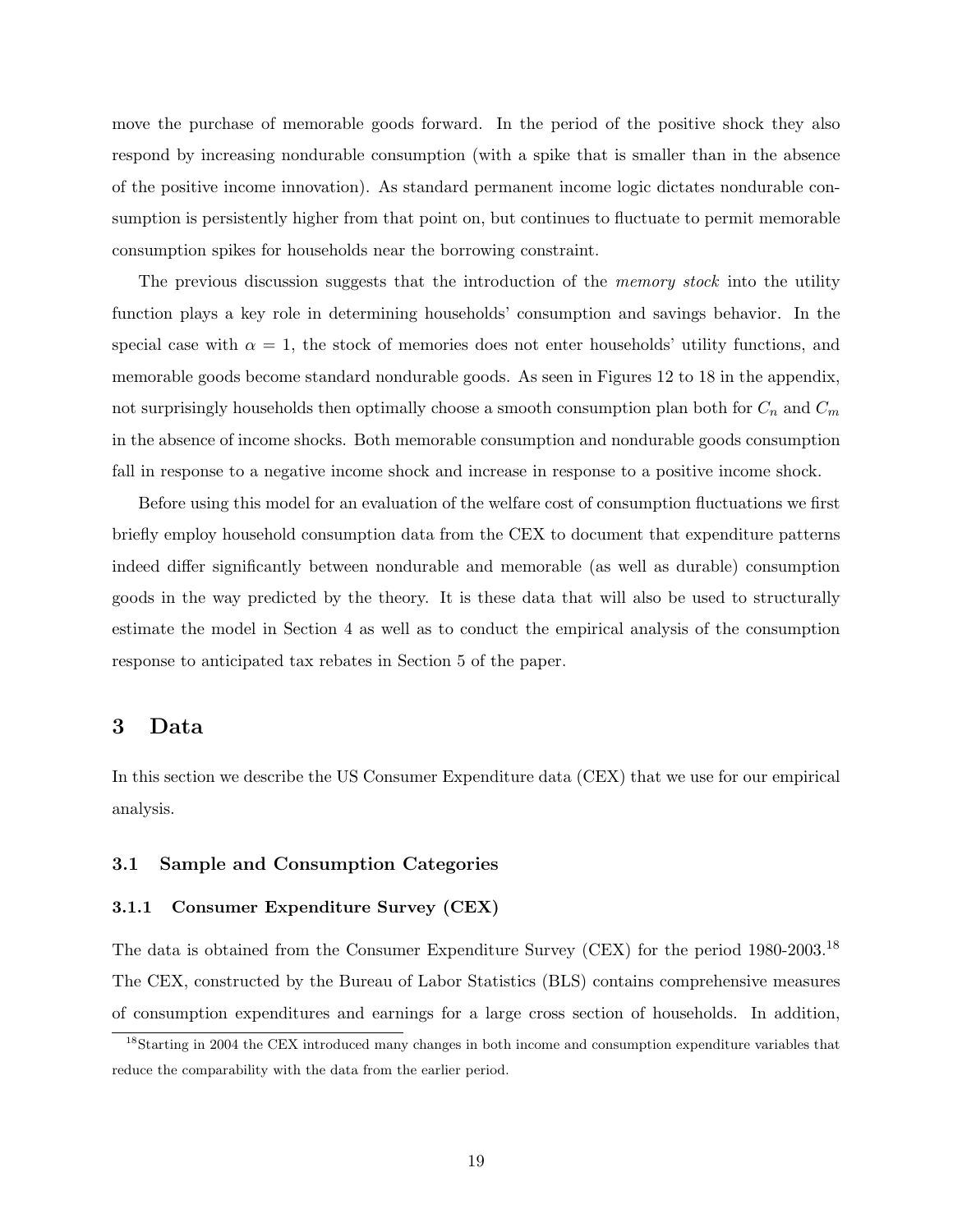move the purchase of memorable goods forward. In the period of the positive shock they also respond by increasing nondurable consumption (with a spike that is smaller than in the absence of the positive income innovation). As standard permanent income logic dictates nondurable consumption is persistently higher from that point on, but continues to fluctuate to permit memorable consumption spikes for households near the borrowing constraint.

The previous discussion suggests that the introduction of the *memory stock* into the utility function plays a key role in determining households' consumption and savings behavior. In the special case with $\alpha = 1$, the stock of memories does not enter households' utility functions, and memorable goods become standard nondurable goods. As seen in Figures 12 to 18 in the appendix, not surprisingly households then optimally choose a smooth consumption plan both for $C_n$ and $C_m$ in the absence of income shocks. Both memorable consumption and nondurable goods consumption fall in response to a negative income shock and increase in response to a positive income shock.

Before using this model for an evaluation of the welfare cost of consumption fluctuations we first briefly employ household consumption data from the CEX to document that expenditure patterns indeed differ significantly between nondurable and memorable (as well as durable) consumption goods in the way predicted by the theory. It is these data that will also be used to structurally estimate the model in Section 4 as well as to conduct the empirical analysis of the consumption response to anticipated tax rebates in Section 5 of the paper.

# 3 Data

In this section we describe the US Consumer Expenditure data (CEX) that we use for our empirical analysis.

## 3.1 Sample and Consumption Categories

### 3.1.1 Consumer Expenditure Survey (CEX)

The data is obtained from the Consumer Expenditure Survey (CEX) for the period 1980-2003.[18] The CEX, constructed by the Bureau of Labor Statistics (BLS) contains comprehensive measures of consumption expenditures and earnings for a large cross section of households. In addition,

[18] Starting in 2004 the CEX introduced many changes in both income and consumption expenditure variables that reduce the comparability with the data from the earlier period.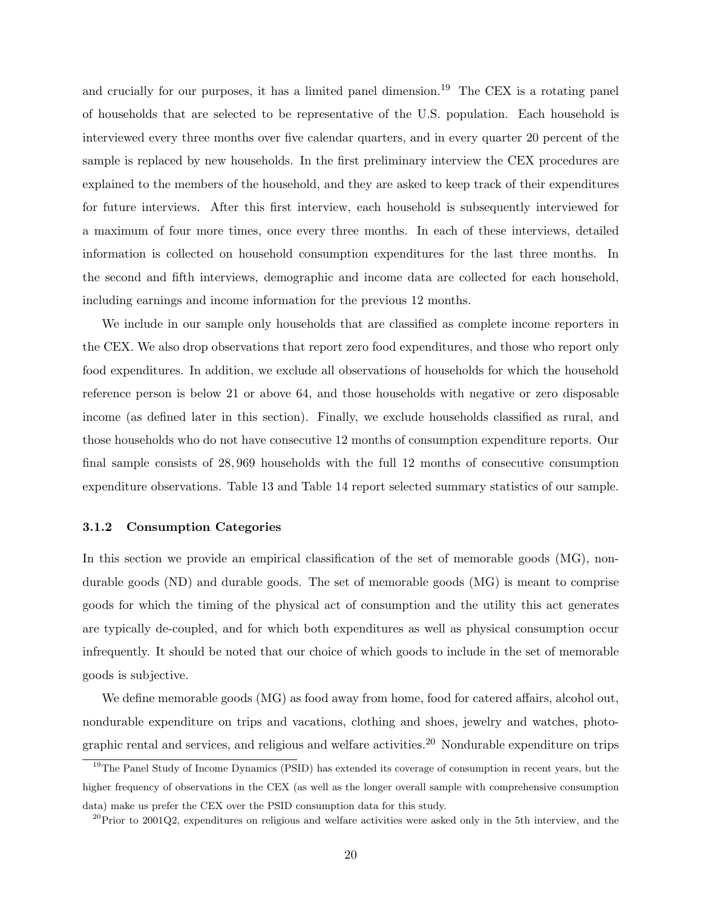and crucially for our purposes, it has a limited panel dimension.[19] The CEX is a rotating panel of households that are selected to be representative of the U.S. population. Each household is interviewed every three months over five calendar quarters, and in every quarter 20 percent of the sample is replaced by new households. In the first preliminary interview the CEX procedures are explained to the members of the household, and they are asked to keep track of their expenditures for future interviews. After this first interview, each household is subsequently interviewed for a maximum of four more times, once every three months. In each of these interviews, detailed information is collected on household consumption expenditures for the last three months. In the second and fifth interviews, demographic and income data are collected for each household, including earnings and income information for the previous 12 months.

We include in our sample only households that are classified as complete income reporters in the CEX. We also drop observations that report zero food expenditures, and those who report only food expenditures. In addition, we exclude all observations of households for which the household reference person is below 21 or above 64, and those households with negative or zero disposable income (as defined later in this section). Finally, we exclude households classified as rural, and those households who do not have consecutive 12 months of consumption expenditure reports. Our final sample consists of 28,969 households with the full 12 months of consecutive consumption expenditure observations. Table 13 and Table 14 report selected summary statistics of our sample.

### 3.1.2 Consumption Categories

In this section we provide an empirical classification of the set of memorable goods (MG), nondurable goods (ND) and durable goods. The set of memorable goods (MG) is meant to comprise goods for which the timing of the physical act of consumption and the utility this act generates are typically de-coupled, and for which both expenditures as well as physical consumption occur infrequently. It should be noted that our choice of which goods to include in the set of memorable goods is subjective.

We define memorable goods (MG) as food away from home, food for catered affairs, alcohol out, nondurable expenditure on trips and vacations, clothing and shoes, jewelry and watches, photographic rental and services, and religious and welfare activities.[20] Nondurable expenditure on trips

[19] The Panel Study of Income Dynamics (PSID) has extended its coverage of consumption in recent years, but the higher frequency of observations in the CEX (as well as the longer overall sample with comprehensive consumption data) make us prefer the CEX over the PSID consumption data for this study.

[20] Prior to 2001Q2, expenditures on religious and welfare activities were asked only in the 5th interview, and the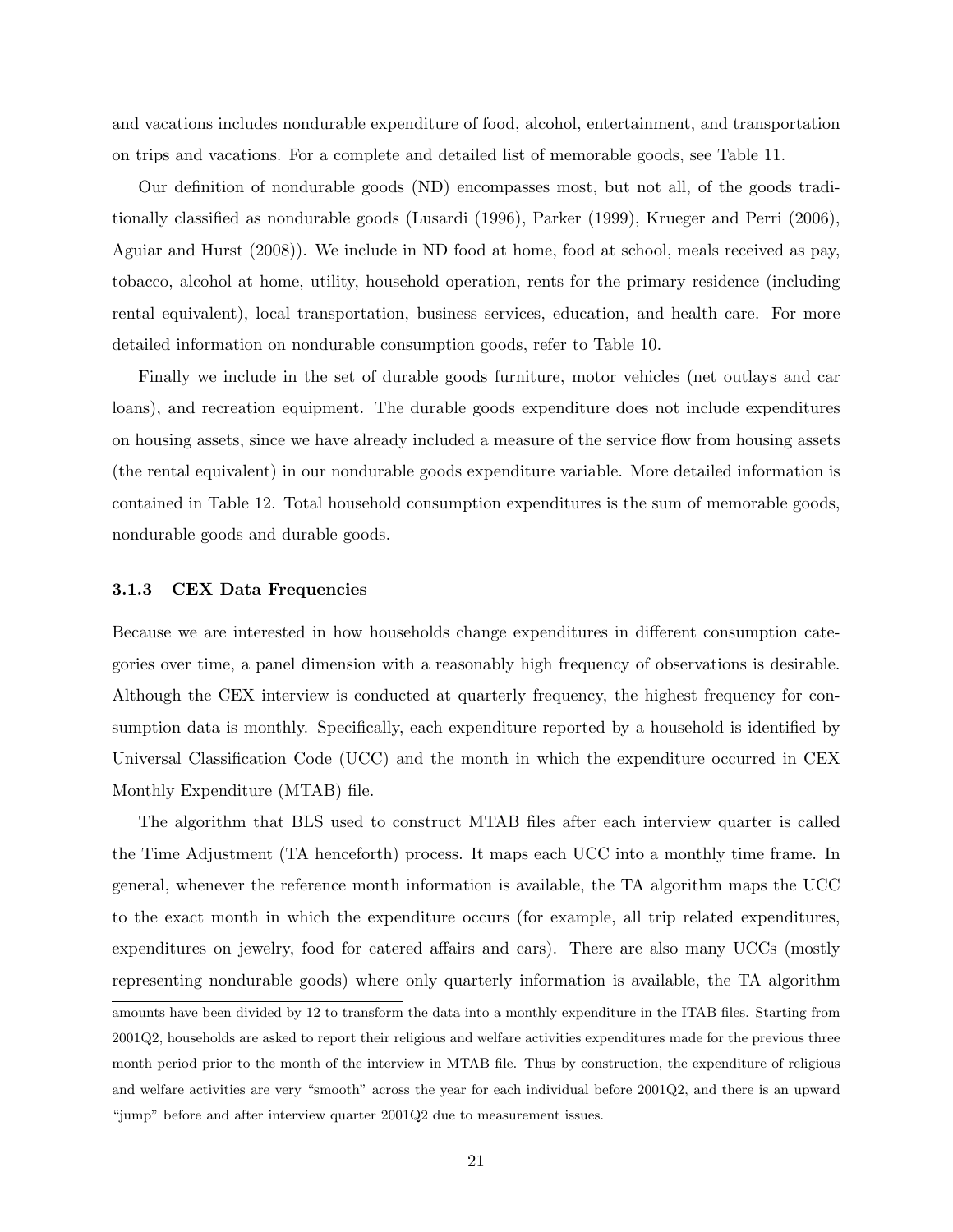and vacations includes nondurable expenditure of food, alcohol, entertainment, and transportation on trips and vacations. For a complete and detailed list of memorable goods, see Table 11.

Our definition of nondurable goods (ND) encompasses most, but not all, of the goods traditionally classified as nondurable goods (Lusardi (1996), Parker (1999), Krueger and Perri (2006), Aguiar and Hurst (2008)). We include in ND food at home, food at school, meals received as pay, tobacco, alcohol at home, utility, household operation, rents for the primary residence (including rental equivalent), local transportation, business services, education, and health care. For more detailed information on nondurable consumption goods, refer to Table 10.

Finally we include in the set of durable goods furniture, motor vehicles (net outlays and car loans), and recreation equipment. The durable goods expenditure does not include expenditures on housing assets, since we have already included a measure of the service flow from housing assets (the rental equivalent) in our nondurable goods expenditure variable. More detailed information is contained in Table 12. Total household consumption expenditures is the sum of memorable goods, nondurable goods and durable goods.

### 3.1.3 CEX Data Frequencies

Because we are interested in how households change expenditures in different consumption categories over time, a panel dimension with a reasonably high frequency of observations is desirable. Although the CEX interview is conducted at quarterly frequency, the highest frequency for consumption data is monthly. Specifically, each expenditure reported by a household is identified by Universal Classification Code (UCC) and the month in which the expenditure occurred in CEX Monthly Expenditure (MTAB) file.

The algorithm that BLS used to construct MTAB files after each interview quarter is called the Time Adjustment (TA henceforth) process. It maps each UCC into a monthly time frame. In general, whenever the reference month information is available, the TA algorithm maps the UCC to the exact month in which the expenditure occurs (for example, all trip related expenditures, expenditures on jewelry, food for catered affairs and cars). There are also many UCCs (mostly representing nondurable goods) where only quarterly information is available, the TA algorithm

amounts have been divided by 12 to transform the data into a monthly expenditure in the ITAB files. Starting from 2001Q2, households are asked to report their religious and welfare activities expenditures made for the previous three month period prior to the month of the interview in MTAB file. Thus by construction, the expenditure of religious and welfare activities are very "smooth" across the year for each individual before 2001Q2, and there is an upward "jump" before and after interview quarter 2001Q2 due to measurement issues.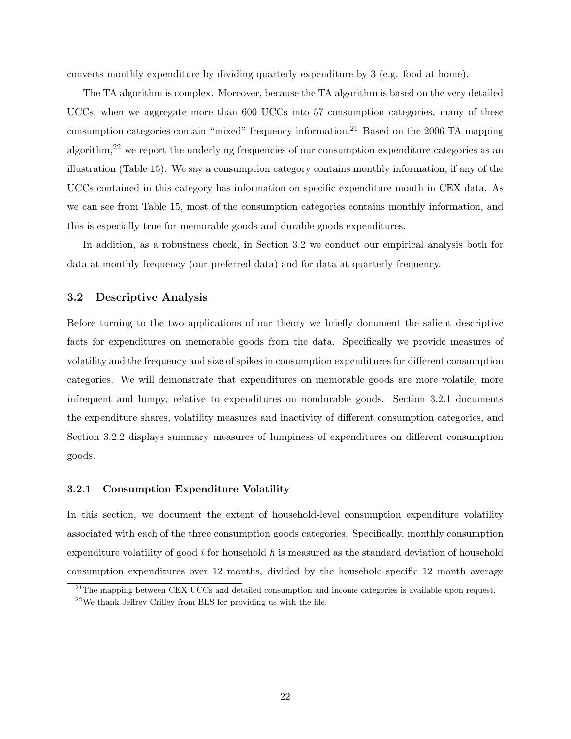converts monthly expenditure by dividing quarterly expenditure by 3 (e.g. food at home).

The TA algorithm is complex. Moreover, because the TA algorithm is based on the very detailed UCCs, when we aggregate more than 600 UCCs into 57 consumption categories, many of these consumption categories contain "mixed" frequency information.[21] Based on the 2006 TA mapping algorithm,[22] we report the underlying frequencies of our consumption expenditure categories as an illustration (Table 15). We say a consumption category contains monthly information, if any of the UCCs contained in this category has information on specific expenditure month in CEX data. As we can see from Table 15, most of the consumption categories contains monthly information, and this is especially true for memorable goods and durable goods expenditures.

In addition, as a robustness check, in Section 3.2 we conduct our empirical analysis both for data at monthly frequency (our preferred data) and for data at quarterly frequency.

### 3.2 Descriptive Analysis

Before turning to the two applications of our theory we briefly document the salient descriptive facts for expenditures on memorable goods from the data. Specifically we provide measures of volatility and the frequency and size of spikes in consumption expenditures for different consumption categories. We will demonstrate that expenditures on memorable goods are more volatile, more infrequent and lumpy, relative to expenditures on nondurable goods. Section 3.2.1 documents the expenditure shares, volatility measures and inactivity of different consumption categories, and Section 3.2.2 displays summary measures of lumpiness of expenditures on different consumption goods.

#### 3.2.1 Consumption Expenditure Volatility

In this section, we document the extent of household-level consumption expenditure volatility associated with each of the three consumption goods categories. Specifically, monthly consumption expenditure volatility of good $i$ for household $h$ is measured as the standard deviation of household consumption expenditures over 12 months, divided by the household-specific 12 month average

[21] The mapping between CEX UCCs and detailed consumption and income categories is available upon request.

[22] We thank Jeffrey Crilley from BLS for providing us with the file.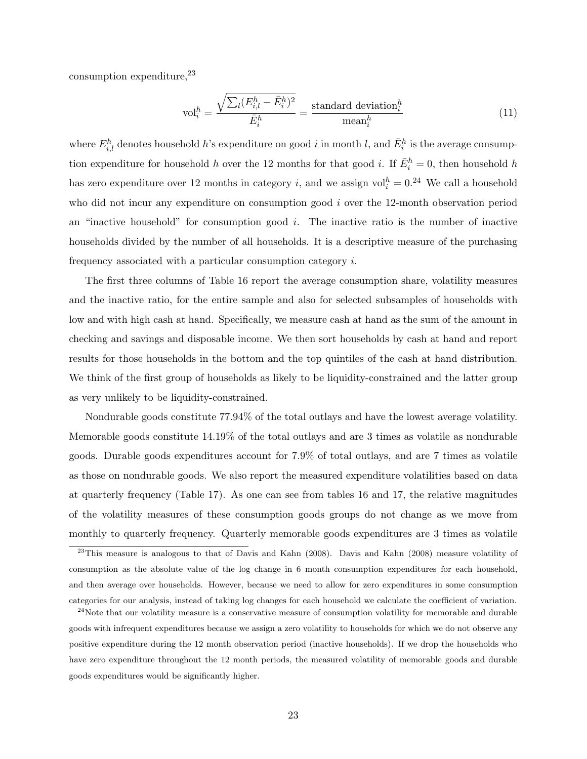consumption expenditure,[23]

$$\text{vol}_i^h = \frac{\sqrt{\sum_l (E_{i,l}^h - \bar{E}_i^h)^2}}{\bar{E}_i^h} = \frac{\text{standard deviation}_i^h}{\text{mean}_i^h} \tag{11}$$

where $E_{i,l}^h$ denotes household $h$'s expenditure on good $i$ in month $l$, and $\bar{E}_i^h$ is the average consumption expenditure for household $h$ over the 12 months for that good $i$. If $\bar{E}_i^h = 0$, then household $h$ has zero expenditure over 12 months in category $i$, and we assign $\text{vol}_i^h = 0$.[24] We call a household who did not incur any expenditure on consumption good $i$ over the 12-month observation period an "inactive household" for consumption good $i$. The inactive ratio is the number of inactive households divided by the number of all households. It is a descriptive measure of the purchasing frequency associated with a particular consumption category $i$.

The first three columns of Table 16 report the average consumption share, volatility measures and the inactive ratio, for the entire sample and also for selected subsamples of households with low and with high cash at hand. Specifically, we measure cash at hand as the sum of the amount in checking and savings and disposable income. We then sort households by cash at hand and report results for those households in the bottom and the top quintiles of the cash at hand distribution. We think of the first group of households as likely to be liquidity-constrained and the latter group as very unlikely to be liquidity-constrained.

Nondurable goods constitute 77.94% of the total outlays and have the lowest average volatility. Memorable goods constitute 14.19% of the total outlays and are 3 times as volatile as nondurable goods. Durable goods expenditures account for 7.9% of total outlays, and are 7 times as volatile as those on nondurable goods. We also report the measured expenditure volatilities based on data at quarterly frequency (Table 17). As one can see from tables 16 and 17, the relative magnitudes of the volatility measures of these consumption goods groups do not change as we move from monthly to quarterly frequency. Quarterly memorable goods expenditures are 3 times as volatile

[23] This measure is analogous to that of Davis and Kahn (2008). Davis and Kahn (2008) measure volatility of consumption as the absolute value of the log change in 6 month consumption expenditures for each household, and then average over households. However, because we need to allow for zero expenditures in some consumption categories for our analysis, instead of taking log changes for each household we calculate the coefficient of variation.

[24] Note that our volatility measure is a conservative measure of consumption volatility for memorable and durable goods with infrequent expenditures because we assign a zero volatility to households for which we do not observe any positive expenditure during the 12 month observation period (inactive households). If we drop the households who have zero expenditure throughout the 12 month periods, the measured volatility of memorable goods and durable goods expenditures would be significantly higher.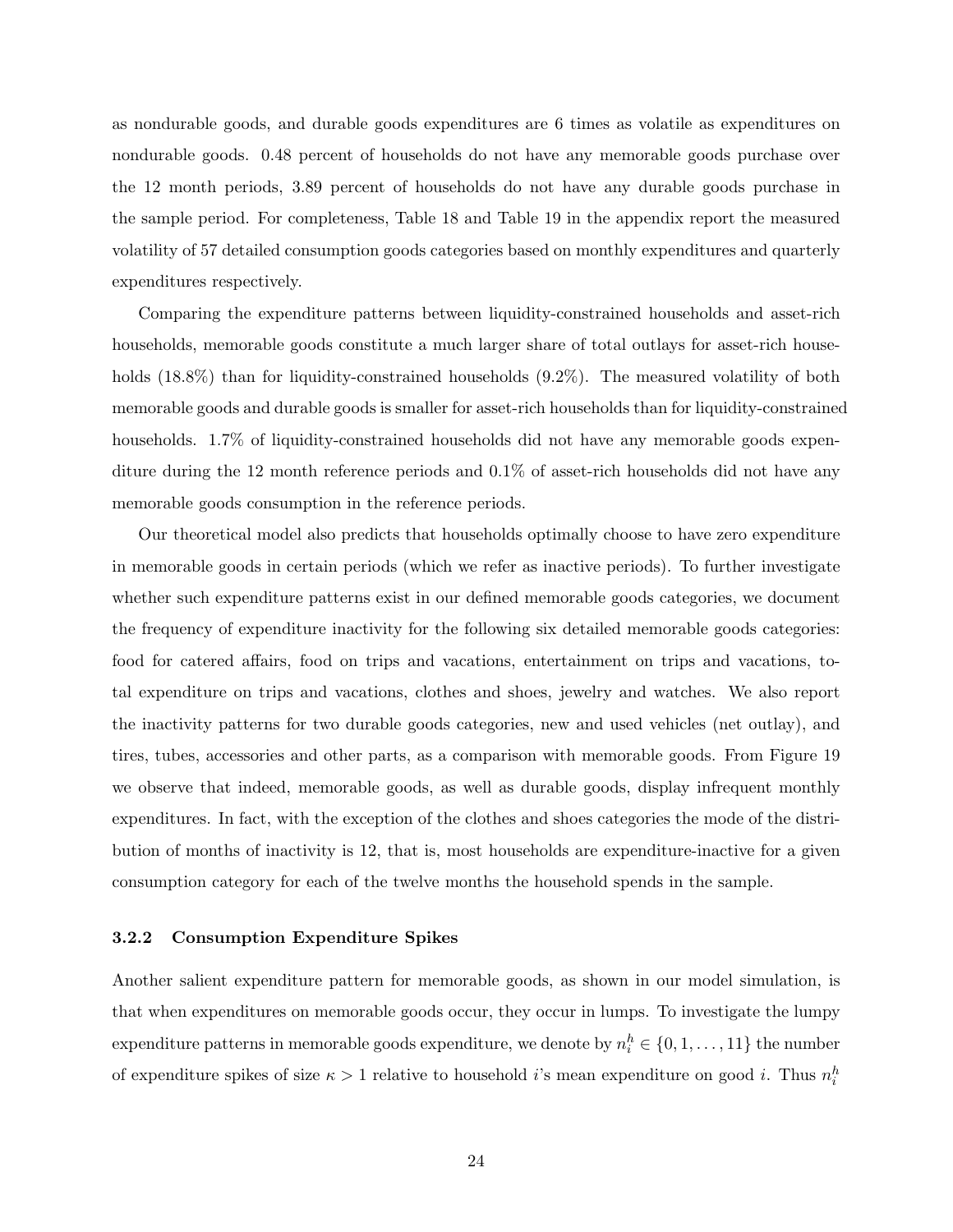as nondurable goods, and durable goods expenditures are 6 times as volatile as expenditures on nondurable goods. 0.48 percent of households do not have any memorable goods purchase over the 12 month periods, 3.89 percent of households do not have any durable goods purchase in the sample period. For completeness, Table 18 and Table 19 in the appendix report the measured volatility of 57 detailed consumption goods categories based on monthly expenditures and quarterly expenditures respectively.

Comparing the expenditure patterns between liquidity-constrained households and asset-rich households, memorable goods constitute a much larger share of total outlays for asset-rich households (18.8%) than for liquidity-constrained households (9.2%). The measured volatility of both memorable goods and durable goods is smaller for asset-rich households than for liquidity-constrained households. 1.7% of liquidity-constrained households did not have any memorable goods expenditure during the 12 month reference periods and 0.1% of asset-rich households did not have any memorable goods consumption in the reference periods.

Our theoretical model also predicts that households optimally choose to have zero expenditure in memorable goods in certain periods (which we refer as inactive periods). To further investigate whether such expenditure patterns exist in our defined memorable goods categories, we document the frequency of expenditure inactivity for the following six detailed memorable goods categories: food for catered affairs, food on trips and vacations, entertainment on trips and vacations, total expenditure on trips and vacations, clothes and shoes, jewelry and watches. We also report the inactivity patterns for two durable goods categories, new and used vehicles (net outlay), and tires, tubes, accessories and other parts, as a comparison with memorable goods. From Figure 19 we observe that indeed, memorable goods, as well as durable goods, display infrequent monthly expenditures. In fact, with the exception of the clothes and shoes categories the mode of the distribution of months of inactivity is 12, that is, most households are expenditure-inactive for a given consumption category for each of the twelve months the household spends in the sample.

### 3.2.2 Consumption Expenditure Spikes

Another salient expenditure pattern for memorable goods, as shown in our model simulation, is that when expenditures on memorable goods occur, they occur in lumps. To investigate the lumpy expenditure patterns in memorable goods expenditure, we denote by $n_i^h \in \{0, 1, \ldots, 11\}$ the number of expenditure spikes of size $\kappa > 1$ relative to household $i$'s mean expenditure on good $i$. Thus $n_i^h$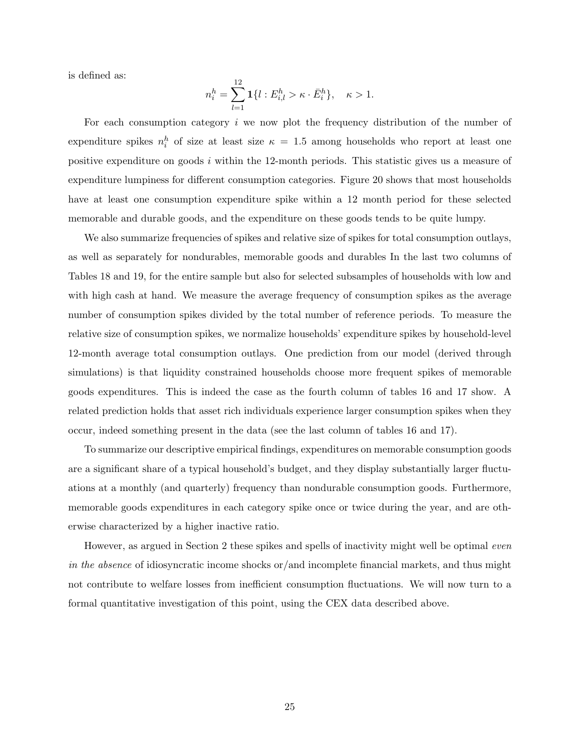is defined as:

$$n_i^h = \sum_{l=1}^{12} \mathbf{1}\{l : E_{i,l}^h > \kappa \cdot \bar{E}_i^h\}, \quad \kappa > 1.$$

For each consumption category $i$ we now plot the frequency distribution of the number of expenditure spikes $n_i^h$ of size at least size $\kappa = 1.5$ among households who report at least one positive expenditure on goods $i$ within the 12-month periods. This statistic gives us a measure of expenditure lumpiness for different consumption categories. Figure 20 shows that most households have at least one consumption expenditure spike within a 12 month period for these selected memorable and durable goods, and the expenditure on these goods tends to be quite lumpy.

We also summarize frequencies of spikes and relative size of spikes for total consumption outlays, as well as separately for nondurables, memorable goods and durables In the last two columns of Tables 18 and 19, for the entire sample but also for selected subsamples of households with low and with high cash at hand. We measure the average frequency of consumption spikes as the average number of consumption spikes divided by the total number of reference periods. To measure the relative size of consumption spikes, we normalize households' expenditure spikes by household-level 12-month average total consumption outlays. One prediction from our model (derived through simulations) is that liquidity constrained households choose more frequent spikes of memorable goods expenditures. This is indeed the case as the fourth column of tables 16 and 17 show. A related prediction holds that asset rich individuals experience larger consumption spikes when they occur, indeed something present in the data (see the last column of tables 16 and 17).

To summarize our descriptive empirical findings, expenditures on memorable consumption goods are a significant share of a typical household's budget, and they display substantially larger fluctuations at a monthly (and quarterly) frequency than nondurable consumption goods. Furthermore, memorable goods expenditures in each category spike once or twice during the year, and are otherwise characterized by a higher inactive ratio.

However, as argued in Section 2 these spikes and spells of inactivity might well be optimal *even in the absence* of idiosyncratic income shocks or/and incomplete financial markets, and thus might not contribute to welfare losses from inefficient consumption fluctuations. We will now turn to a formal quantitative investigation of this point, using the CEX data described above.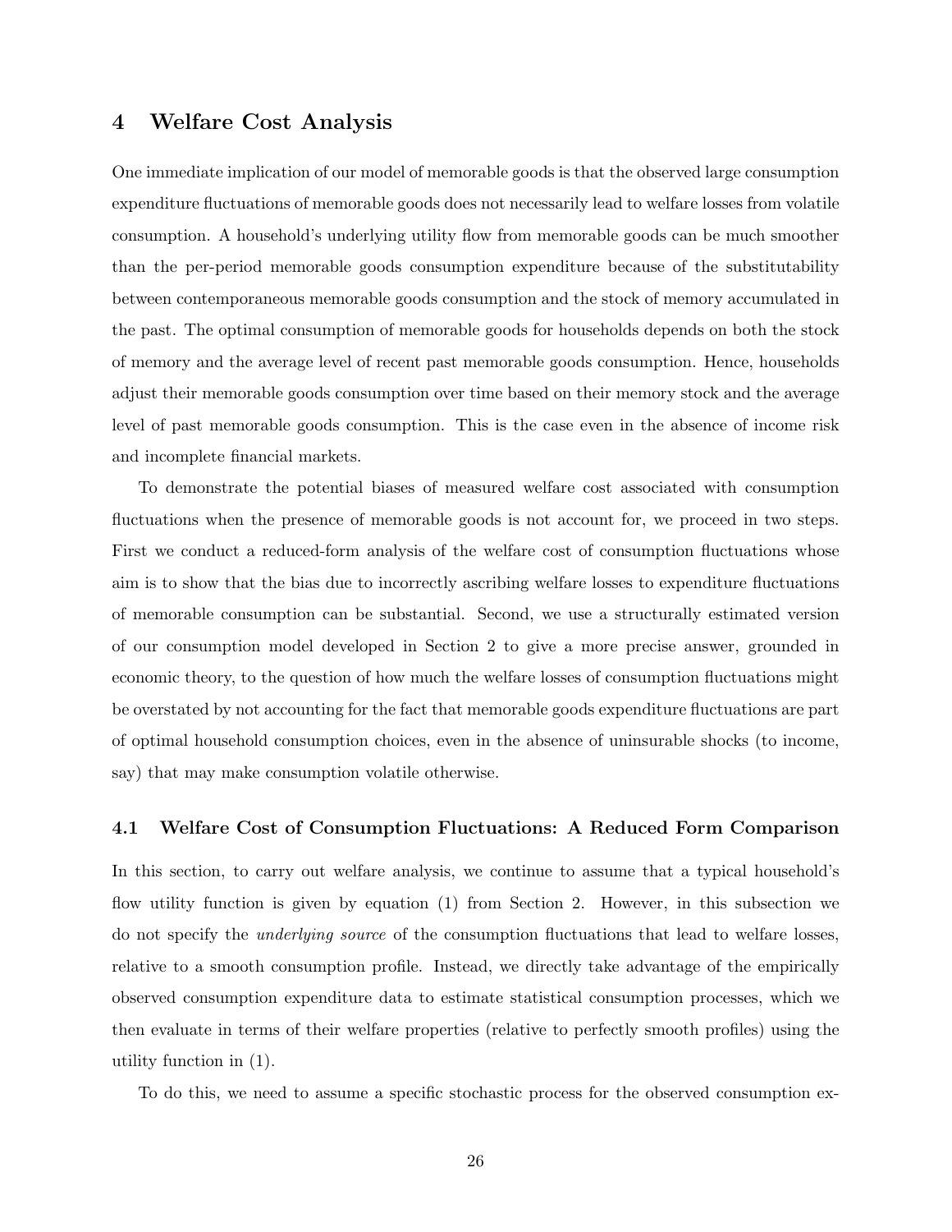# 4 Welfare Cost Analysis

One immediate implication of our model of memorable goods is that the observed large consumption expenditure fluctuations of memorable goods does not necessarily lead to welfare losses from volatile consumption. A household's underlying utility flow from memorable goods can be much smoother than the per-period memorable goods consumption expenditure because of the substitutability between contemporaneous memorable goods consumption and the stock of memory accumulated in the past. The optimal consumption of memorable goods for households depends on both the stock of memory and the average level of recent past memorable goods consumption. Hence, households adjust their memorable goods consumption over time based on their memory stock and the average level of past memorable goods consumption. This is the case even in the absence of income risk and incomplete financial markets.

To demonstrate the potential biases of measured welfare cost associated with consumption fluctuations when the presence of memorable goods is not account for, we proceed in two steps. First we conduct a reduced-form analysis of the welfare cost of consumption fluctuations whose aim is to show that the bias due to incorrectly ascribing welfare losses to expenditure fluctuations of memorable consumption can be substantial. Second, we use a structurally estimated version of our consumption model developed in Section 2 to give a more precise answer, grounded in economic theory, to the question of how much the welfare losses of consumption fluctuations might be overstated by not accounting for the fact that memorable goods expenditure fluctuations are part of optimal household consumption choices, even in the absence of uninsurable shocks (to income, say) that may make consumption volatile otherwise.

## 4.1 Welfare Cost of Consumption Fluctuations: A Reduced Form Comparison

In this section, to carry out welfare analysis, we continue to assume that a typical household's flow utility function is given by equation (1) from Section 2. However, in this subsection we do not specify the *underlying source* of the consumption fluctuations that lead to welfare losses, relative to a smooth consumption profile. Instead, we directly take advantage of the empirically observed consumption expenditure data to estimate statistical consumption processes, which we then evaluate in terms of their welfare properties (relative to perfectly smooth profiles) using the utility function in (1).

To do this, we need to assume a specific stochastic process for the observed consumption ex-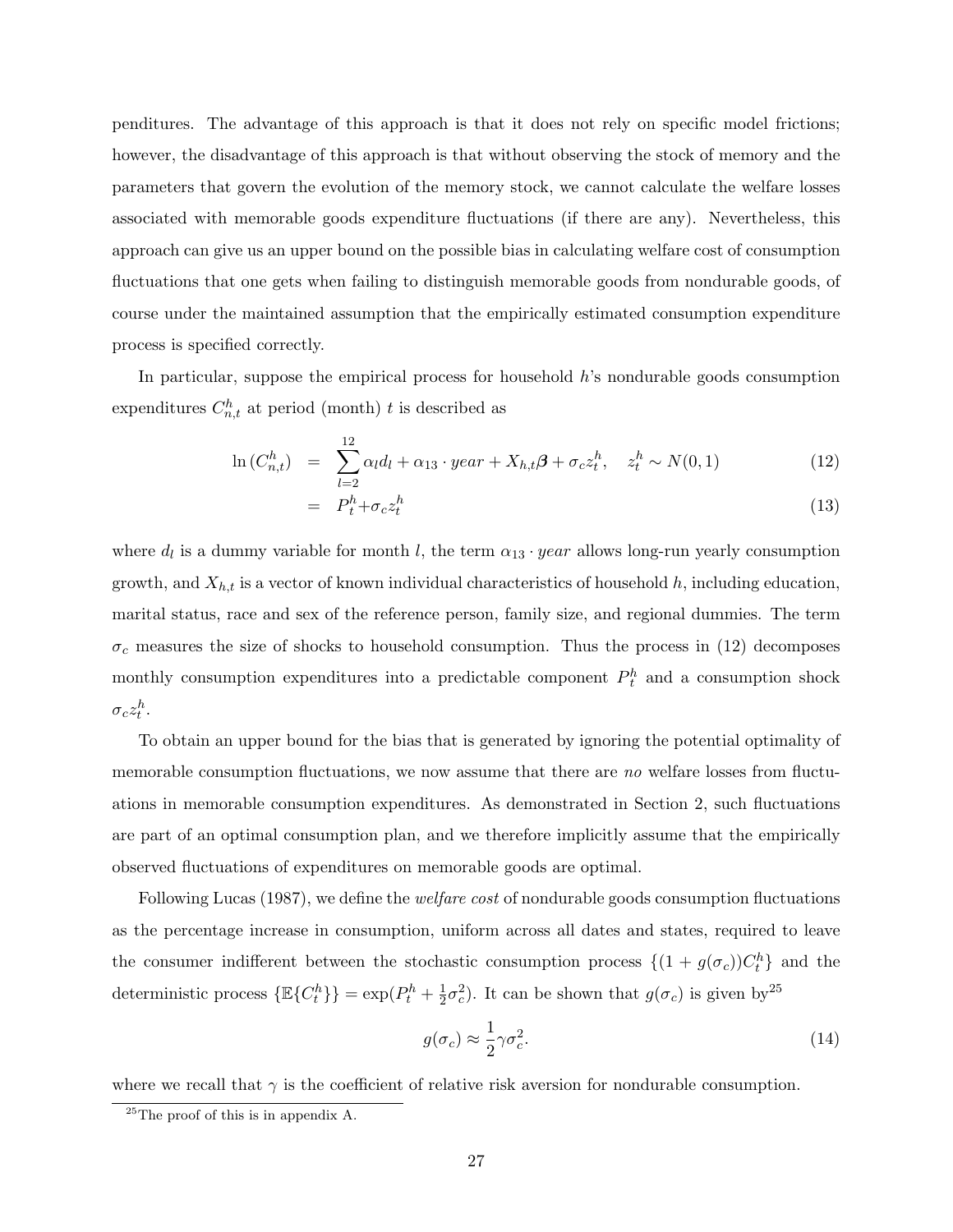penditures. The advantage of this approach is that it does not rely on specific model frictions; however, the disadvantage of this approach is that without observing the stock of memory and the parameters that govern the evolution of the memory stock, we cannot calculate the welfare losses associated with memorable goods expenditure fluctuations (if there are any). Nevertheless, this approach can give us an upper bound on the possible bias in calculating welfare cost of consumption fluctuations that one gets when failing to distinguish memorable goods from nondurable goods, of course under the maintained assumption that the empirically estimated consumption expenditure process is specified correctly.

In particular, suppose the empirical process for household $h$'s nondurable goods consumption expenditures $C^h_{n,t}$ at period (month) $t$ is described as

$$\ln(C^h_{n,t}) = \sum_{l=2}^{12} \alpha_l d_l + \alpha_{13} \cdot year + X_{h,t}\boldsymbol{\beta} + \sigma_c z^h_t, \quad z^h_t \sim N(0,1) \tag{12}$$

$$= P^h_t + \sigma_c z^h_t \tag{13}$$

where $d_l$ is a dummy variable for month $l$, the term $\alpha_{13} \cdot year$ allows long-run yearly consumption growth, and $X_{h,t}$ is a vector of known individual characteristics of household $h$, including education, marital status, race and sex of the reference person, family size, and regional dummies. The term $\sigma_c$ measures the size of shocks to household consumption. Thus the process in (12) decomposes monthly consumption expenditures into a predictable component $P^h_t$ and a consumption shock $\sigma_c z^h_t$.

To obtain an upper bound for the bias that is generated by ignoring the potential optimality of memorable consumption fluctuations, we now assume that there are *no* welfare losses from fluctuations in memorable consumption expenditures. As demonstrated in Section 2, such fluctuations are part of an optimal consumption plan, and we therefore implicitly assume that the empirically observed fluctuations of expenditures on memorable goods are optimal.

Following Lucas (1987), we define the *welfare cost* of nondurable goods consumption fluctuations as the percentage increase in consumption, uniform across all dates and states, required to leave the consumer indifferent between the stochastic consumption process $\{(1 + g(\sigma_c))C^h_t\}$ and the deterministic process $\{\mathbb{E}\{C^h_t\}\} = \exp(P^h_t + \frac{1}{2}\sigma_c^2)$. It can be shown that $g(\sigma_c)$ is given by[25]

$$g(\sigma_c) \approx \frac{1}{2}\gamma\sigma_c^2. \tag{14}$$

where we recall that $\gamma$ is the coefficient of relative risk aversion for nondurable consumption.

[25] The proof of this is in appendix A.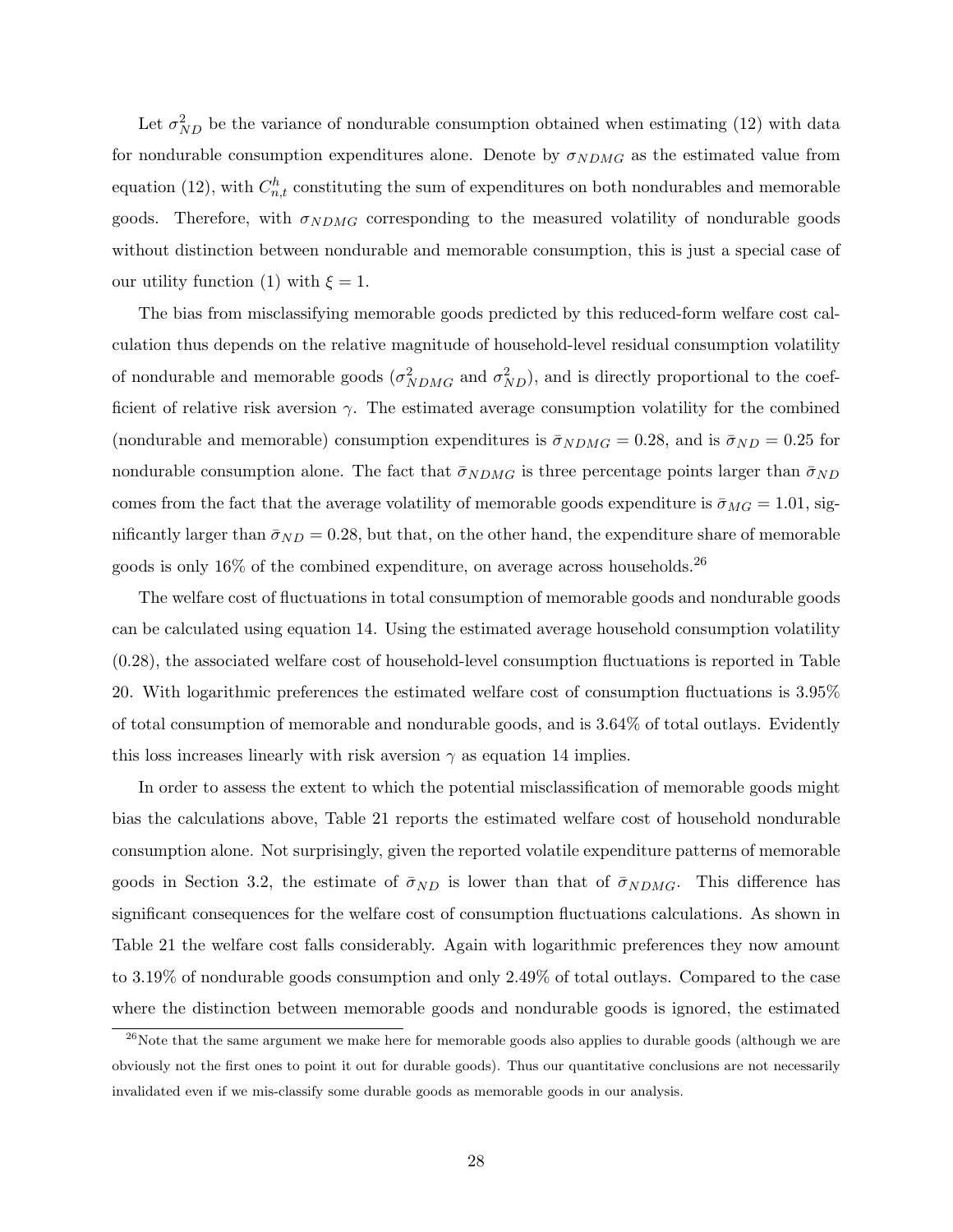Let $\sigma^2_{ND}$ be the variance of nondurable consumption obtained when estimating (12) with data for nondurable consumption expenditures alone. Denote by $\sigma_{NDMG}$ as the estimated value from equation (12), with $C^h_{n,t}$ constituting the sum of expenditures on both nondurables and memorable goods. Therefore, with $\sigma_{NDMG}$ corresponding to the measured volatility of nondurable goods without distinction between nondurable and memorable consumption, this is just a special case of our utility function (1) with $\xi = 1$.

The bias from misclassifying memorable goods predicted by this reduced-form welfare cost calculation thus depends on the relative magnitude of household-level residual consumption volatility of nondurable and memorable goods ($\sigma^2_{NDMG}$ and $\sigma^2_{ND}$), and is directly proportional to the coefficient of relative risk aversion $\gamma$. The estimated average consumption volatility for the combined (nondurable and memorable) consumption expenditures is $\bar{\sigma}_{NDMG} = 0.28$, and is $\bar{\sigma}_{ND} = 0.25$ for nondurable consumption alone. The fact that $\bar{\sigma}_{NDMG}$ is three percentage points larger than $\bar{\sigma}_{ND}$ comes from the fact that the average volatility of memorable goods expenditure is $\bar{\sigma}_{MG} = 1.01$, significantly larger than $\bar{\sigma}_{ND} = 0.28$, but that, on the other hand, the expenditure share of memorable goods is only 16% of the combined expenditure, on average across households.[26]

The welfare cost of fluctuations in total consumption of memorable goods and nondurable goods can be calculated using equation 14. Using the estimated average household consumption volatility (0.28), the associated welfare cost of household-level consumption fluctuations is reported in Table 20. With logarithmic preferences the estimated welfare cost of consumption fluctuations is 3.95% of total consumption of memorable and nondurable goods, and is 3.64% of total outlays. Evidently this loss increases linearly with risk aversion $\gamma$ as equation 14 implies.

In order to assess the extent to which the potential misclassification of memorable goods might bias the calculations above, Table 21 reports the estimated welfare cost of household nondurable consumption alone. Not surprisingly, given the reported volatile expenditure patterns of memorable goods in Section 3.2, the estimate of $\bar{\sigma}_{ND}$ is lower than that of $\bar{\sigma}_{NDMG}$. This difference has significant consequences for the welfare cost of consumption fluctuations calculations. As shown in Table 21 the welfare cost falls considerably. Again with logarithmic preferences they now amount to 3.19% of nondurable goods consumption and only 2.49% of total outlays. Compared to the case where the distinction between memorable goods and nondurable goods is ignored, the estimated

[26] Note that the same argument we make here for memorable goods also applies to durable goods (although we are obviously not the first ones to point it out for durable goods). Thus our quantitative conclusions are not necessarily invalidated even if we mis-classify some durable goods as memorable goods in our analysis.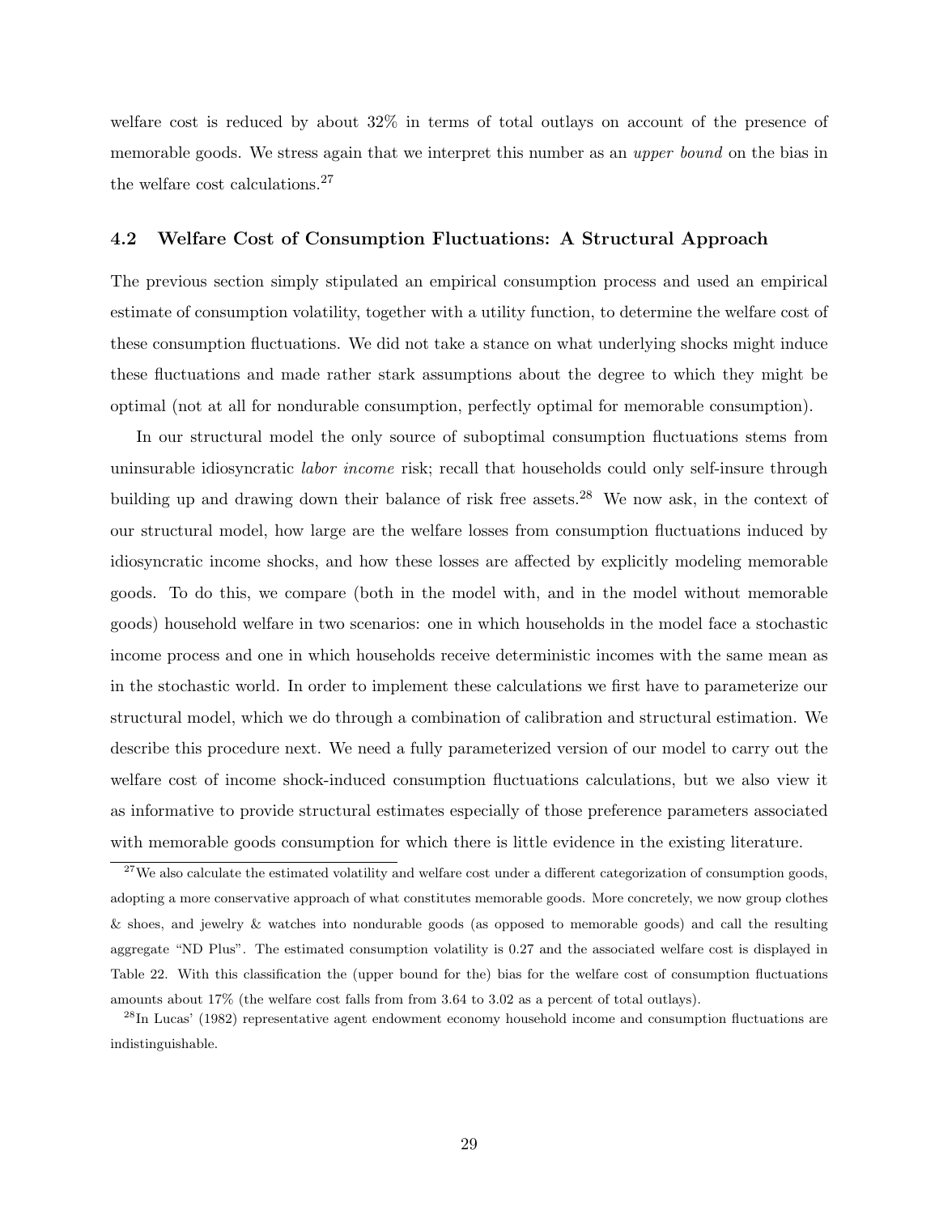welfare cost is reduced by about 32% in terms of total outlays on account of the presence of memorable goods. We stress again that we interpret this number as an *upper bound* on the bias in the welfare cost calculations.[27]

### 4.2 Welfare Cost of Consumption Fluctuations: A Structural Approach

The previous section simply stipulated an empirical consumption process and used an empirical estimate of consumption volatility, together with a utility function, to determine the welfare cost of these consumption fluctuations. We did not take a stance on what underlying shocks might induce these fluctuations and made rather stark assumptions about the degree to which they might be optimal (not at all for nondurable consumption, perfectly optimal for memorable consumption).

In our structural model the only source of suboptimal consumption fluctuations stems from uninsurable idiosyncratic *labor income* risk; recall that households could only self-insure through building up and drawing down their balance of risk free assets.[28] We now ask, in the context of our structural model, how large are the welfare losses from consumption fluctuations induced by idiosyncratic income shocks, and how these losses are affected by explicitly modeling memorable goods. To do this, we compare (both in the model with, and in the model without memorable goods) household welfare in two scenarios: one in which households in the model face a stochastic income process and one in which households receive deterministic incomes with the same mean as in the stochastic world. In order to implement these calculations we first have to parameterize our structural model, which we do through a combination of calibration and structural estimation. We describe this procedure next. We need a fully parameterized version of our model to carry out the welfare cost of income shock-induced consumption fluctuations calculations, but we also view it as informative to provide structural estimates especially of those preference parameters associated with memorable goods consumption for which there is little evidence in the existing literature.

---

[27] We also calculate the estimated volatility and welfare cost under a different categorization of consumption goods, adopting a more conservative approach of what constitutes memorable goods. More concretely, we now group clothes & shoes, and jewelry & watches into nondurable goods (as opposed to memorable goods) and call the resulting aggregate "ND Plus". The estimated consumption volatility is 0.27 and the associated welfare cost is displayed in Table 22. With this classification the (upper bound for the) bias for the welfare cost of consumption fluctuations amounts about 17% (the welfare cost falls from from 3.64 to 3.02 as a percent of total outlays).

[28] In Lucas' (1982) representative agent endowment economy household income and consumption fluctuations are indistinguishable.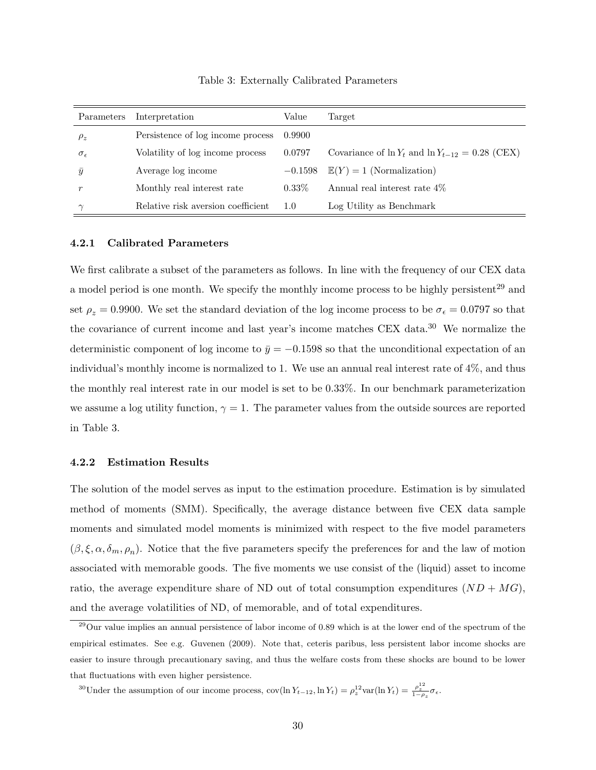Table 3: Externally Calibrated Parameters

| Parameters | Interpretation | Value | Target |
|---|---|---|---|
| $\rho_z$ | Persistence of log income process | 0.9900 | |
| $\sigma_\epsilon$ | Volatility of log income process | 0.0797 | Covariance of $\ln Y_t$ and $\ln Y_{t-12} = 0.28$ (CEX) |
| $\bar{y}$ | Average log income | $-0.1598$ | $\mathbb{E}(Y) = 1$ (Normalization) |
| $r$ | Monthly real interest rate | 0.33% | Annual real interest rate 4% |
| $\gamma$ | Relative risk aversion coefficient | 1.0 | Log Utility as Benchmark |

### 4.2.1 Calibrated Parameters

We first calibrate a subset of the parameters as follows. In line with the frequency of our CEX data a model period is one month. We specify the monthly income process to be highly persistent[29] and set $\rho_z = 0.9900$. We set the standard deviation of the log income process to be $\sigma_\epsilon = 0.0797$ so that the covariance of current income and last year's income matches CEX data.[30] We normalize the deterministic component of log income to $\bar{y} = -0.1598$ so that the unconditional expectation of an individual's monthly income is normalized to 1. We use an annual real interest rate of 4%, and thus the monthly real interest rate in our model is set to be 0.33%. In our benchmark parameterization we assume a log utility function, $\gamma = 1$. The parameter values from the outside sources are reported in Table 3.

### 4.2.2 Estimation Results

The solution of the model serves as input to the estimation procedure. Estimation is by simulated method of moments (SMM). Specifically, the average distance between five CEX data sample moments and simulated model moments is minimized with respect to the five model parameters $(\beta, \xi, \alpha, \delta_m, \rho_n)$. Notice that the five parameters specify the preferences for and the law of motion associated with memorable goods. The five moments we use consist of the (liquid) asset to income ratio, the average expenditure share of ND out of total consumption expenditures $(ND + MG)$, and the average volatilities of ND, of memorable, and of total expenditures.

[29] Our value implies an annual persistence of labor income of 0.89 which is at the lower end of the spectrum of the empirical estimates. See e.g. Guvenen (2009). Note that, ceteris paribus, less persistent labor income shocks are easier to insure through precautionary saving, and thus the welfare costs from these shocks are bound to be lower that fluctuations with even higher persistence.

[30] Under the assumption of our income process, $\text{cov}(\ln Y_{t-12}, \ln Y_t) = \rho_z^{12} \text{var}(\ln Y_t) = \frac{\rho_z^{12}}{1-\rho_z}\sigma_\epsilon$.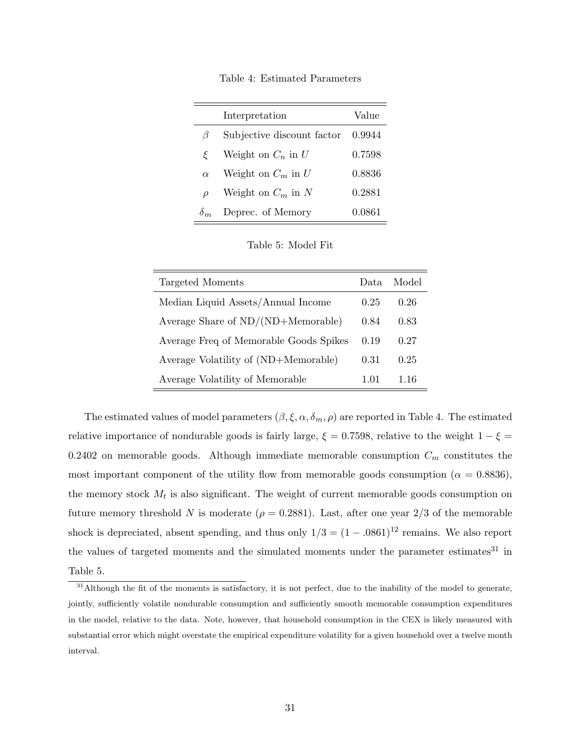Table 4: Estimated Parameters

| | Interpretation | Value |
|---|---|---|
| $\beta$ | Subjective discount factor | 0.9944 |
| $\xi$ | Weight on $C_n$ in $U$ | 0.7598 |
| $\alpha$ | Weight on $C_m$ in $U$ | 0.8836 |
| $\rho$ | Weight on $C_m$ in $N$ | 0.2881 |
| $\delta_m$ | Deprec. of Memory | 0.0861 |

Table 5: Model Fit

| Targeted Moments | Data | Model |
|---|---|---|
| Median Liquid Assets/Annual Income | 0.25 | 0.26 |
| Average Share of ND/(ND+Memorable) | 0.84 | 0.83 |
| Average Freq of Memorable Goods Spikes | 0.19 | 0.27 |
| Average Volatility of (ND+Memorable) | 0.31 | 0.25 |
| Average Volatility of Memorable | 1.01 | 1.16 |

The estimated values of model parameters $(\beta, \xi, \alpha, \delta_m, \rho)$ are reported in Table 4. The estimated relative importance of nondurable goods is fairly large, $\xi = 0.7598$, relative to the weight $1 - \xi = 0.2402$ on memorable goods. Although immediate memorable consumption $C_m$ constitutes the most important component of the utility flow from memorable goods consumption ($\alpha = 0.8836$), the memory stock $M_t$ is also significant. The weight of current memorable goods consumption on future memory threshold $N$ is moderate ($\rho = 0.2881$). Last, after one year 2/3 of the memorable shock is depreciated, absent spending, and thus only $1/3 = (1 - .0861)^{12}$ remains. We also report the values of targeted moments and the simulated moments under the parameter estimates[31] in Table 5.

[31] Although the fit of the moments is satisfactory, it is not perfect, due to the inability of the model to generate, jointly, sufficiently volatile nondurable consumption and sufficiently smooth memorable consumption expenditures in the model, relative to the data. Note, however, that household consumption in the CEX is likely measured with substantial error which might overstate the empirical expenditure volatility for a given household over a twelve month interval.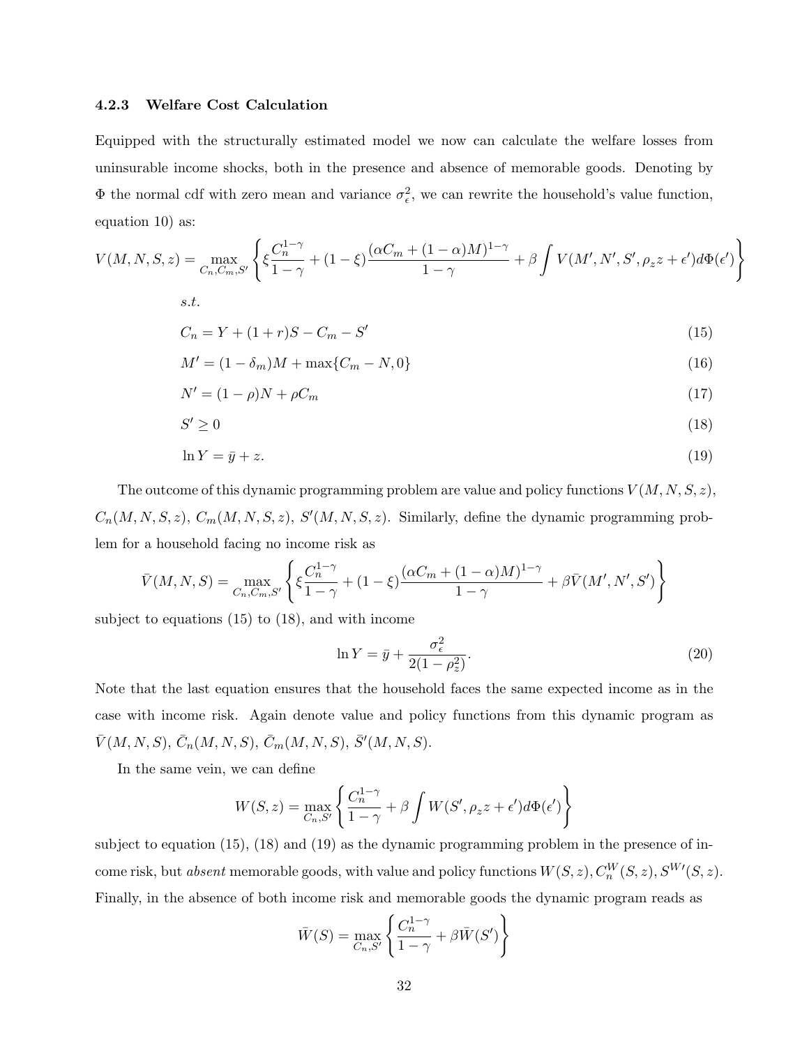### 4.2.3 Welfare Cost Calculation

Equipped with the structurally estimated model we now can calculate the welfare losses from uninsurable income shocks, both in the presence and absence of memorable goods. Denoting by $\Phi$ the normal cdf with zero mean and variance $\sigma_\epsilon^2$, we can rewrite the household's value function, equation 10) as:

$$V(M,N,S,z) = \max_{C_n,C_m,S'} \left\{ \xi \frac{C_n^{1-\gamma}}{1-\gamma} + (1-\xi)\frac{(\alpha C_m + (1-\alpha)M)^{1-\gamma}}{1-\gamma} + \beta \int V(M',N',S',\rho_z z + \epsilon')d\Phi(\epsilon') \right\}$$

*s.t.*

$$C_n = Y + (1+r)S - C_m - S' \tag{15}$$

$$M' = (1-\delta_m)M + \max\{C_m - N, 0\} \tag{16}$$

$$N' = (1-\rho)N + \rho C_m \tag{17}$$

$$S' \geq 0 \tag{18}$$

$$\ln Y = \bar{y} + z. \tag{19}$$

The outcome of this dynamic programming problem are value and policy functions $V(M,N,S,z)$, $C_n(M,N,S,z)$, $C_m(M,N,S,z)$, $S'(M,N,S,z)$. Similarly, define the dynamic programming problem for a household facing no income risk as

$$\bar{V}(M,N,S) = \max_{C_n,C_m,S'} \left\{ \xi \frac{C_n^{1-\gamma}}{1-\gamma} + (1-\xi)\frac{(\alpha C_m + (1-\alpha)M)^{1-\gamma}}{1-\gamma} + \beta \bar{V}(M',N',S') \right\}$$

subject to equations (15) to (18), and with income

$$\ln Y = \bar{y} + \frac{\sigma_\epsilon^2}{2(1-\rho_z^2)}. \tag{20}$$

Note that the last equation ensures that the household faces the same expected income as in the case with income risk. Again denote value and policy functions from this dynamic program as $\bar{V}(M,N,S)$, $\bar{C}_n(M,N,S)$, $\bar{C}_m(M,N,S)$, $\bar{S}'(M,N,S)$.

In the same vein, we can define

$$W(S,z) = \max_{C_n,S'} \left\{ \frac{C_n^{1-\gamma}}{1-\gamma} + \beta \int W(S',\rho_z z + \epsilon')d\Phi(\epsilon') \right\}$$

subject to equation (15), (18) and (19) as the dynamic programming problem in the presence of income risk, but *absent* memorable goods, with value and policy functions $W(S,z), C_n^W(S,z), S^{W\prime}(S,z)$. Finally, in the absence of both income risk and memorable goods the dynamic program reads as

$$\bar{W}(S) = \max_{C_n,S'} \left\{ \frac{C_n^{1-\gamma}}{1-\gamma} + \beta \bar{W}(S') \right\}$$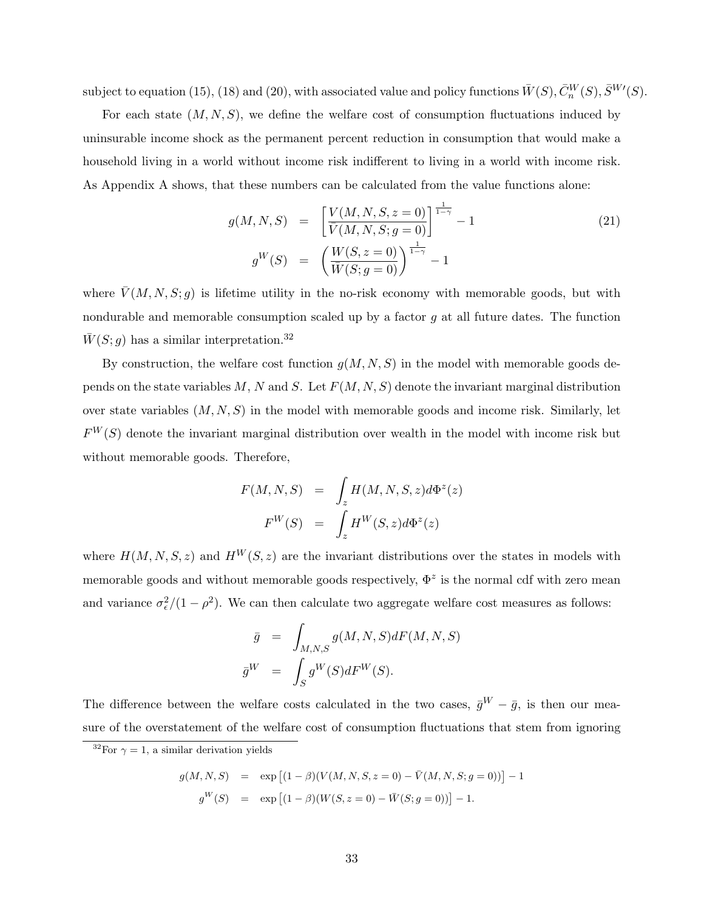subject to equation (15), (18) and (20), with associated value and policy functions $\bar{W}(S), \bar{C}_n^W(S), \bar{S}^{W\prime}(S)$.

For each state $(M, N, S)$, we define the welfare cost of consumption fluctuations induced by uninsurable income shock as the permanent percent reduction in consumption that would make a household living in a world without income risk indifferent to living in a world with income risk. As Appendix A shows, that these numbers can be calculated from the value functions alone:

$$
\begin{aligned}
g(M,N,S) &= \left[\frac{V(M,N,S,z=0)}{\bar{V}(M,N,S;g=0)}\right]^{\frac{1}{1-\gamma}} - 1 \\
g^W(S) &= \left(\frac{W(S,z=0)}{\bar{W}(S;g=0)}\right)^{\frac{1}{1-\gamma}} - 1
\end{aligned}
\tag{21}
$$

where $\bar{V}(M,N,S;g)$ is lifetime utility in the no-risk economy with memorable goods, but with nondurable and memorable consumption scaled up by a factor $g$ at all future dates. The function $\bar{W}(S;g)$ has a similar interpretation.[32]

By construction, the welfare cost function $g(M,N,S)$ in the model with memorable goods depends on the state variables $M$, $N$ and $S$. Let $F(M,N,S)$ denote the invariant marginal distribution over state variables $(M,N,S)$ in the model with memorable goods and income risk. Similarly, let $F^W(S)$ denote the invariant marginal distribution over wealth in the model with income risk but without memorable goods. Therefore,

$$
\begin{aligned}
F(M,N,S) &= \int_z H(M,N,S,z)d\Phi^z(z) \\
F^W(S) &= \int_z H^W(S,z)d\Phi^z(z)
\end{aligned}
$$

where $H(M,N,S,z)$ and $H^W(S,z)$ are the invariant distributions over the states in models with memorable goods and without memorable goods respectively, $\Phi^z$ is the normal cdf with zero mean and variance $\sigma_\epsilon^2/(1-\rho^2)$. We can then calculate two aggregate welfare cost measures as follows:

$$
\begin{aligned}
\bar{g} &= \int_{M,N,S} g(M,N,S)dF(M,N,S) \\
\bar{g}^W &= \int_S g^W(S)dF^W(S).
\end{aligned}
$$

The difference between the welfare costs calculated in the two cases, $\bar{g}^W - \bar{g}$, is then our measure of the overstatement of the welfare cost of consumption fluctuations that stem from ignoring

---

[32]For $\gamma = 1$, a similar derivation yields

$$
\begin{aligned}
g(M,N,S) &= \exp\left[(1-\beta)(V(M,N,S,z=0) - \bar{V}(M,N,S;g=0))\right] - 1 \\
g^W(S) &= \exp\left[(1-\beta)(W(S,z=0) - \bar{W}(S;g=0))\right] - 1.
\end{aligned}
$$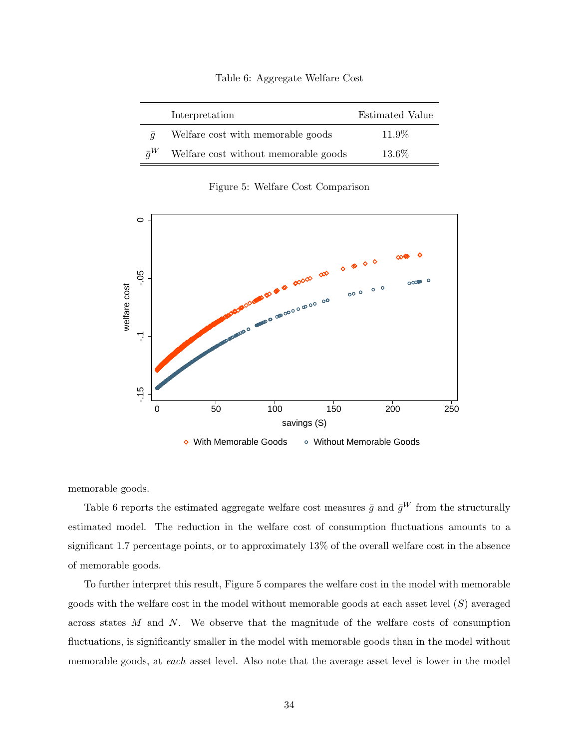Table 6: Aggregate Welfare Cost

| | Interpretation | Estimated Value |
|---|---|---|
| $\bar{g}$ | Welfare cost with memorable goods | 11.9% |
| $\bar{g}^W$ | Welfare cost without memorable goods | 13.6% |

Figure 5: Welfare Cost Comparison

memorable goods.

Table 6 reports the estimated aggregate welfare cost measures $\bar{g}$ and $\bar{g}^W$ from the structurally estimated model. The reduction in the welfare cost of consumption fluctuations amounts to a significant 1.7 percentage points, or to approximately 13% of the overall welfare cost in the absence of memorable goods.

To further interpret this result, Figure 5 compares the welfare cost in the model with memorable goods with the welfare cost in the model without memorable goods at each asset level ($S$) averaged across states $M$ and $N$. We observe that the magnitude of the welfare costs of consumption fluctuations, is significantly smaller in the model with memorable goods than in the model without memorable goods, at *each* asset level. Also note that the average asset level is lower in the model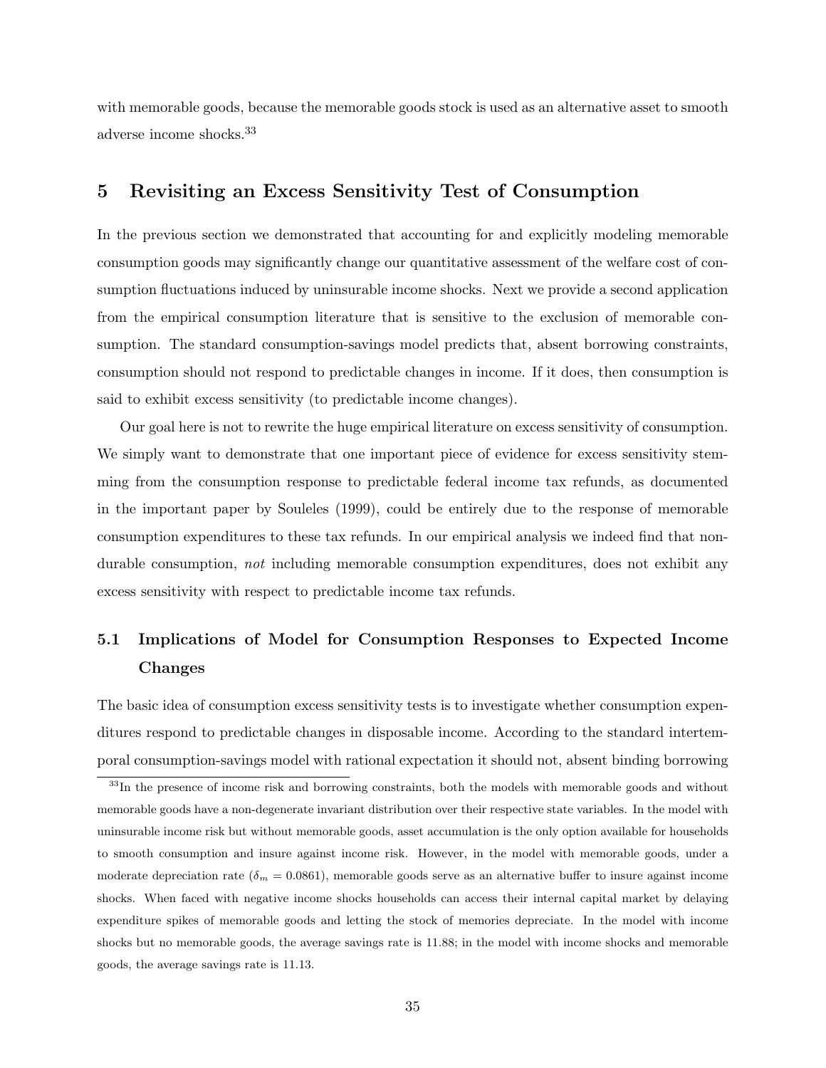with memorable goods, because the memorable goods stock is used as an alternative asset to smooth adverse income shocks.[33]

## 5 Revisiting an Excess Sensitivity Test of Consumption

In the previous section we demonstrated that accounting for and explicitly modeling memorable consumption goods may significantly change our quantitative assessment of the welfare cost of consumption fluctuations induced by uninsurable income shocks. Next we provide a second application from the empirical consumption literature that is sensitive to the exclusion of memorable consumption. The standard consumption-savings model predicts that, absent borrowing constraints, consumption should not respond to predictable changes in income. If it does, then consumption is said to exhibit excess sensitivity (to predictable income changes).

Our goal here is not to rewrite the huge empirical literature on excess sensitivity of consumption. We simply want to demonstrate that one important piece of evidence for excess sensitivity stemming from the consumption response to predictable federal income tax refunds, as documented in the important paper by Souleles (1999), could be entirely due to the response of memorable consumption expenditures to these tax refunds. In our empirical analysis we indeed find that nondurable consumption, *not* including memorable consumption expenditures, does not exhibit any excess sensitivity with respect to predictable income tax refunds.

### 5.1 Implications of Model for Consumption Responses to Expected Income Changes

The basic idea of consumption excess sensitivity tests is to investigate whether consumption expenditures respond to predictable changes in disposable income. According to the standard intertemporal consumption-savings model with rational expectation it should not, absent binding borrowing

[33] In the presence of income risk and borrowing constraints, both the models with memorable goods and without memorable goods have a non-degenerate invariant distribution over their respective state variables. In the model with uninsurable income risk but without memorable goods, asset accumulation is the only option available for households to smooth consumption and insure against income risk. However, in the model with memorable goods, under a moderate depreciation rate ($\delta_m = 0.0861$), memorable goods serve as an alternative buffer to insure against income shocks. When faced with negative income shocks households can access their internal capital market by delaying expenditure spikes of memorable goods and letting the stock of memories depreciate. In the model with income shocks but no memorable goods, the average savings rate is 11.88; in the model with income shocks and memorable goods, the average savings rate is 11.13.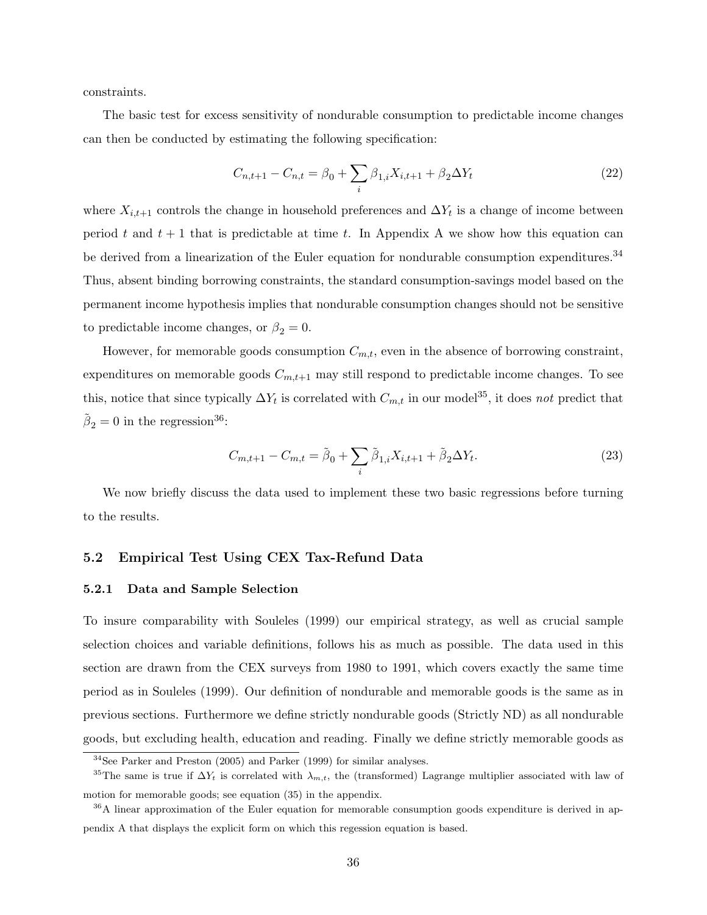constraints.

The basic test for excess sensitivity of nondurable consumption to predictable income changes can then be conducted by estimating the following specification:

$$C_{n,t+1} - C_{n,t} = \beta_0 + \sum_i \beta_{1,i} X_{i,t+1} + \beta_2 \Delta Y_t \tag{22}$$

where $X_{i,t+1}$ controls the change in household preferences and $\Delta Y_t$ is a change of income between period $t$ and $t+1$ that is predictable at time $t$. In Appendix A we show how this equation can be derived from a linearization of the Euler equation for nondurable consumption expenditures.[34] Thus, absent binding borrowing constraints, the standard consumption-savings model based on the permanent income hypothesis implies that nondurable consumption changes should not be sensitive to predictable income changes, or $\beta_2 = 0$.

However, for memorable goods consumption $C_{m,t}$, even in the absence of borrowing constraint, expenditures on memorable goods $C_{m,t+1}$ may still respond to predictable income changes. To see this, notice that since typically $\Delta Y_t$ is correlated with $C_{m,t}$ in our model[35], it does *not* predict that $\tilde{\beta}_2 = 0$ in the regression[36]:

$$C_{m,t+1} - C_{m,t} = \tilde{\beta}_0 + \sum_i \tilde{\beta}_{1,i} X_{i,t+1} + \tilde{\beta}_2 \Delta Y_t. \tag{23}$$

We now briefly discuss the data used to implement these two basic regressions before turning to the results.

### 5.2 Empirical Test Using CEX Tax-Refund Data

#### 5.2.1 Data and Sample Selection

To insure comparability with Souleles (1999) our empirical strategy, as well as crucial sample selection choices and variable definitions, follows his as much as possible. The data used in this section are drawn from the CEX surveys from 1980 to 1991, which covers exactly the same time period as in Souleles (1999). Our definition of nondurable and memorable goods is the same as in previous sections. Furthermore we define strictly nondurable goods (Strictly ND) as all nondurable goods, but excluding health, education and reading. Finally we define strictly memorable goods as

---

[34] See Parker and Preston (2005) and Parker (1999) for similar analyses.

[35] The same is true if $\Delta Y_t$ is correlated with $\lambda_{m,t}$, the (transformed) Lagrange multiplier associated with law of motion for memorable goods; see equation (35) in the appendix.

[36] A linear approximation of the Euler equation for memorable consumption goods expenditure is derived in appendix A that displays the explicit form on which this regession equation is based.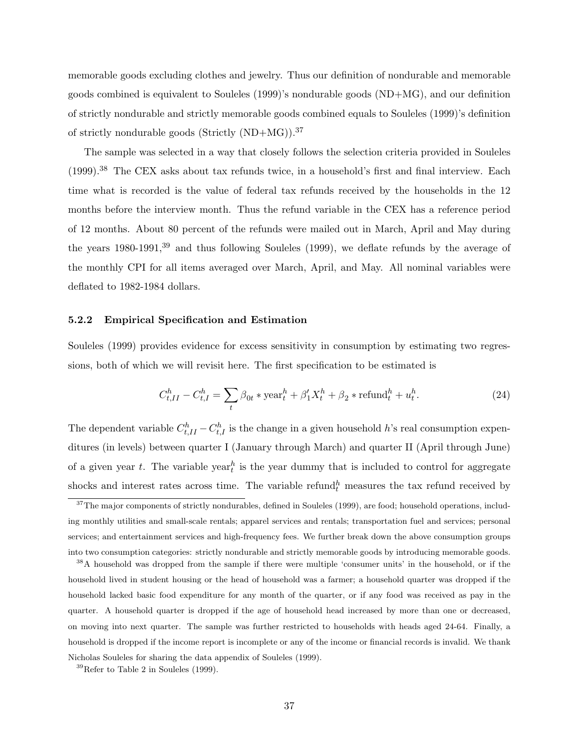memorable goods excluding clothes and jewelry. Thus our definition of nondurable and memorable goods combined is equivalent to Souleles (1999)'s nondurable goods (ND+MG), and our definition of strictly nondurable and strictly memorable goods combined equals to Souleles (1999)'s definition of strictly nondurable goods (Strictly (ND+MG)).[37]

The sample was selected in a way that closely follows the selection criteria provided in Souleles (1999).[38] The CEX asks about tax refunds twice, in a household's first and final interview. Each time what is recorded is the value of federal tax refunds received by the households in the 12 months before the interview month. Thus the refund variable in the CEX has a reference period of 12 months. About 80 percent of the refunds were mailed out in March, April and May during the years 1980-1991,[39] and thus following Souleles (1999), we deflate refunds by the average of the monthly CPI for all items averaged over March, April, and May. All nominal variables were deflated to 1982-1984 dollars.

### 5.2.2 Empirical Specification and Estimation

Souleles (1999) provides evidence for excess sensitivity in consumption by estimating two regressions, both of which we will revisit here. The first specification to be estimated is

$$C^h_{t,II} - C^h_{t,I} = \sum_t \beta_{0t} * \text{year}^h_t + \beta_1' X^h_t + \beta_2 * \text{refund}^h_t + u^h_t. \tag{24}$$

The dependent variable $C^h_{t,II} - C^h_{t,I}$ is the change in a given household $h$'s real consumption expenditures (in levels) between quarter I (January through March) and quarter II (April through June) of a given year $t$. The variable $\text{year}^h_t$ is the year dummy that is included to control for aggregate shocks and interest rates across time. The variable $\text{refund}^h_t$ measures the tax refund received by

[37] The major components of strictly nondurables, defined in Souleles (1999), are food; household operations, including monthly utilities and small-scale rentals; apparel services and rentals; transportation fuel and services; personal services; and entertainment services and high-frequency fees. We further break down the above consumption groups into two consumption categories: strictly nondurable and strictly memorable goods by introducing memorable goods.

[38] A household was dropped from the sample if there were multiple 'consumer units' in the household, or if the household lived in student housing or the head of household was a farmer; a household quarter was dropped if the household lacked basic food expenditure for any month of the quarter, or if any food was received as pay in the quarter. A household quarter is dropped if the age of household head increased by more than one or decreased, on moving into next quarter. The sample was further restricted to households with heads aged 24-64. Finally, a household is dropped if the income report is incomplete or any of the income or financial records is invalid. We thank Nicholas Souleles for sharing the data appendix of Souleles (1999).

[39] Refer to Table 2 in Souleles (1999).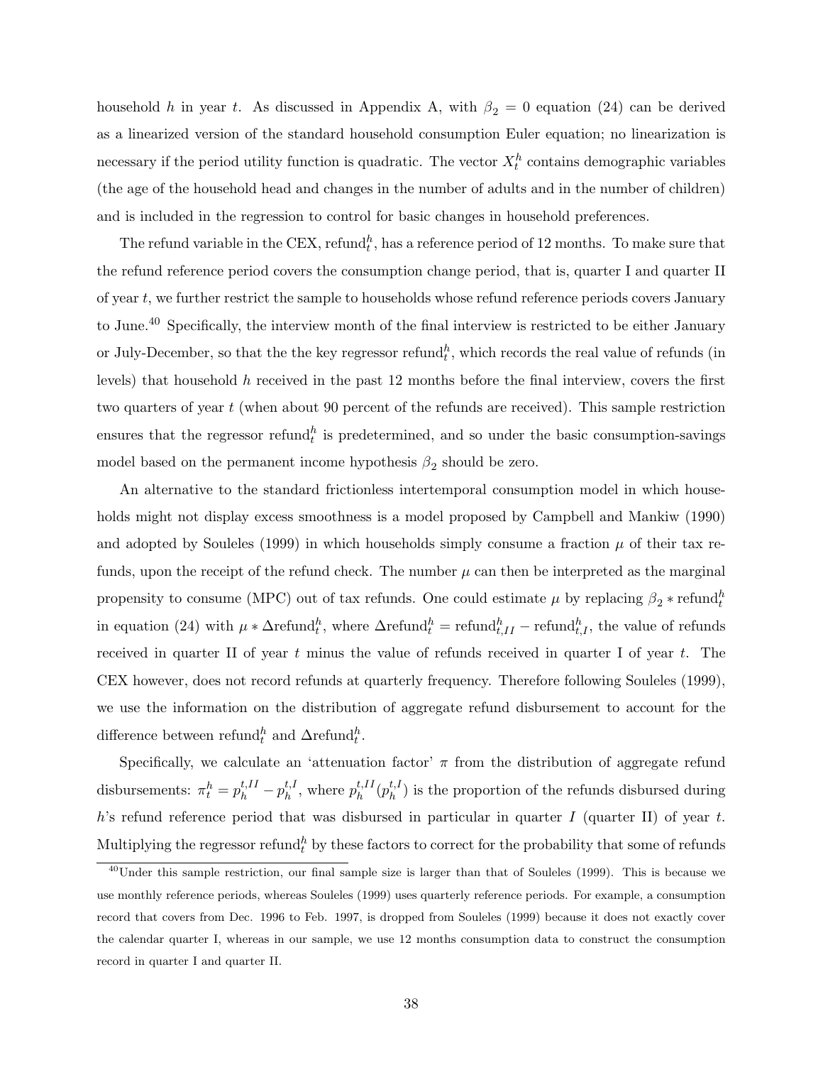household $h$ in year $t$. As discussed in Appendix A, with $\beta_2 = 0$ equation (24) can be derived as a linearized version of the standard household consumption Euler equation; no linearization is necessary if the period utility function is quadratic. The vector $X_t^h$ contains demographic variables (the age of the household head and changes in the number of adults and in the number of children) and is included in the regression to control for basic changes in household preferences.

The refund variable in the CEX, $\text{refund}_t^h$, has a reference period of 12 months. To make sure that the refund reference period covers the consumption change period, that is, quarter I and quarter II of year $t$, we further restrict the sample to households whose refund reference periods covers January to June.[40] Specifically, the interview month of the final interview is restricted to be either January or July-December, so that the the key regressor $\text{refund}_t^h$, which records the real value of refunds (in levels) that household $h$ received in the past 12 months before the final interview, covers the first two quarters of year $t$ (when about 90 percent of the refunds are received). This sample restriction ensures that the regressor $\text{refund}_t^h$ is predetermined, and so under the basic consumption-savings model based on the permanent income hypothesis $\beta_2$ should be zero.

An alternative to the standard frictionless intertemporal consumption model in which households might not display excess smoothness is a model proposed by Campbell and Mankiw (1990) and adopted by Souleles (1999) in which households simply consume a fraction $\mu$ of their tax refunds, upon the receipt of the refund check. The number $\mu$ can then be interpreted as the marginal propensity to consume (MPC) out of tax refunds. One could estimate $\mu$ by replacing $\beta_2 * \text{refund}_t^h$ in equation (24) with $\mu * \Delta\text{refund}_t^h$, where $\Delta\text{refund}_t^h = \text{refund}_{t,II}^h - \text{refund}_{t,I}^h$, the value of refunds received in quarter II of year $t$ minus the value of refunds received in quarter I of year $t$. The CEX however, does not record refunds at quarterly frequency. Therefore following Souleles (1999), we use the information on the distribution of aggregate refund disbursement to account for the difference between $\text{refund}_t^h$ and $\Delta\text{refund}_t^h$.

Specifically, we calculate an 'attenuation factor' $\pi$ from the distribution of aggregate refund disbursements: $\pi_t^h = p_h^{t,II} - p_h^{t,I}$, where $p_h^{t,II}(p_h^{t,I})$ is the proportion of the refunds disbursed during $h$'s refund reference period that was disbursed in particular in quarter $I$ (quarter II) of year $t$. Multiplying the regressor $\text{refund}_t^h$ by these factors to correct for the probability that some of refunds

[40]Under this sample restriction, our final sample size is larger than that of Souleles (1999). This is because we use monthly reference periods, whereas Souleles (1999) uses quarterly reference periods. For example, a consumption record that covers from Dec. 1996 to Feb. 1997, is dropped from Souleles (1999) because it does not exactly cover the calendar quarter I, whereas in our sample, we use 12 months consumption data to construct the consumption record in quarter I and quarter II.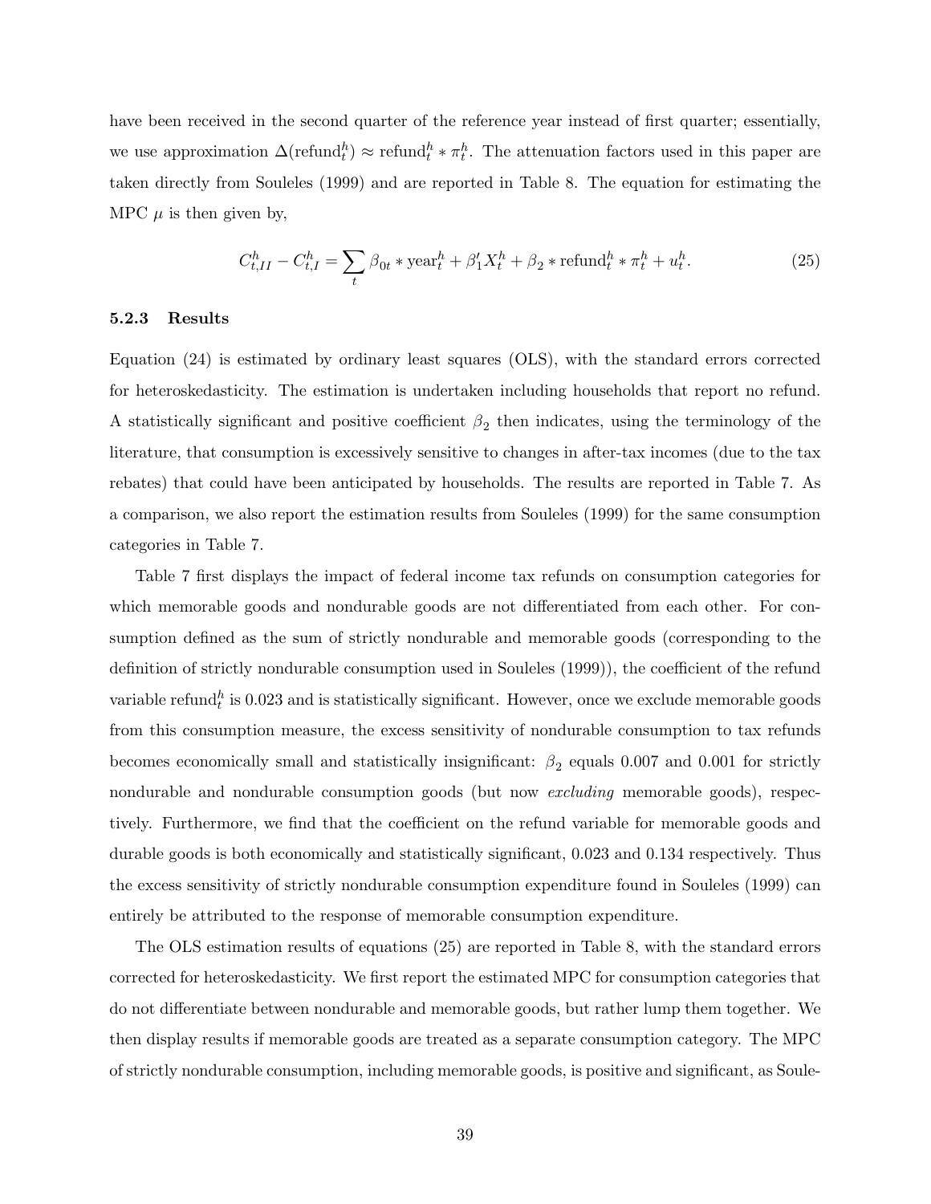have been received in the second quarter of the reference year instead of first quarter; essentially, we use approximation $\Delta(\text{refund}_t^h) \approx \text{refund}_t^h * \pi_t^h$. The attenuation factors used in this paper are taken directly from Souleles (1999) and are reported in Table 8. The equation for estimating the MPC $\mu$ is then given by,

$$C_{t,II}^h - C_{t,I}^h = \sum_t \beta_{0t} * \text{year}_t^h + \beta_1' X_t^h + \beta_2 * \text{refund}_t^h * \pi_t^h + u_t^h. \tag{25}$$

### 5.2.3 Results

Equation (24) is estimated by ordinary least squares (OLS), with the standard errors corrected for heteroskedasticity. The estimation is undertaken including households that report no refund. A statistically significant and positive coefficient $\beta_2$ then indicates, using the terminology of the literature, that consumption is excessively sensitive to changes in after-tax incomes (due to the tax rebates) that could have been anticipated by households. The results are reported in Table 7. As a comparison, we also report the estimation results from Souleles (1999) for the same consumption categories in Table 7.

Table 7 first displays the impact of federal income tax refunds on consumption categories for which memorable goods and nondurable goods are not differentiated from each other. For consumption defined as the sum of strictly nondurable and memorable goods (corresponding to the definition of strictly nondurable consumption used in Souleles (1999)), the coefficient of the refund variable $\text{refund}_t^h$ is 0.023 and is statistically significant. However, once we exclude memorable goods from this consumption measure, the excess sensitivity of nondurable consumption to tax refunds becomes economically small and statistically insignificant: $\beta_2$ equals 0.007 and 0.001 for strictly nondurable and nondurable consumption goods (but now *excluding* memorable goods), respectively. Furthermore, we find that the coefficient on the refund variable for memorable goods and durable goods is both economically and statistically significant, 0.023 and 0.134 respectively. Thus the excess sensitivity of strictly nondurable consumption expenditure found in Souleles (1999) can entirely be attributed to the response of memorable consumption expenditure.

The OLS estimation results of equations (25) are reported in Table 8, with the standard errors corrected for heteroskedasticity. We first report the estimated MPC for consumption categories that do not differentiate between nondurable and memorable goods, but rather lump them together. We then display results if memorable goods are treated as a separate consumption category. The MPC of strictly nondurable consumption, including memorable goods, is positive and significant, as Soule-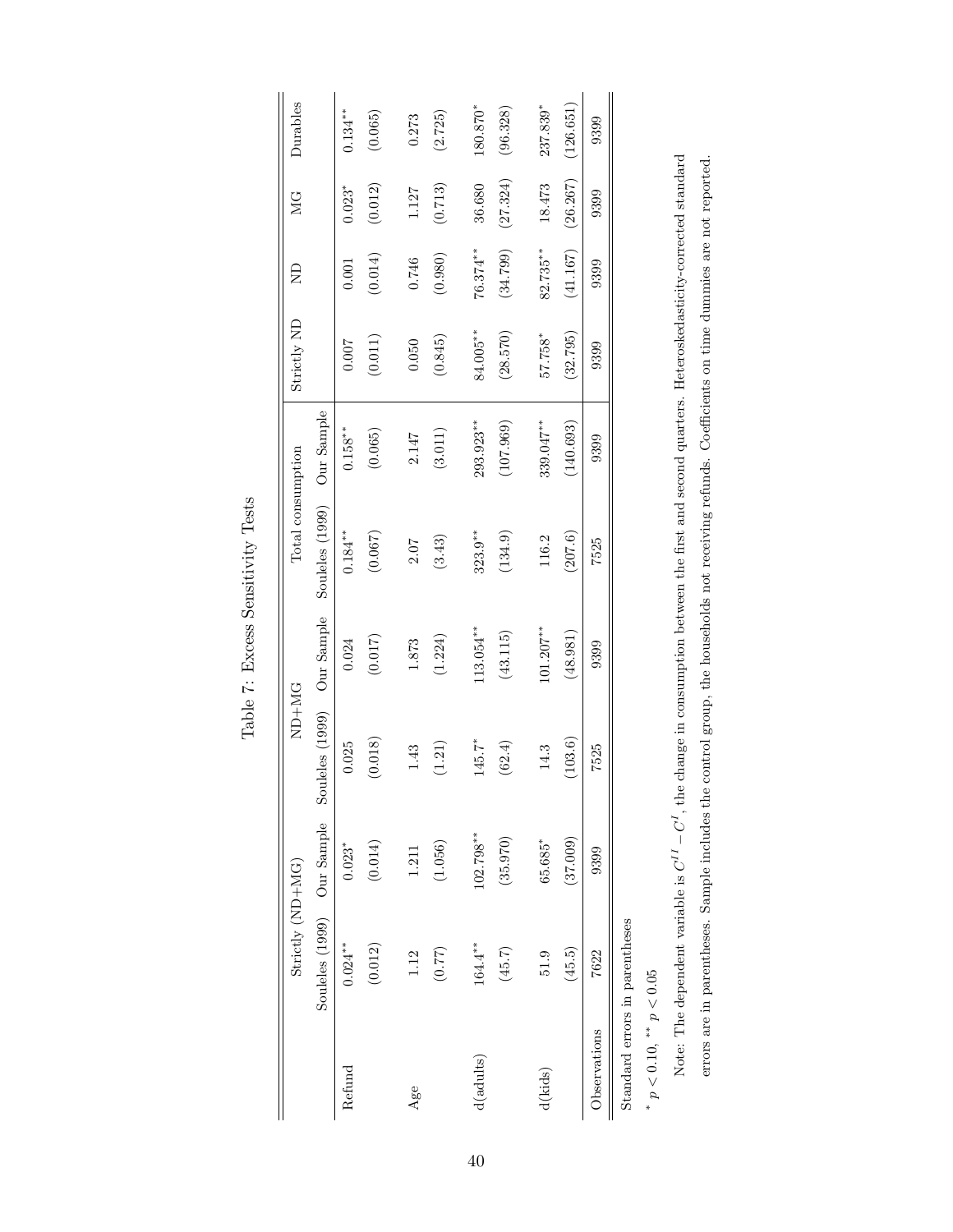Table 7: Excess Sensitivity Tests

| | Strictly (ND+MG) | | ND+MG | | Total consumption | | Strictly ND | ND | MG | Durables |
|---|---|---|---|---|---|---|---|---|---|---|
| | Souleles (1999) | Our Sample | Souleles (1999) | Our Sample | Souleles (1999) | Our Sample | | | | |
| Refund | 0.024** | 0.023* | 0.025 | 0.024 | 0.184** | 0.158** | 0.007 | 0.001 | 0.023* | 0.134** |
| | (0.012) | (0.014) | (0.018) | (0.017) | (0.067) | (0.065) | (0.011) | (0.014) | (0.012) | (0.065) |
| Age | 1.12 | 1.211 | 1.43 | 1.873 | 2.07 | 2.147 | 0.050 | 0.746 | 1.127 | 0.273 |
| | (0.77) | (1.056) | (1.21) | (1.224) | (3.43) | (3.011) | (0.845) | (0.980) | (0.713) | (2.725) |
| d(adults) | 164.4** | 102.798** | 145.7* | 113.054** | 323.9** | 293.923** | 84.005** | 76.374** | 36.680 | 180.870* |
| | (45.7) | (35.970) | (62.4) | (43.115) | (134.9) | (107.969) | (28.570) | (34.799) | (27.324) | (96.328) |
| d(kids) | 51.9 | 65.685* | 14.3 | 101.207** | 116.2 | 339.047** | 57.758* | 82.735** | 18.473 | 237.839* |
| | (45.5) | (37.009) | (103.6) | (48.981) | (207.6) | (140.693) | (32.795) | (41.167) | (26.267) | (126.651) |
| Observations | 7622 | 9399 | 7525 | 9399 | 7525 | 9399 | 9399 | 9399 | 9399 | 9399 |

Standard errors in parentheses

\* $p < 0.10$, \*\* $p < 0.05$

Note: The dependent variable is $C^{II} - C^{I}$, the change in consumption between the first and second quarters. Heteroskedasticity-corrected standard errors are in parentheses. Sample includes the control group, the households not receiving refunds. Coefficients on time dummies are not reported.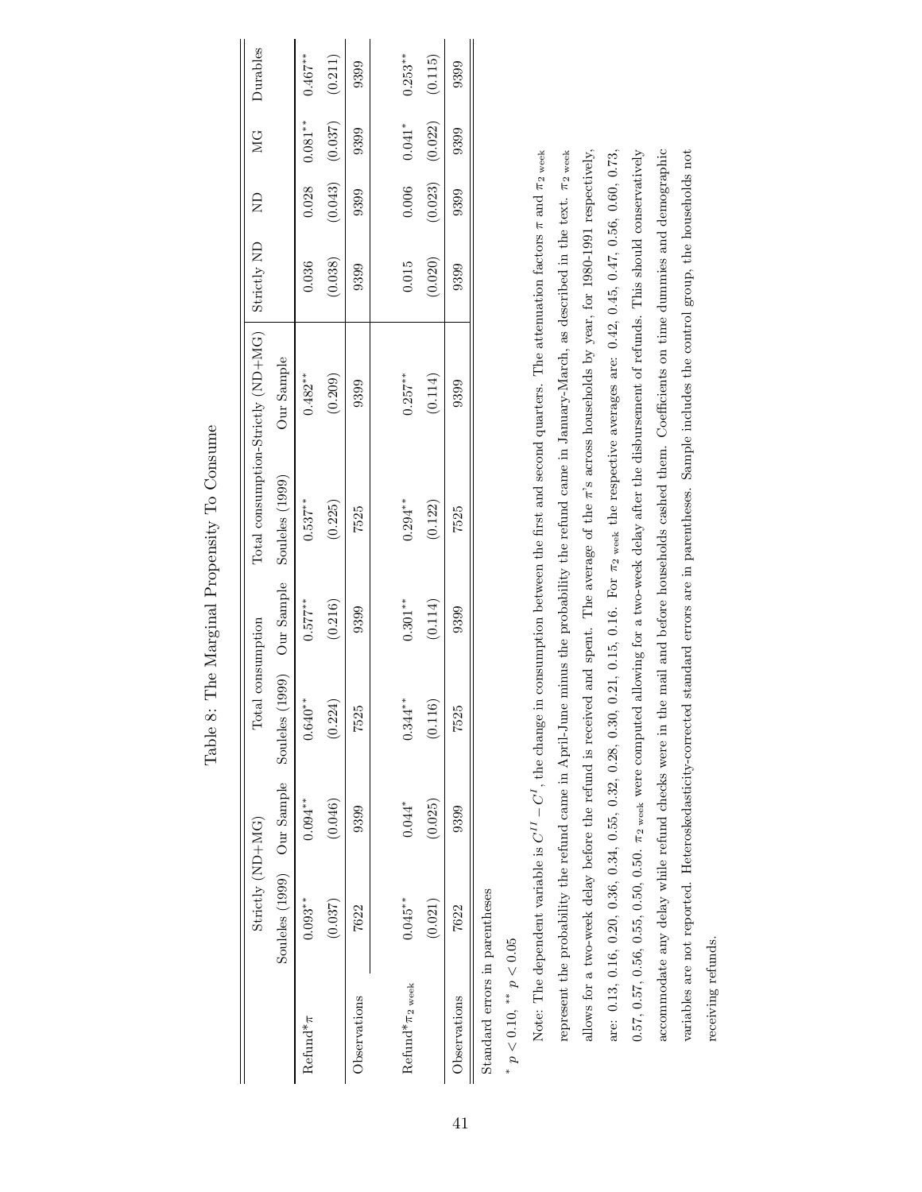## Table 8: The Marginal Propensity To Consume

| | Strictly (ND+MG) | | Total consumption | | Total consumption-Strictly (ND+MG) | | Strictly ND | ND | MG | Durables |
|---|---|---|---|---|---|---|---|---|---|---|
| | Souleles (1999) | Our Sample | Souleles (1999) | Our Sample | Souleles (1999) | Our Sample | | | | |
| Refund*$\pi$ | 0.093** | 0.094** | 0.640** | 0.577** | 0.537** | 0.482** | 0.036 | 0.028 | 0.081** | 0.467** |
| | (0.037) | (0.046) | (0.224) | (0.216) | (0.225) | (0.209) | (0.038) | (0.043) | (0.037) | (0.211) |
| Observations | 7622 | 9399 | 7525 | 9399 | 7525 | 9399 | 9399 | 9399 | 9399 | 9399 |
| Refund*$\pi_{2\text{ week}}$ | 0.045** | 0.044* | 0.344** | 0.301** | 0.294** | 0.257** | 0.015 | 0.006 | 0.041* | 0.253** |
| | (0.021) | (0.025) | (0.116) | (0.114) | (0.122) | (0.114) | (0.020) | (0.023) | (0.022) | (0.115) |
| Observations | 7622 | 9399 | 7525 | 9399 | 7525 | 9399 | 9399 | 9399 | 9399 | 9399 |

Standard errors in parentheses

* $p < 0.10$, ** $p < 0.05$

Note: The dependent variable is $C^{II} - C^{I}$, the change in consumption between the first and second quarters. The attenuation factors $\pi$ and $\pi_{2\text{ week}}$ represent the probability the refund came in April-June minus the probability the refund came in January-March, as described in the text. $\pi_{2\text{ week}}$ allows for a two-week delay before the refund is received and spent. The average of the $\pi$'s across households by year, for 1980-1991 respectively, are: 0.13, 0.16, 0.20, 0.36, 0.34, 0.55, 0.32, 0.28, 0.30, 0.21, 0.15, 0.16. For $\pi_{2\text{ week}}$ the respective averages are: 0.42, 0.45, 0.47, 0.56, 0.60, 0.73, 0.57, 0.57, 0.56, 0.55, 0.50, 0.50. $\pi_{2\text{ week}}$ were computed allowing for a two-week delay after the disbursement of refunds. This should conservatively accommodate any delay while refund checks were in the mail and before households cashed them. Coefficients on time dummies and demographic variables are not reported. Heteroskedasticity-corrected standard errors are in parentheses. Sample includes the control group, the households not receiving refunds.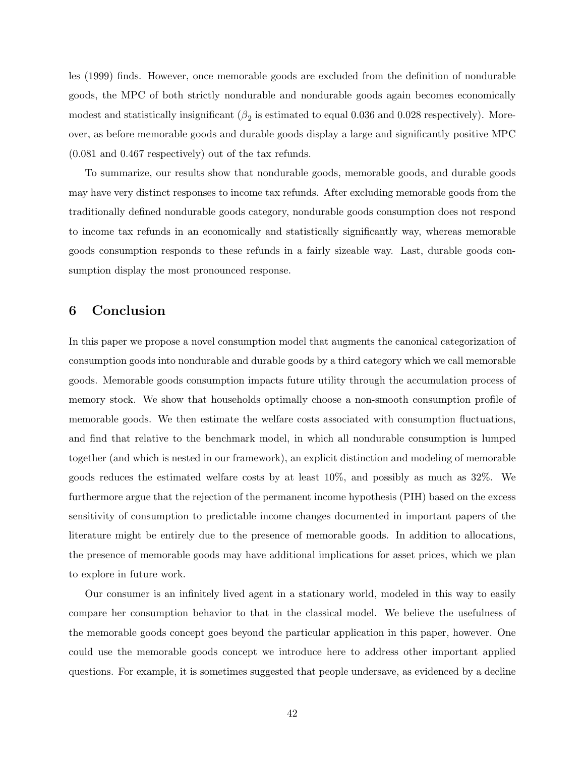les (1999) finds. However, once memorable goods are excluded from the definition of nondurable goods, the MPC of both strictly nondurable and nondurable goods again becomes economically modest and statistically insignificant ($\beta_2$ is estimated to equal 0.036 and 0.028 respectively). Moreover, as before memorable goods and durable goods display a large and significantly positive MPC (0.081 and 0.467 respectively) out of the tax refunds.

To summarize, our results show that nondurable goods, memorable goods, and durable goods may have very distinct responses to income tax refunds. After excluding memorable goods from the traditionally defined nondurable goods category, nondurable goods consumption does not respond to income tax refunds in an economically and statistically significantly way, whereas memorable goods consumption responds to these refunds in a fairly sizeable way. Last, durable goods consumption display the most pronounced response.

# 6 Conclusion

In this paper we propose a novel consumption model that augments the canonical categorization of consumption goods into nondurable and durable goods by a third category which we call memorable goods. Memorable goods consumption impacts future utility through the accumulation process of memory stock. We show that households optimally choose a non-smooth consumption profile of memorable goods. We then estimate the welfare costs associated with consumption fluctuations, and find that relative to the benchmark model, in which all nondurable consumption is lumped together (and which is nested in our framework), an explicit distinction and modeling of memorable goods reduces the estimated welfare costs by at least 10%, and possibly as much as 32%. We furthermore argue that the rejection of the permanent income hypothesis (PIH) based on the excess sensitivity of consumption to predictable income changes documented in important papers of the literature might be entirely due to the presence of memorable goods. In addition to allocations, the presence of memorable goods may have additional implications for asset prices, which we plan to explore in future work.

Our consumer is an infinitely lived agent in a stationary world, modeled in this way to easily compare her consumption behavior to that in the classical model. We believe the usefulness of the memorable goods concept goes beyond the particular application in this paper, however. One could use the memorable goods concept we introduce here to address other important applied questions. For example, it is sometimes suggested that people undersave, as evidenced by a decline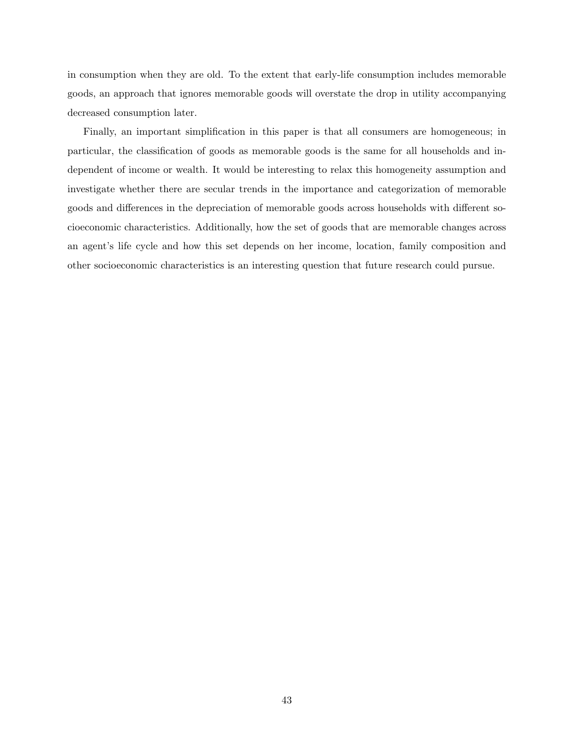in consumption when they are old. To the extent that early-life consumption includes memorable goods, an approach that ignores memorable goods will overstate the drop in utility accompanying decreased consumption later.

Finally, an important simplification in this paper is that all consumers are homogeneous; in particular, the classification of goods as memorable goods is the same for all households and independent of income or wealth. It would be interesting to relax this homogeneity assumption and investigate whether there are secular trends in the importance and categorization of memorable goods and differences in the depreciation of memorable goods across households with different socioeconomic characteristics. Additionally, how the set of goods that are memorable changes across an agent's life cycle and how this set depends on her income, location, family composition and other socioeconomic characteristics is an interesting question that future research could pursue.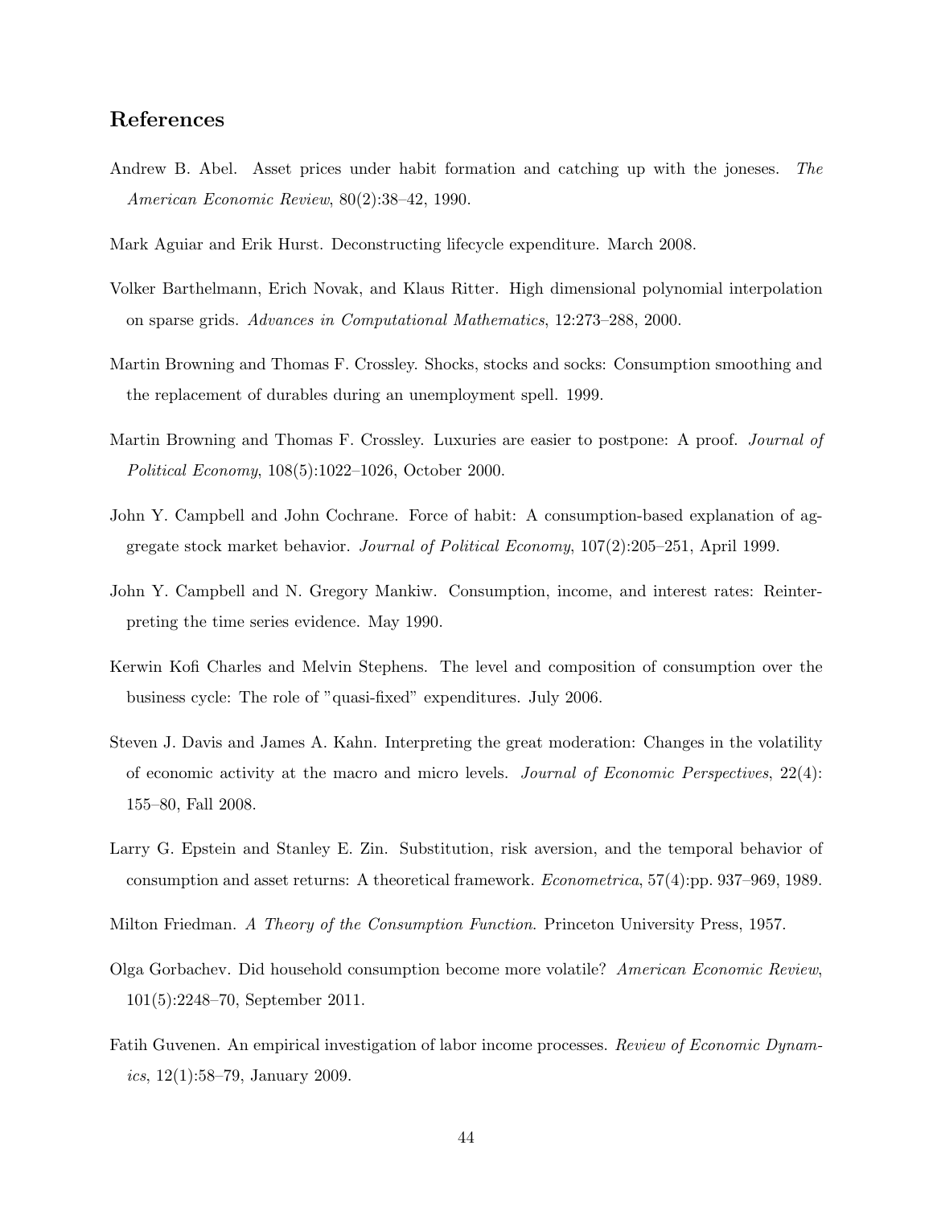## References

Andrew B. Abel. Asset prices under habit formation and catching up with the joneses. *The American Economic Review*, 80(2):38–42, 1990.

Mark Aguiar and Erik Hurst. Deconstructing lifecycle expenditure. March 2008.

Volker Barthelmann, Erich Novak, and Klaus Ritter. High dimensional polynomial interpolation on sparse grids. *Advances in Computational Mathematics*, 12:273–288, 2000.

Martin Browning and Thomas F. Crossley. Shocks, stocks and socks: Consumption smoothing and the replacement of durables during an unemployment spell. 1999.

Martin Browning and Thomas F. Crossley. Luxuries are easier to postpone: A proof. *Journal of Political Economy*, 108(5):1022–1026, October 2000.

John Y. Campbell and John Cochrane. Force of habit: A consumption-based explanation of aggregate stock market behavior. *Journal of Political Economy*, 107(2):205–251, April 1999.

John Y. Campbell and N. Gregory Mankiw. Consumption, income, and interest rates: Reinterpreting the time series evidence. May 1990.

Kerwin Kofi Charles and Melvin Stephens. The level and composition of consumption over the business cycle: The role of "quasi-fixed" expenditures. July 2006.

Steven J. Davis and James A. Kahn. Interpreting the great moderation: Changes in the volatility of economic activity at the macro and micro levels. *Journal of Economic Perspectives*, 22(4): 155–80, Fall 2008.

Larry G. Epstein and Stanley E. Zin. Substitution, risk aversion, and the temporal behavior of consumption and asset returns: A theoretical framework. *Econometrica*, 57(4):pp. 937–969, 1989.

Milton Friedman. *A Theory of the Consumption Function*. Princeton University Press, 1957.

Olga Gorbachev. Did household consumption become more volatile? *American Economic Review*, 101(5):2248–70, September 2011.

Fatih Guvenen. An empirical investigation of labor income processes. *Review of Economic Dynamics*, 12(1):58–79, January 2009.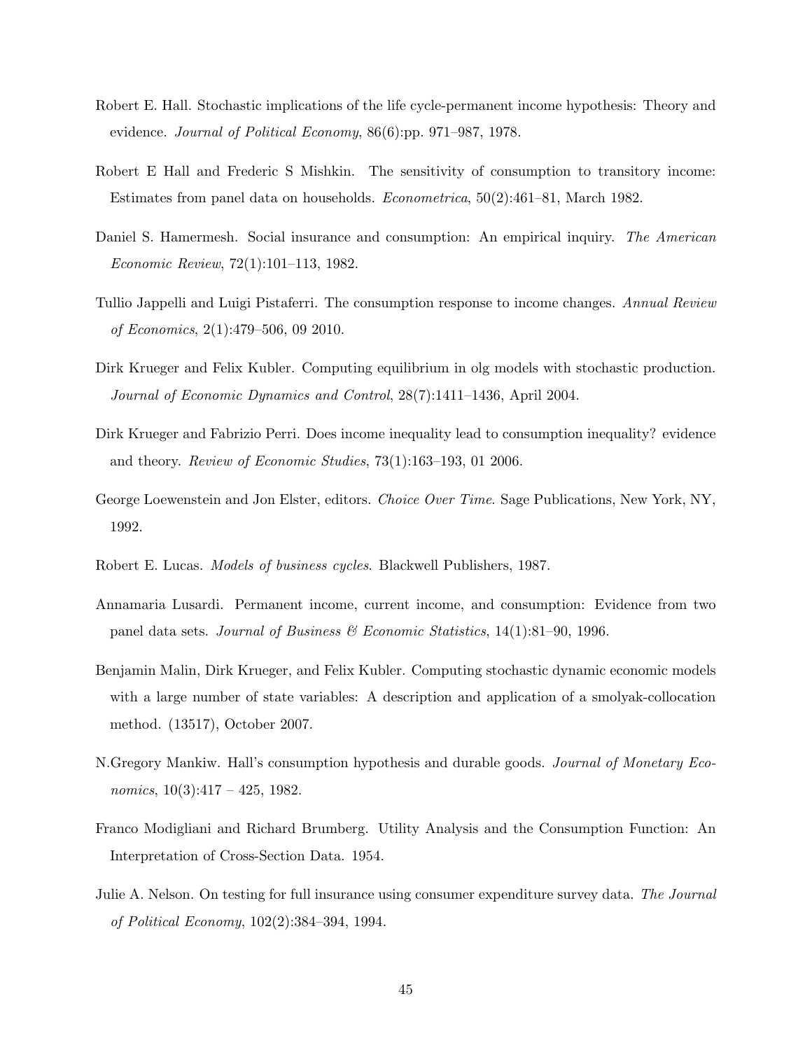Robert E. Hall. Stochastic implications of the life cycle-permanent income hypothesis: Theory and evidence. *Journal of Political Economy*, 86(6):pp. 971–987, 1978.

Robert E Hall and Frederic S Mishkin. The sensitivity of consumption to transitory income: Estimates from panel data on households. *Econometrica*, 50(2):461–81, March 1982.

Daniel S. Hamermesh. Social insurance and consumption: An empirical inquiry. *The American Economic Review*, 72(1):101–113, 1982.

Tullio Jappelli and Luigi Pistaferri. The consumption response to income changes. *Annual Review of Economics*, 2(1):479–506, 09 2010.

Dirk Krueger and Felix Kubler. Computing equilibrium in olg models with stochastic production. *Journal of Economic Dynamics and Control*, 28(7):1411–1436, April 2004.

Dirk Krueger and Fabrizio Perri. Does income inequality lead to consumption inequality? evidence and theory. *Review of Economic Studies*, 73(1):163–193, 01 2006.

George Loewenstein and Jon Elster, editors. *Choice Over Time*. Sage Publications, New York, NY, 1992.

Robert E. Lucas. *Models of business cycles*. Blackwell Publishers, 1987.

Annamaria Lusardi. Permanent income, current income, and consumption: Evidence from two panel data sets. *Journal of Business & Economic Statistics*, 14(1):81–90, 1996.

Benjamin Malin, Dirk Krueger, and Felix Kubler. Computing stochastic dynamic economic models with a large number of state variables: A description and application of a smolyak-collocation method. (13517), October 2007.

N.Gregory Mankiw. Hall's consumption hypothesis and durable goods. *Journal of Monetary Economics*, 10(3):417 – 425, 1982.

Franco Modigliani and Richard Brumberg. Utility Analysis and the Consumption Function: An Interpretation of Cross-Section Data. 1954.

Julie A. Nelson. On testing for full insurance using consumer expenditure survey data. *The Journal of Political Economy*, 102(2):384–394, 1994.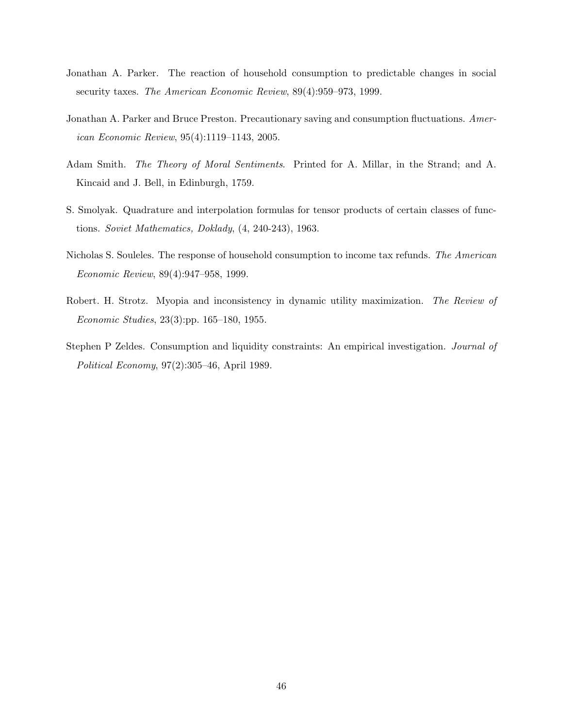Jonathan A. Parker. The reaction of household consumption to predictable changes in social security taxes. *The American Economic Review*, 89(4):959–973, 1999.

Jonathan A. Parker and Bruce Preston. Precautionary saving and consumption fluctuations. *American Economic Review*, 95(4):1119–1143, 2005.

Adam Smith. *The Theory of Moral Sentiments*. Printed for A. Millar, in the Strand; and A. Kincaid and J. Bell, in Edinburgh, 1759.

S. Smolyak. Quadrature and interpolation formulas for tensor products of certain classes of functions. *Soviet Mathematics, Doklady*, (4, 240-243), 1963.

Nicholas S. Souleles. The response of household consumption to income tax refunds. *The American Economic Review*, 89(4):947–958, 1999.

Robert. H. Strotz. Myopia and inconsistency in dynamic utility maximization. *The Review of Economic Studies*, 23(3):pp. 165–180, 1955.

Stephen P Zeldes. Consumption and liquidity constraints: An empirical investigation. *Journal of Political Economy*, 97(2):305–46, April 1989.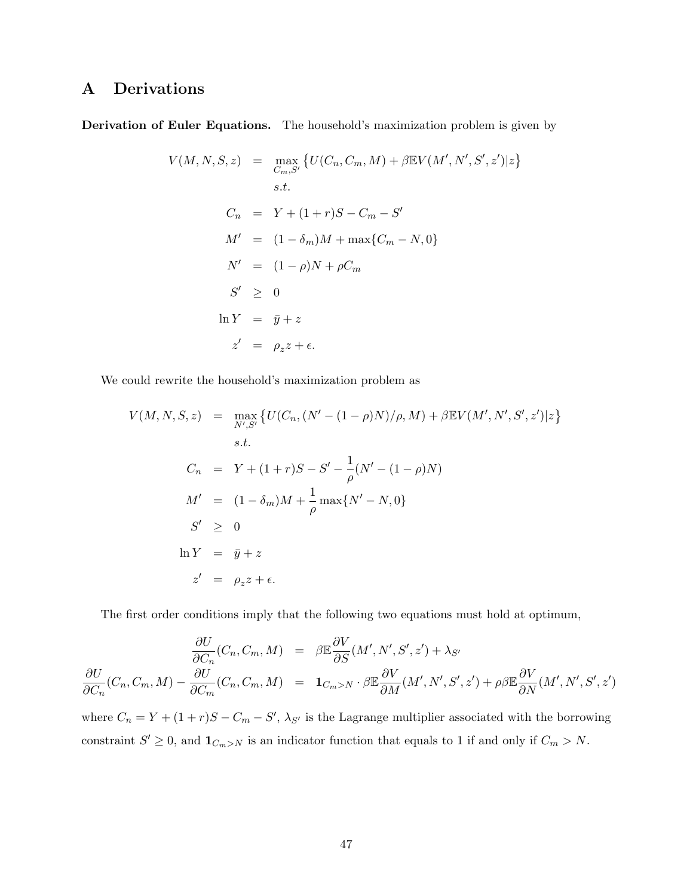# A Derivations

**Derivation of Euler Equations.** The household's maximization problem is given by

$$
\begin{aligned}
V(M,N,S,z) &= \max_{C_m,S'} \left\{ U(C_n,C_m,M) + \beta \mathbb{E} V(M',N',S',z')|z \right\} \\
& \quad s.t. \\
C_n &= Y + (1+r)S - C_m - S' \\
M' &= (1-\delta_m)M + \max\{C_m - N, 0\} \\
N' &= (1-\rho)N + \rho C_m \\
S' &\geq 0 \\
\ln Y &= \bar{y} + z \\
z' &= \rho_z z + \epsilon.
\end{aligned}
$$

We could rewrite the household's maximization problem as

$$
\begin{aligned}
V(M,N,S,z) &= \max_{N',S'} \left\{ U(C_n,(N'-(1-\rho)N)/\rho,M) + \beta \mathbb{E} V(M',N',S',z')|z \right\} \\
& \quad s.t. \\
C_n &= Y + (1+r)S - S' - \frac{1}{\rho}(N' - (1-\rho)N) \\
M' &= (1-\delta_m)M + \frac{1}{\rho}\max\{N' - N, 0\} \\
S' &\geq 0 \\
\ln Y &= \bar{y} + z \\
z' &= \rho_z z + \epsilon.
\end{aligned}
$$

The first order conditions imply that the following two equations must hold at optimum,

$$
\begin{aligned}
\frac{\partial U}{\partial C_n}(C_n,C_m,M) &= \beta \mathbb{E} \frac{\partial V}{\partial S}(M',N',S',z') + \lambda_{S'} \\
\frac{\partial U}{\partial C_n}(C_n,C_m,M) - \frac{\partial U}{\partial C_m}(C_n,C_m,M) &= \mathbf{1}_{C_m > N} \cdot \beta \mathbb{E} \frac{\partial V}{\partial M}(M',N',S',z') + \rho\beta \mathbb{E} \frac{\partial V}{\partial N}(M',N',S',z')
\end{aligned}
$$

where $C_n = Y + (1+r)S - C_m - S'$, $\lambda_{S'}$ is the Lagrange multiplier associated with the borrowing constraint $S' \geq 0$, and $\mathbf{1}_{C_m > N}$ is an indicator function that equals to 1 if and only if $C_m > N$.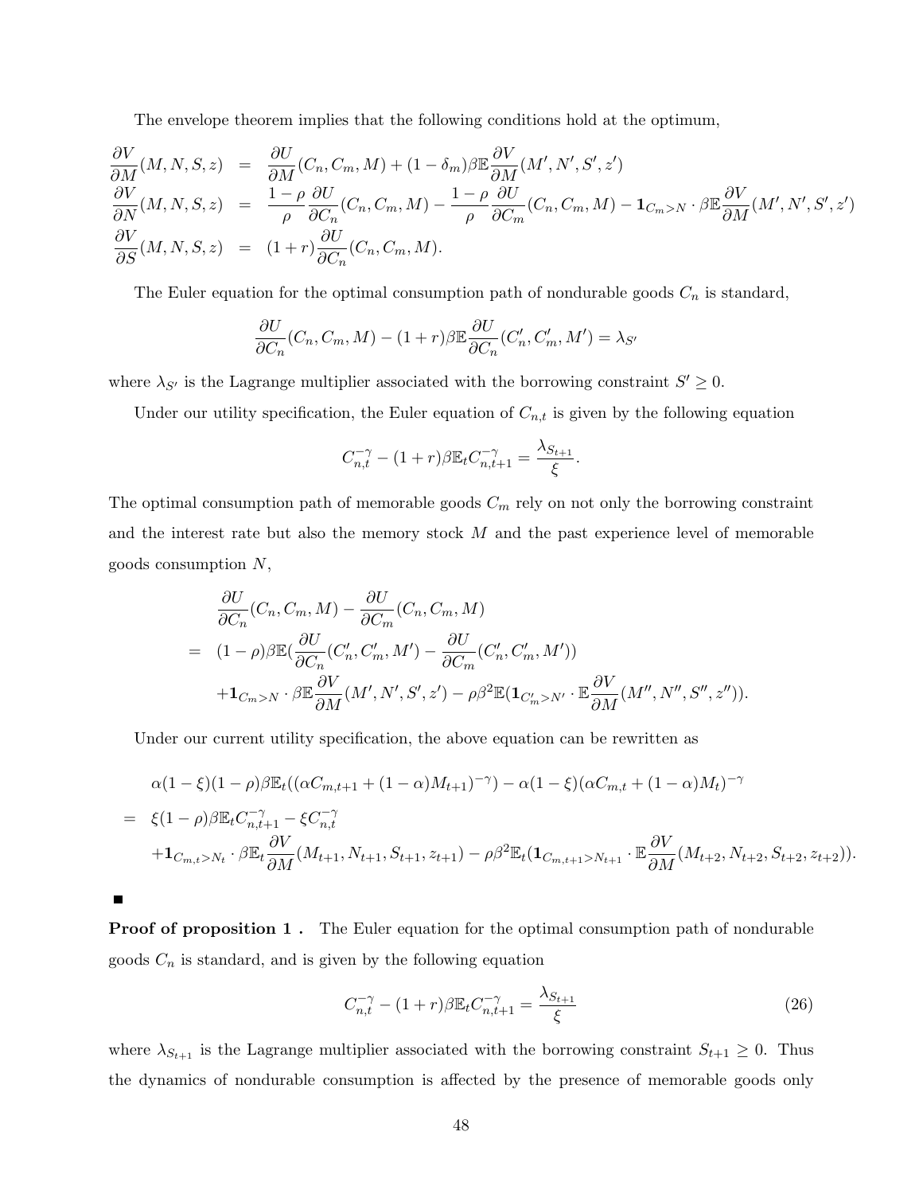The envelope theorem implies that the following conditions hold at the optimum,

$$
\begin{aligned}
\frac{\partial V}{\partial M}(M,N,S,z) &= \frac{\partial U}{\partial M}(C_n,C_m,M) + (1-\delta_m)\beta\mathbb{E}\frac{\partial V}{\partial M}(M',N',S',z') \\
\frac{\partial V}{\partial N}(M,N,S,z) &= \frac{1-\rho}{\rho}\frac{\partial U}{\partial C_n}(C_n,C_m,M) - \frac{1-\rho}{\rho}\frac{\partial U}{\partial C_m}(C_n,C_m,M) - \mathbf{1}_{C_m>N}\cdot\beta\mathbb{E}\frac{\partial V}{\partial M}(M',N',S',z') \\
\frac{\partial V}{\partial S}(M,N,S,z) &= (1+r)\frac{\partial U}{\partial C_n}(C_n,C_m,M).
\end{aligned}
$$

The Euler equation for the optimal consumption path of nondurable goods $C_n$ is standard,

$$
\frac{\partial U}{\partial C_n}(C_n,C_m,M) - (1+r)\beta\mathbb{E}\frac{\partial U}{\partial C_n}(C_n',C_m',M') = \lambda_{S'}
$$

where $\lambda_{S'}$ is the Lagrange multiplier associated with the borrowing constraint $S' \geq 0$.

Under our utility specification, the Euler equation of $C_{n,t}$ is given by the following equation

$$
C_{n,t}^{-\gamma} - (1+r)\beta\mathbb{E}_t C_{n,t+1}^{-\gamma} = \frac{\lambda_{S_{t+1}}}{\xi}.
$$

The optimal consumption path of memorable goods $C_m$ rely on not only the borrowing constraint and the interest rate but also the memory stock $M$ and the past experience level of memorable goods consumption $N$,

$$
\begin{aligned}
& \frac{\partial U}{\partial C_n}(C_n,C_m,M) - \frac{\partial U}{\partial C_m}(C_n,C_m,M) \\
= \;& (1-\rho)\beta\mathbb{E}\left(\frac{\partial U}{\partial C_n}(C_n',C_m',M') - \frac{\partial U}{\partial C_m}(C_n',C_m',M')\right) \\
& + \mathbf{1}_{C_m>N}\cdot\beta\mathbb{E}\frac{\partial V}{\partial M}(M',N',S',z') - \rho\beta^2\mathbb{E}\left(\mathbf{1}_{C_m'>N'}\cdot\mathbb{E}\frac{\partial V}{\partial M}(M'',N'',S'',z'')\right).
\end{aligned}
$$

Under our current utility specification, the above equation can be rewritten as

$$
\begin{aligned}
& \alpha(1-\xi)(1-\rho)\beta\mathbb{E}_t\left((\alpha C_{m,t+1} + (1-\alpha)M_{t+1})^{-\gamma}\right) - \alpha(1-\xi)(\alpha C_{m,t} + (1-\alpha)M_t)^{-\gamma} \\
= \;& \xi(1-\rho)\beta\mathbb{E}_t C_{n,t+1}^{-\gamma} - \xi C_{n,t}^{-\gamma} \\
& + \mathbf{1}_{C_{m,t}>N_t}\cdot\beta\mathbb{E}_t\frac{\partial V}{\partial M}(M_{t+1},N_{t+1},S_{t+1},z_{t+1}) - \rho\beta^2\mathbb{E}_t\left(\mathbf{1}_{C_{m,t+1}>N_{t+1}}\cdot\mathbb{E}\frac{\partial V}{\partial M}(M_{t+2},N_{t+2},S_{t+2},z_{t+2})\right).
\end{aligned}
$$

■

**Proof of proposition 1 .** The Euler equation for the optimal consumption path of nondurable goods $C_n$ is standard, and is given by the following equation

$$
C_{n,t}^{-\gamma} - (1+r)\beta\mathbb{E}_t C_{n,t+1}^{-\gamma} = \frac{\lambda_{S_{t+1}}}{\xi} \tag{26}
$$

where $\lambda_{S_{t+1}}$ is the Lagrange multiplier associated with the borrowing constraint $S_{t+1} \geq 0$. Thus the dynamics of nondurable consumption is affected by the presence of memorable goods only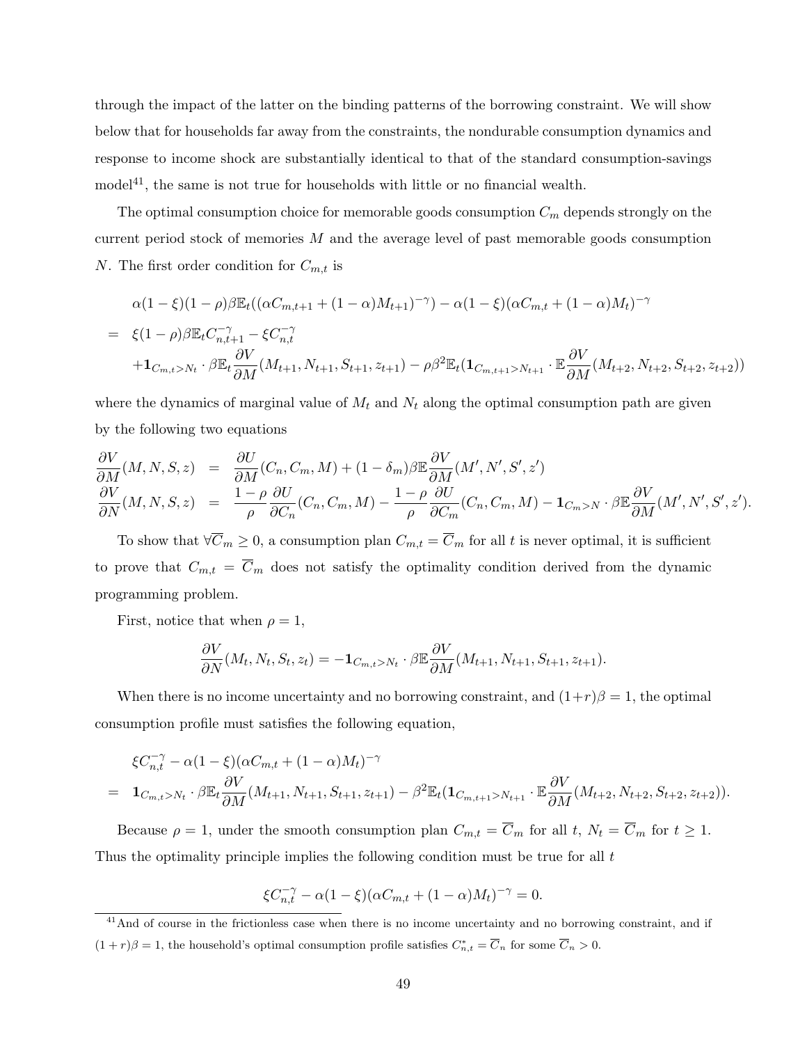through the impact of the latter on the binding patterns of the borrowing constraint. We will show below that for households far away from the constraints, the nondurable consumption dynamics and response to income shock are substantially identical to that of the standard consumption-savings model[41], the same is not true for households with little or no financial wealth.

The optimal consumption choice for memorable goods consumption $C_m$ depends strongly on the current period stock of memories $M$ and the average level of past memorable goods consumption $N$. The first order condition for $C_{m,t}$ is

$$
\begin{aligned}
& \alpha(1-\xi)(1-\rho)\beta\mathbb{E}_t((\alpha C_{m,t+1}+(1-\alpha)M_{t+1})^{-\gamma}) - \alpha(1-\xi)(\alpha C_{m,t}+(1-\alpha)M_t)^{-\gamma} \\
= \;& \xi(1-\rho)\beta\mathbb{E}_t C_{n,t+1}^{-\gamma} - \xi C_{n,t}^{-\gamma} \\
& + \mathbf{1}_{C_{m,t}>N_t}\cdot\beta\mathbb{E}_t\frac{\partial V}{\partial M}(M_{t+1},N_{t+1},S_{t+1},z_{t+1}) - \rho\beta^2\mathbb{E}_t(\mathbf{1}_{C_{m,t+1}>N_{t+1}}\cdot\mathbb{E}\frac{\partial V}{\partial M}(M_{t+2},N_{t+2},S_{t+2},z_{t+2}))
\end{aligned}
$$

where the dynamics of marginal value of $M_t$ and $N_t$ along the optimal consumption path are given by the following two equations

$$
\begin{aligned}
\frac{\partial V}{\partial M}(M,N,S,z) &= \frac{\partial U}{\partial M}(C_n,C_m,M) + (1-\delta_m)\beta\mathbb{E}\frac{\partial V}{\partial M}(M',N',S',z') \\
\frac{\partial V}{\partial N}(M,N,S,z) &= \frac{1-\rho}{\rho}\frac{\partial U}{\partial C_n}(C_n,C_m,M) - \frac{1-\rho}{\rho}\frac{\partial U}{\partial C_m}(C_n,C_m,M) - \mathbf{1}_{C_m>N}\cdot\beta\mathbb{E}\frac{\partial V}{\partial M}(M',N',S',z').
\end{aligned}
$$

To show that $\forall \overline{C}_m \geq 0$, a consumption plan $C_{m,t} = \overline{C}_m$ for all $t$ is never optimal, it is sufficient to prove that $C_{m,t} = \overline{C}_m$ does not satisfy the optimality condition derived from the dynamic programming problem.

First, notice that when $\rho = 1$,

$$
\frac{\partial V}{\partial N}(M_t,N_t,S_t,z_t) = -\mathbf{1}_{C_{m,t}>N_t}\cdot\beta\mathbb{E}\frac{\partial V}{\partial M}(M_{t+1},N_{t+1},S_{t+1},z_{t+1}).
$$

When there is no income uncertainty and no borrowing constraint, and $(1+r)\beta = 1$, the optimal consumption profile must satisfies the following equation,

$$
\begin{aligned}
& \xi C_{n,t}^{-\gamma} - \alpha(1-\xi)(\alpha C_{m,t}+(1-\alpha)M_t)^{-\gamma} \\
= \;& \mathbf{1}_{C_{m,t}>N_t}\cdot\beta\mathbb{E}_t\frac{\partial V}{\partial M}(M_{t+1},N_{t+1},S_{t+1},z_{t+1}) - \beta^2\mathbb{E}_t(\mathbf{1}_{C_{m,t+1}>N_{t+1}}\cdot\mathbb{E}\frac{\partial V}{\partial M}(M_{t+2},N_{t+2},S_{t+2},z_{t+2})).
\end{aligned}
$$

Because $\rho = 1$, under the smooth consumption plan $C_{m,t} = \overline{C}_m$ for all $t$, $N_t = \overline{C}_m$ for $t \geq 1$. Thus the optimality principle implies the following condition must be true for all $t$

$$
\xi C_{n,t}^{-\gamma} - \alpha(1-\xi)(\alpha C_{m,t}+(1-\alpha)M_t)^{-\gamma} = 0.
$$

[41] And of course in the frictionless case when there is no income uncertainty and no borrowing constraint, and if $(1+r)\beta = 1$, the household's optimal consumption profile satisfies $C_{n,t}^* = \overline{C}_n$ for some $\overline{C}_n > 0$.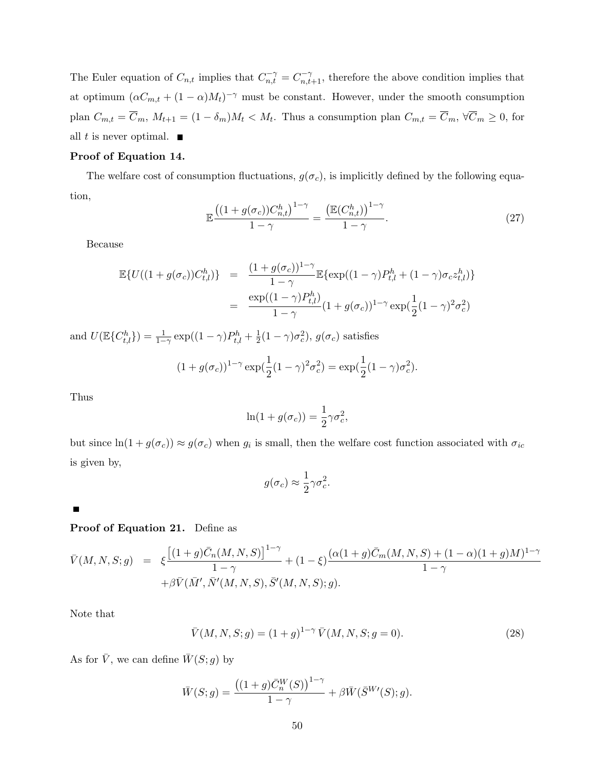The Euler equation of $C_{n,t}$ implies that $C_{n,t}^{-\gamma} = C_{n,t+1}^{-\gamma}$, therefore the above condition implies that at optimum $(\alpha C_{m,t} + (1-\alpha)M_t)^{-\gamma}$ must be constant. However, under the smooth consumption plan $C_{m,t} = \overline{C}_m$, $M_{t+1} = (1-\delta_m)M_t < M_t$. Thus a consumption plan $C_{m,t} = \overline{C}_m$, $\forall \overline{C}_m \geq 0$, for all $t$ is never optimal. ■

**Proof of Equation 14.**

The welfare cost of consumption fluctuations, $g(\sigma_c)$, is implicitly defined by the following equation,

$$\mathbb{E}\frac{\left((1+g(\sigma_c))C_{n,t}^h\right)^{1-\gamma}}{1-\gamma} = \frac{\left(\mathbb{E}(C_{n,t}^h)\right)^{1-\gamma}}{1-\gamma}. \tag{27}$$

Because

$$\begin{aligned}
\mathbb{E}\{U((1+g(\sigma_c))C_{t,l}^h)\} &= \frac{(1+g(\sigma_c))^{1-\gamma}}{1-\gamma}\mathbb{E}\{\exp((1-\gamma)P_{t,l}^h + (1-\gamma)\sigma_c z_{t,l}^h)\} \\
&= \frac{\exp((1-\gamma)P_{t,l}^h)}{1-\gamma}(1+g(\sigma_c))^{1-\gamma}\exp(\frac{1}{2}(1-\gamma)^2\sigma_c^2)
\end{aligned}$$

and $U(\mathbb{E}\{C_{t,l}^h\}) = \frac{1}{1-\gamma}\exp((1-\gamma)P_{t,l}^h + \frac{1}{2}(1-\gamma)\sigma_c^2)$, $g(\sigma_c)$ satisfies

$$(1+g(\sigma_c))^{1-\gamma}\exp(\frac{1}{2}(1-\gamma)^2\sigma_c^2) = \exp(\frac{1}{2}(1-\gamma)\sigma_c^2).$$

Thus

$$\ln(1+g(\sigma_c)) = \frac{1}{2}\gamma\sigma_c^2,$$

but since $\ln(1+g(\sigma_c)) \approx g(\sigma_c)$ when $g_i$ is small, then the welfare cost function associated with $\sigma_{ic}$ is given by,

$$g(\sigma_c) \approx \frac{1}{2}\gamma\sigma_c^2.$$

■

**Proof of Equation 21.** Define as

$$\begin{aligned}
\bar{V}(M,N,S;g) &= \xi\frac{\left[(1+g)\bar{C}_n(M,N,S)\right]^{1-\gamma}}{1-\gamma} + (1-\xi)\frac{(\alpha(1+g)\bar{C}_m(M,N,S) + (1-\alpha)(1+g)M)^{1-\gamma}}{1-\gamma} \\
&\quad + \beta\bar{V}(\bar{M}', \bar{N}'(M,N,S), \bar{S}'(M,N,S);g).
\end{aligned}$$

Note that

$$\bar{V}(M,N,S;g) = (1+g)^{1-\gamma}\,\bar{V}(M,N,S;g=0). \tag{28}$$

As for $\bar{V}$, we can define $\bar{W}(S;g)$ by

$$\bar{W}(S;g) = \frac{\left((1+g)\bar{C}_n^W(S)\right)^{1-\gamma}}{1-\gamma} + \beta\bar{W}(\bar{S}^{W\prime}(S);g).$$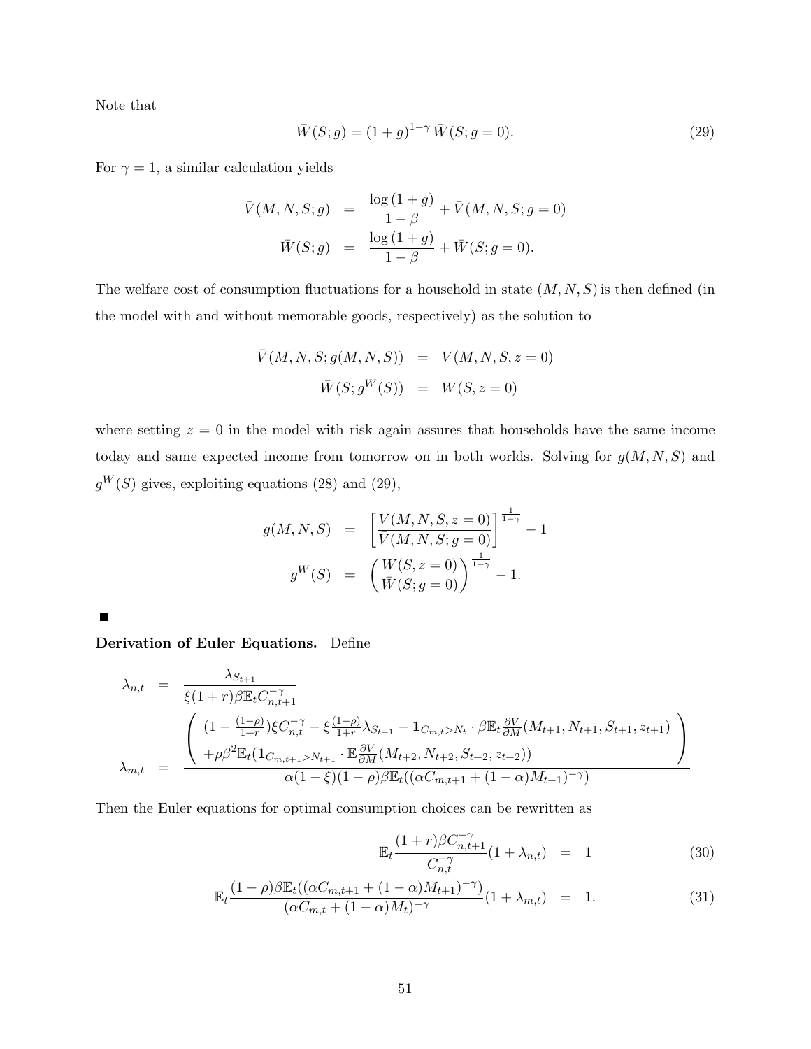Note that

$$\bar{W}(S;g) = (1+g)^{1-\gamma}\,\bar{W}(S;g=0). \tag{29}$$

For $\gamma = 1$, a similar calculation yields

$$\begin{aligned}
\bar{V}(M,N,S;g) &= \frac{\log(1+g)}{1-\beta} + \bar{V}(M,N,S;g=0) \\
\bar{W}(S;g) &= \frac{\log(1+g)}{1-\beta} + \bar{W}(S;g=0).
\end{aligned}$$

The welfare cost of consumption fluctuations for a household in state $(M,N,S)$ is then defined (in the model with and without memorable goods, respectively) as the solution to

$$\begin{aligned}
\bar{V}(M,N,S;g(M,N,S)) &= V(M,N,S,z=0) \\
\bar{W}(S;g^W(S)) &= W(S,z=0)
\end{aligned}$$

where setting $z=0$ in the model with risk again assures that households have the same income today and same expected income from tomorrow on in both worlds. Solving for $g(M,N,S)$ and $g^W(S)$ gives, exploiting equations (28) and (29),

$$\begin{aligned}
g(M,N,S) &= \left[\frac{V(M,N,S,z=0)}{\bar{V}(M,N,S;g=0)}\right]^{\frac{1}{1-\gamma}} - 1 \\
g^W(S) &= \left(\frac{W(S,z=0)}{\bar{W}(S;g=0)}\right)^{\frac{1}{1-\gamma}} - 1.
\end{aligned}$$

■

**Derivation of Euler Equations.** Define

$$\begin{aligned}
\lambda_{n,t} &= \frac{\lambda_{S_{t+1}}}{\xi(1+r)\beta\mathbb{E}_t C_{n,t+1}^{-\gamma}} \\
\lambda_{m,t} &= \frac{\left(\begin{array}{l} (1-\frac{(1-\rho)}{1+r})\xi C_{n,t}^{-\gamma} - \xi\frac{(1-\rho)}{1+r}\lambda_{S_{t+1}} - \mathbf{1}_{C_{m,t}>N_t}\cdot\beta\mathbb{E}_t\frac{\partial V}{\partial M}(M_{t+1},N_{t+1},S_{t+1},z_{t+1}) \\ +\rho\beta^2\mathbb{E}_t(\mathbf{1}_{C_{m,t+1}>N_{t+1}}\cdot\mathbb{E}\frac{\partial V}{\partial M}(M_{t+2},N_{t+2},S_{t+2},z_{t+2})) \end{array}\right)}{\alpha(1-\xi)(1-\rho)\beta\mathbb{E}_t((\alpha C_{m,t+1}+(1-\alpha)M_{t+1})^{-\gamma})}
\end{aligned}$$

Then the Euler equations for optimal consumption choices can be rewritten as

$$\mathbb{E}_t\frac{(1+r)\beta C_{n,t+1}^{-\gamma}}{C_{n,t}^{-\gamma}}(1+\lambda_{n,t}) = 1 \tag{30}$$

$$\mathbb{E}_t\frac{(1-\rho)\beta\mathbb{E}_t((\alpha C_{m,t+1}+(1-\alpha)M_{t+1})^{-\gamma})}{(\alpha C_{m,t}+(1-\alpha)M_t)^{-\gamma}}(1+\lambda_{m,t}) = 1. \tag{31}$$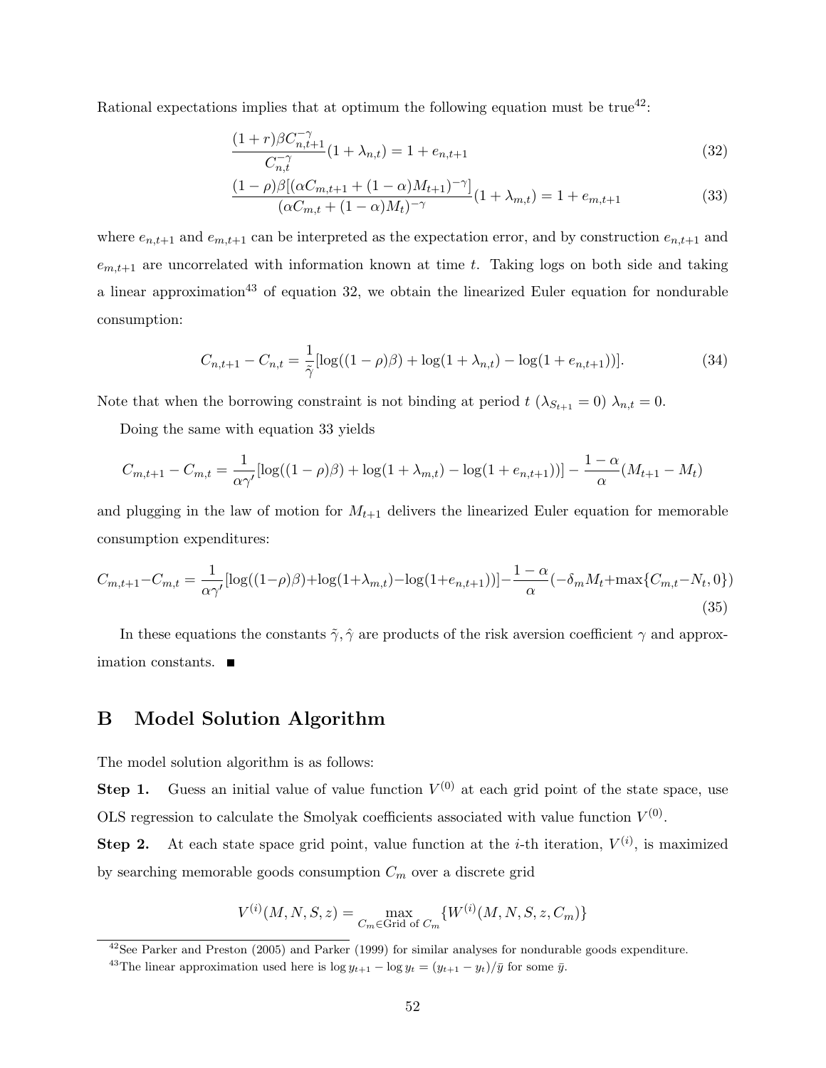Rational expectations implies that at optimum the following equation must be true[42]:

$$\frac{(1+r)\beta C_{n,t+1}^{-\gamma}}{C_{n,t}^{-\gamma}}(1+\lambda_{n,t}) = 1 + e_{n,t+1} \tag{32}$$

$$\frac{(1-\rho)\beta[(\alpha C_{m,t+1} + (1-\alpha)M_{t+1})^{-\gamma}]}{(\alpha C_{m,t} + (1-\alpha)M_t)^{-\gamma}}(1+\lambda_{m,t}) = 1 + e_{m,t+1} \tag{33}$$

where $e_{n,t+1}$ and $e_{m,t+1}$ can be interpreted as the expectation error, and by construction $e_{n,t+1}$ and $e_{m,t+1}$ are uncorrelated with information known at time $t$. Taking logs on both side and taking a linear approximation[43] of equation 32, we obtain the linearized Euler equation for nondurable consumption:

$$C_{n,t+1} - C_{n,t} = \frac{1}{\tilde{\gamma}}[\log((1-\rho)\beta) + \log(1+\lambda_{n,t}) - \log(1+e_{n,t+1}))]. \tag{34}$$

Note that when the borrowing constraint is not binding at period $t$ ($\lambda_{S_{t+1}} = 0$) $\lambda_{n,t} = 0$.

Doing the same with equation 33 yields

$$C_{m,t+1} - C_{m,t} = \frac{1}{\alpha\gamma'}[\log((1-\rho)\beta) + \log(1+\lambda_{m,t}) - \log(1+e_{n,t+1}))] - \frac{1-\alpha}{\alpha}(M_{t+1} - M_t)$$

and plugging in the law of motion for $M_{t+1}$ delivers the linearized Euler equation for memorable consumption expenditures:

$$C_{m,t+1} - C_{m,t} = \frac{1}{\alpha\gamma'}[\log((1-\rho)\beta) + \log(1+\lambda_{m,t}) - \log(1+e_{n,t+1}))] - \frac{1-\alpha}{\alpha}(-\delta_m M_t + \max\{C_{m,t} - N_t, 0\}) \tag{35}$$

In these equations the constants $\tilde{\gamma}, \hat{\gamma}$ are products of the risk aversion coefficient $\gamma$ and approximation constants. ■

# B Model Solution Algorithm

The model solution algorithm is as follows:

**Step 1.** Guess an initial value of value function $V^{(0)}$ at each grid point of the state space, use OLS regression to calculate the Smolyak coefficients associated with value function $V^{(0)}$.

**Step 2.** At each state space grid point, value function at the $i$-th iteration, $V^{(i)}$, is maximized by searching memorable goods consumption $C_m$ over a discrete grid

$$V^{(i)}(M, N, S, z) = \max_{C_m \in \text{Grid of } C_m} \{W^{(i)}(M, N, S, z, C_m)\}$$

[42] See Parker and Preston (2005) and Parker (1999) for similar analyses for nondurable goods expenditure.

[43] The linear approximation used here is $\log y_{t+1} - \log y_t = (y_{t+1} - y_t)/\bar{y}$ for some $\bar{y}$.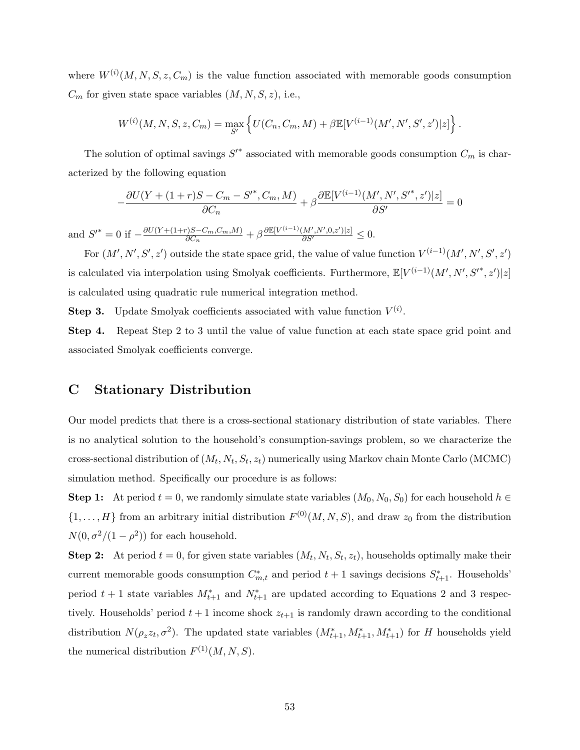where $W^{(i)}(M, N, S, z, C_m)$ is the value function associated with memorable goods consumption $C_m$ for given state space variables $(M, N, S, z)$, i.e.,

$$W^{(i)}(M, N, S, z, C_m) = \max_{S'} \left\{ U(C_n, C_m, M) + \beta \mathbb{E}[V^{(i-1)}(M', N', S', z')|z] \right\}.$$

The solution of optimal savings $S'^*$ associated with memorable goods consumption $C_m$ is characterized by the following equation

$$-\frac{\partial U(Y + (1+r)S - C_m - S'^*, C_m, M)}{\partial C_n} + \beta \frac{\partial \mathbb{E}[V^{(i-1)}(M', N', S'^*, z')|z]}{\partial S'} = 0$$

and $S'^* = 0$ if $-\frac{\partial U(Y+(1+r)S - C_m, C_m, M)}{\partial C_n} + \beta \frac{\partial \mathbb{E}[V^{(i-1)}(M', N', 0, z')|z]}{\partial S'} \leq 0$.

For $(M', N', S', z')$ outside the state space grid, the value of value function $V^{(i-1)}(M', N', S', z')$ is calculated via interpolation using Smolyak coefficients. Furthermore, $\mathbb{E}[V^{(i-1)}(M', N', S'^*, z')|z]$ is calculated using quadratic rule numerical integration method.

**Step 3.** Update Smolyak coefficients associated with value function $V^{(i)}$.

**Step 4.** Repeat Step 2 to 3 until the value of value function at each state space grid point and associated Smolyak coefficients converge.

# C Stationary Distribution

Our model predicts that there is a cross-sectional stationary distribution of state variables. There is no analytical solution to the household's consumption-savings problem, so we characterize the cross-sectional distribution of $(M_t, N_t, S_t, z_t)$ numerically using Markov chain Monte Carlo (MCMC) simulation method. Specifically our procedure is as follows:

**Step 1:** At period $t = 0$, we randomly simulate state variables $(M_0, N_0, S_0)$ for each household $h \in \{1, \ldots, H\}$ from an arbitrary initial distribution $F^{(0)}(M, N, S)$, and draw $z_0$ from the distribution $N(0, \sigma^2/(1-\rho^2))$ for each household.

**Step 2:** At period $t = 0$, for given state variables $(M_t, N_t, S_t, z_t)$, households optimally make their current memorable goods consumption $C^*_{m,t}$ and period $t+1$ savings decisions $S^*_{t+1}$. Households' period $t+1$ state variables $M^*_{t+1}$ and $N^*_{t+1}$ are updated according to Equations 2 and 3 respectively. Households' period $t+1$ income shock $z_{t+1}$ is randomly drawn according to the conditional distribution $N(\rho_z z_t, \sigma^2)$. The updated state variables $(M^*_{t+1}, M^*_{t+1}, M^*_{t+1})$ for $H$ households yield the numerical distribution $F^{(1)}(M, N, S)$.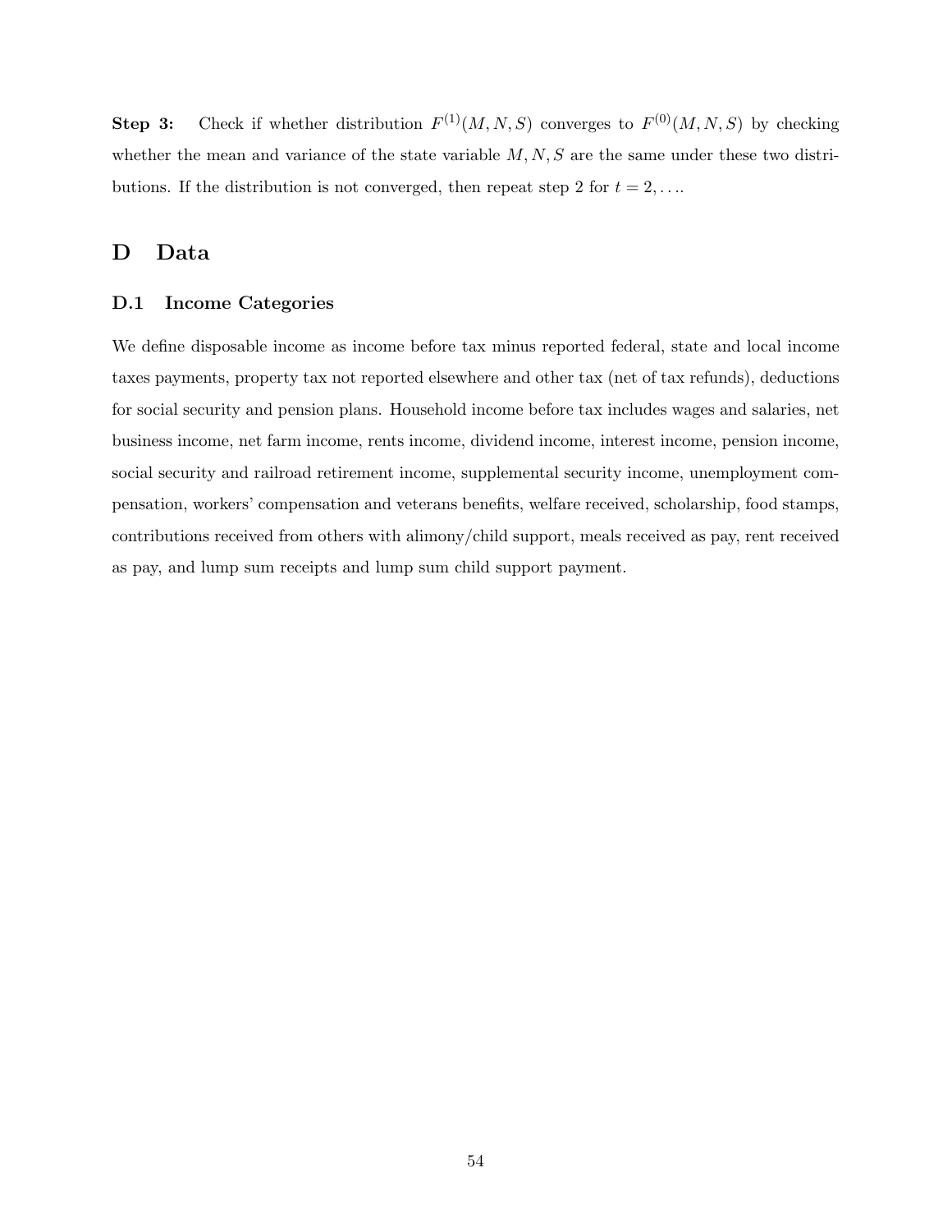**Step 3:** Check if whether distribution $F^{(1)}(M, N, S)$ converges to $F^{(0)}(M, N, S)$ by checking whether the mean and variance of the state variable $M, N, S$ are the same under these two distributions. If the distribution is not converged, then repeat step 2 for $t = 2, \ldots$.

# D Data

## D.1 Income Categories

We define disposable income as income before tax minus reported federal, state and local income taxes payments, property tax not reported elsewhere and other tax (net of tax refunds), deductions for social security and pension plans. Household income before tax includes wages and salaries, net business income, net farm income, rents income, dividend income, interest income, pension income, social security and railroad retirement income, supplemental security income, unemployment compensation, workers' compensation and veterans benefits, welfare received, scholarship, food stamps, contributions received from others with alimony/child support, meals received as pay, rent received as pay, and lump sum receipts and lump sum child support payment.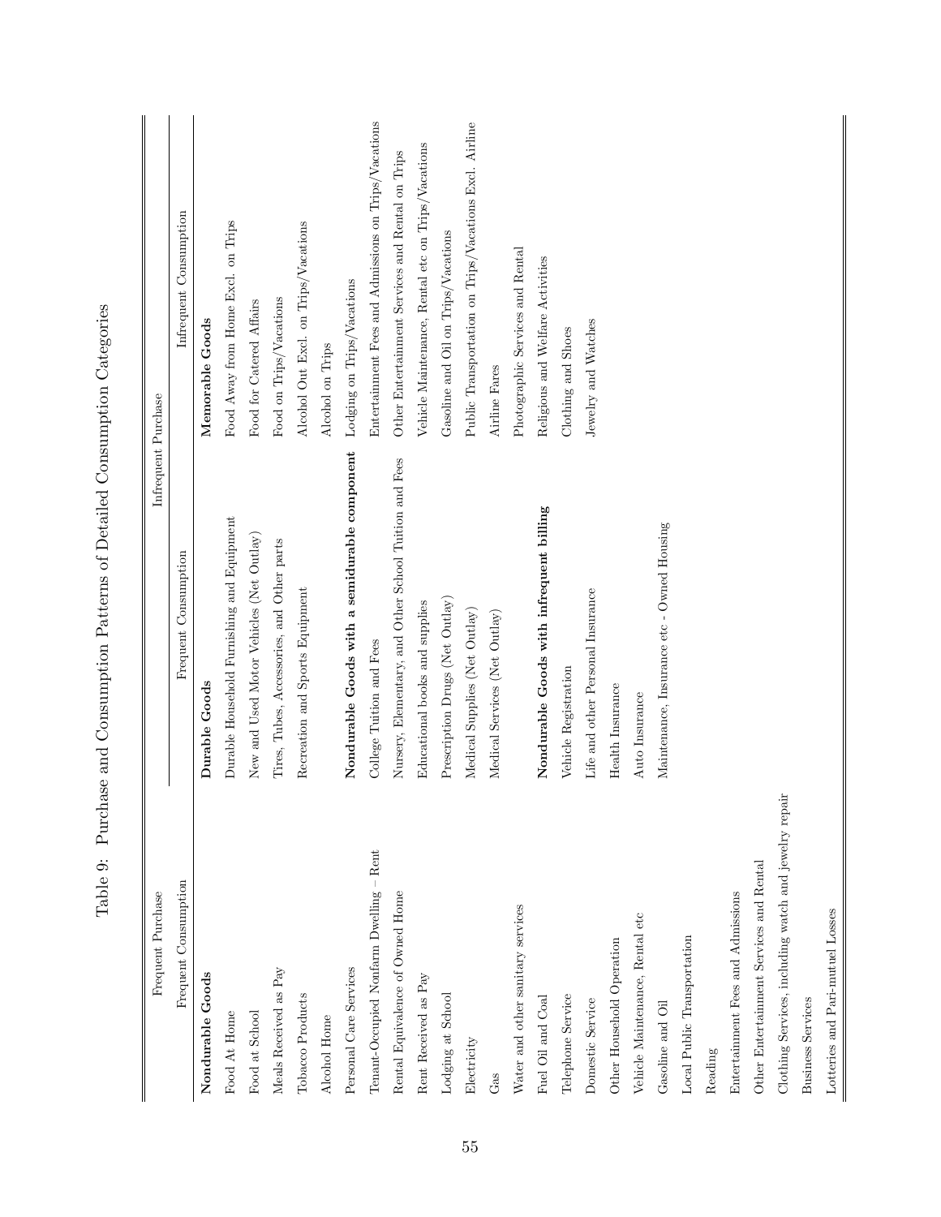Table 9: Purchase and Consumption Patterns of Detailed Consumption Categories

| Frequent Purchase | Infrequent Purchase | |
|---|---|---|
| Frequent Consumption | Frequent Consumption | Infrequent Consumption |
| **Nondurable Goods** | **Durable Goods** | **Memorable Goods** |
| Food At Home | Durable Household Furnishing and Equipment | Food Away from Home Excl. on Trips |
| Food at School | New and Used Motor Vehicles (Net Outlay) | Food for Catered Affairs |
| Meals Received as Pay | Tires, Tubes, Accessories, and Other parts | Food on Trips/Vacations |
| Tobacco Products | Recreation and Sports Equipment | Alcohol Out Excl. on Trips/Vacations |
| Alcohol Home | | Alcohol on Trips |
| Personal Care Services | **Nondurable Goods with a semidurable component** | Lodging on Trips/Vacations |
| Tenant-Occupied Nonfarm Dwelling – Rent | College Tuition and Fees | Entertainment Fees and Admissions on Trips/Vacations |
| Rental Equivalence of Owned Home | Nursery, Elementary, and Other School Tuition and Fees | Other Entertainment Services and Rental on Trips |
| Rent Received as Pay | Educational books and supplies | Vehicle Maintenance, Rental etc on Trips/Vacations |
| Lodging at School | Prescription Drugs (Net Outlay) | Gasoline and Oil on Trips/Vacations |
| Electricity | Medical Supplies (Net Outlay) | Public Transportation on Trips/Vacations Excl. Airline |
| Gas | Medical Services (Net Outlay) | Airline Fares |
| Water and other sanitary services | | Photographic Services and Rental |
| Fuel Oil and Coal | **Nondurable Goods with infrequent billing** | Religious and Welfare Activities |
| Telephone Service | Vehicle Registration | Clothing and Shoes |
| Domestic Service | Life and other Personal Insurance | Jewelry and Watches |
| Other Household Operation | Health Insurance | |
| Vehicle Maintenance, Rental etc | Auto Insurance | |
| Gasoline and Oil | Maintenance, Insurance etc - Owned Housing | |
| Local Public Transportation | | |
| Reading | | |
| Entertainment Fees and Admissions | | |
| Other Entertainment Services and Rental | | |
| Clothing Services, including watch and jewelry repair | | |
| Business Services | | |
| Lotteries and Pari-mutuel Losses | | |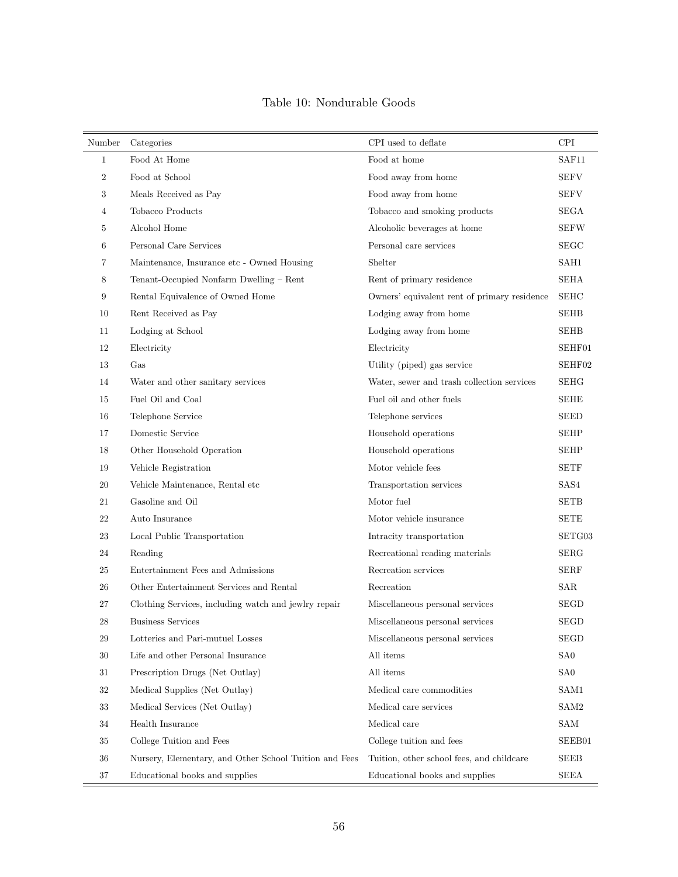Table 10: Nondurable Goods

| Number | Categories | CPI used to deflate | CPI |
|---|---|---|---|
| 1 | Food At Home | Food at home | SAF11 |
| 2 | Food at School | Food away from home | SEFV |
| 3 | Meals Received as Pay | Food away from home | SEFV |
| 4 | Tobacco Products | Tobacco and smoking products | SEGA |
| 5 | Alcohol Home | Alcoholic beverages at home | SEFW |
| 6 | Personal Care Services | Personal care services | SEGC |
| 7 | Maintenance, Insurance etc - Owned Housing | Shelter | SAH1 |
| 8 | Tenant-Occupied Nonfarm Dwelling – Rent | Rent of primary residence | SEHA |
| 9 | Rental Equivalence of Owned Home | Owners' equivalent rent of primary residence | SEHC |
| 10 | Rent Received as Pay | Lodging away from home | SEHB |
| 11 | Lodging at School | Lodging away from home | SEHB |
| 12 | Electricity | Electricity | SEHF01 |
| 13 | Gas | Utility (piped) gas service | SEHF02 |
| 14 | Water and other sanitary services | Water, sewer and trash collection services | SEHG |
| 15 | Fuel Oil and Coal | Fuel oil and other fuels | SEHE |
| 16 | Telephone Service | Telephone services | SEED |
| 17 | Domestic Service | Household operations | SEHP |
| 18 | Other Household Operation | Household operations | SEHP |
| 19 | Vehicle Registration | Motor vehicle fees | SETF |
| 20 | Vehicle Maintenance, Rental etc | Transportation services | SAS4 |
| 21 | Gasoline and Oil | Motor fuel | SETB |
| 22 | Auto Insurance | Motor vehicle insurance | SETE |
| 23 | Local Public Transportation | Intracity transportation | SETG03 |
| 24 | Reading | Recreational reading materials | SERG |
| 25 | Entertainment Fees and Admissions | Recreation services | SERF |
| 26 | Other Entertainment Services and Rental | Recreation | SAR |
| 27 | Clothing Services, including watch and jewlry repair | Miscellaneous personal services | SEGD |
| 28 | Business Services | Miscellaneous personal services | SEGD |
| 29 | Lotteries and Pari-mutuel Losses | Miscellaneous personal services | SEGD |
| 30 | Life and other Personal Insurance | All items | SA0 |
| 31 | Prescription Drugs (Net Outlay) | All items | SA0 |
| 32 | Medical Supplies (Net Outlay) | Medical care commodities | SAM1 |
| 33 | Medical Services (Net Outlay) | Medical care services | SAM2 |
| 34 | Health Insurance | Medical care | SAM |
| 35 | College Tuition and Fees | College tuition and fees | SEEB01 |
| 36 | Nursery, Elementary, and Other School Tuition and Fees | Tuition, other school fees, and childcare | SEEB |
| 37 | Educational books and supplies | Educational books and supplies | SEEA |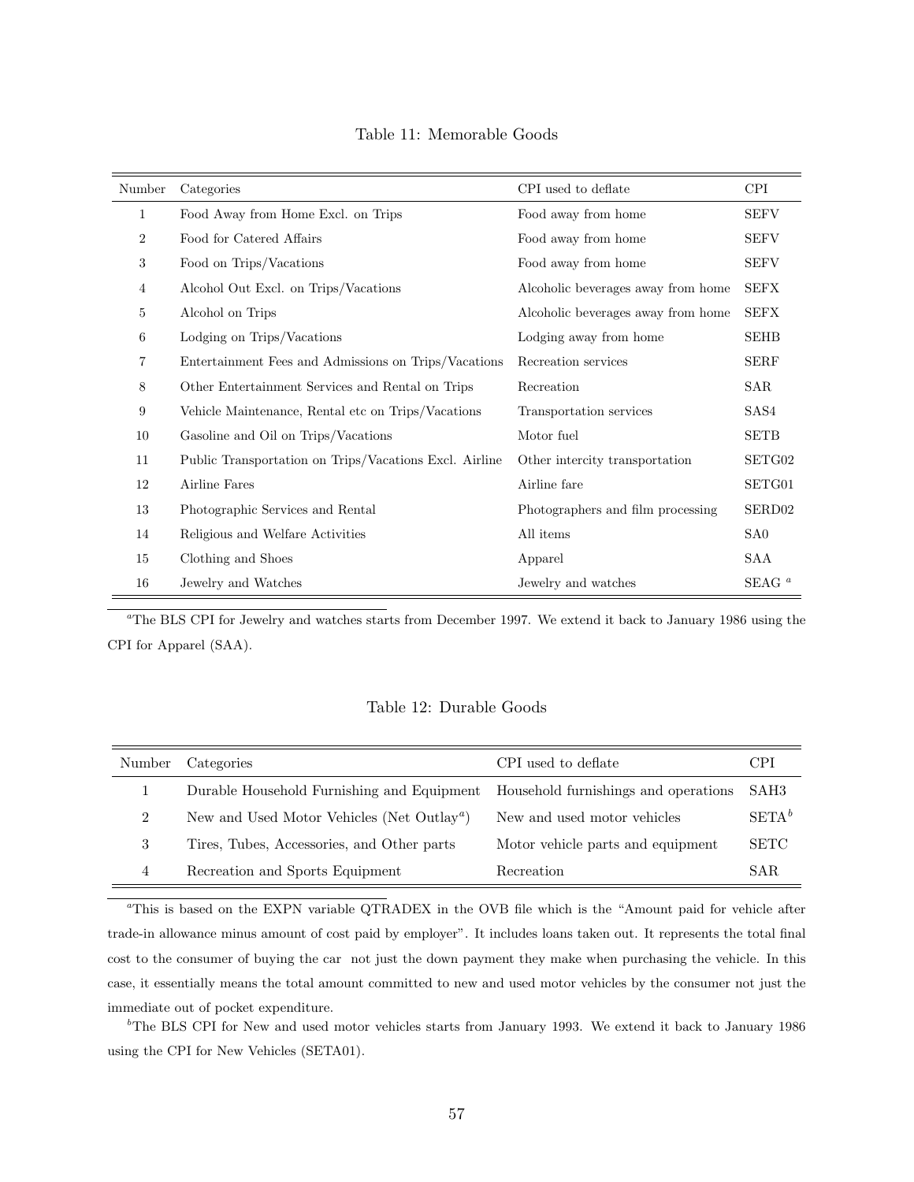Table 11: Memorable Goods

| Number | Categories | CPI used to deflate | CPI |
|---|---|---|---|
| 1 | Food Away from Home Excl. on Trips | Food away from home | SEFV |
| 2 | Food for Catered Affairs | Food away from home | SEFV |
| 3 | Food on Trips/Vacations | Food away from home | SEFV |
| 4 | Alcohol Out Excl. on Trips/Vacations | Alcoholic beverages away from home | SEFX |
| 5 | Alcohol on Trips | Alcoholic beverages away from home | SEFX |
| 6 | Lodging on Trips/Vacations | Lodging away from home | SEHB |
| 7 | Entertainment Fees and Admissions on Trips/Vacations | Recreation services | SERF |
| 8 | Other Entertainment Services and Rental on Trips | Recreation | SAR |
| 9 | Vehicle Maintenance, Rental etc on Trips/Vacations | Transportation services | SAS4 |
| 10 | Gasoline and Oil on Trips/Vacations | Motor fuel | SETB |
| 11 | Public Transportation on Trips/Vacations Excl. Airline | Other intercity transportation | SETG02 |
| 12 | Airline Fares | Airline fare | SETG01 |
| 13 | Photographic Services and Rental | Photographers and film processing | SERD02 |
| 14 | Religious and Welfare Activities | All items | SA0 |
| 15 | Clothing and Shoes | Apparel | SAA |
| 16 | Jewelry and Watches | Jewelry and watches | SEAG [a] |

[a]The BLS CPI for Jewelry and watches starts from December 1997. We extend it back to January 1986 using the CPI for Apparel (SAA).

Table 12: Durable Goods

| Number | Categories | CPI used to deflate | CPI |
|---|---|---|---|
| 1 | Durable Household Furnishing and Equipment | Household furnishings and operations | SAH3 |
| 2 | New and Used Motor Vehicles (Net Outlay[a]) | New and used motor vehicles | SETA[b] |
| 3 | Tires, Tubes, Accessories, and Other parts | Motor vehicle parts and equipment | SETC |
| 4 | Recreation and Sports Equipment | Recreation | SAR |

[a]This is based on the EXPN variable QTRADEX in the OVB file which is the "Amount paid for vehicle after trade-in allowance minus amount of cost paid by employer". It includes loans taken out. It represents the total final cost to the consumer of buying the car not just the down payment they make when purchasing the vehicle. In this case, it essentially means the total amount committed to new and used motor vehicles by the consumer not just the immediate out of pocket expenditure.

[b]The BLS CPI for New and used motor vehicles starts from January 1993. We extend it back to January 1986 using the CPI for New Vehicles (SETA01).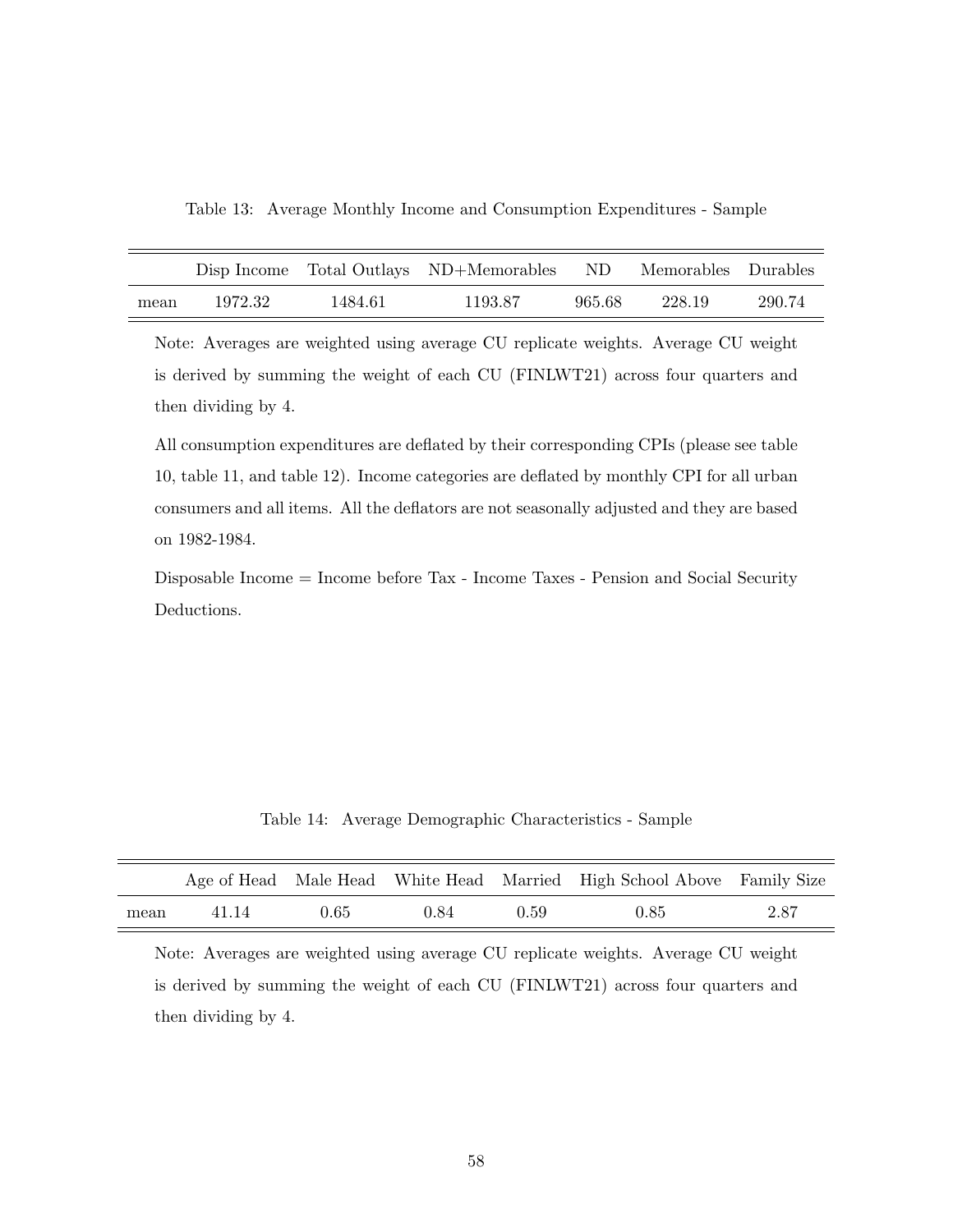Table 13: Average Monthly Income and Consumption Expenditures - Sample

|  | Disp Income | Total Outlays | ND+Memorables | ND | Memorables | Durables |
|---|---|---|---|---|---|---|
| mean | 1972.32 | 1484.61 | 1193.87 | 965.68 | 228.19 | 290.74 |

Note: Averages are weighted using average CU replicate weights. Average CU weight is derived by summing the weight of each CU (FINLWT21) across four quarters and then dividing by 4.

All consumption expenditures are deflated by their corresponding CPIs (please see table 10, table 11, and table 12). Income categories are deflated by monthly CPI for all urban consumers and all items. All the deflators are not seasonally adjusted and they are based on 1982-1984.

Disposable Income = Income before Tax - Income Taxes - Pension and Social Security Deductions.

Table 14: Average Demographic Characteristics - Sample

|  | Age of Head | Male Head | White Head | Married | High School Above | Family Size |
|---|---|---|---|---|---|---|
| mean | 41.14 | 0.65 | 0.84 | 0.59 | 0.85 | 2.87 |

Note: Averages are weighted using average CU replicate weights. Average CU weight is derived by summing the weight of each CU (FINLWT21) across four quarters and then dividing by 4.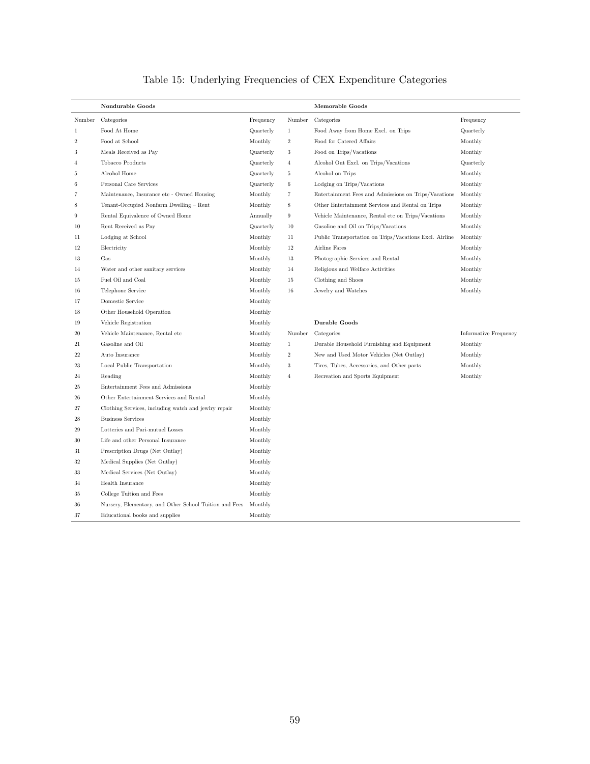# Table 15: Underlying Frequencies of CEX Expenditure Categories

| | **Nondurable Goods** | | | **Memorable Goods** | |
|---|---|---|---|---|---|
| Number | Categories | Frequency | Number | Categories | Frequency |
| 1 | Food At Home | Quarterly | 1 | Food Away from Home Excl. on Trips | Quarterly |
| 2 | Food at School | Monthly | 2 | Food for Catered Affairs | Monthly |
| 3 | Meals Received as Pay | Quarterly | 3 | Food on Trips/Vacations | Monthly |
| 4 | Tobacco Products | Quarterly | 4 | Alcohol Out Excl. on Trips/Vacations | Quarterly |
| 5 | Alcohol Home | Quarterly | 5 | Alcohol on Trips | Monthly |
| 6 | Personal Care Services | Quarterly | 6 | Lodging on Trips/Vacations | Monthly |
| 7 | Maintenance, Insurance etc - Owned Housing | Monthly | 7 | Entertainment Fees and Admissions on Trips/Vacations | Monthly |
| 8 | Tenant-Occupied Nonfarm Dwelling – Rent | Monthly | 8 | Other Entertainment Services and Rental on Trips | Monthly |
| 9 | Rental Equivalence of Owned Home | Annually | 9 | Vehicle Maintenance, Rental etc on Trips/Vacations | Monthly |
| 10 | Rent Received as Pay | Quarterly | 10 | Gasoline and Oil on Trips/Vacations | Monthly |
| 11 | Lodging at School | Monthly | 11 | Public Transportation on Trips/Vacations Excl. Airline | Monthly |
| 12 | Electricity | Monthly | 12 | Airline Fares | Monthly |
| 13 | Gas | Monthly | 13 | Photographic Services and Rental | Monthly |
| 14 | Water and other sanitary services | Monthly | 14 | Religious and Welfare Activities | Monthly |
| 15 | Fuel Oil and Coal | Monthly | 15 | Clothing and Shoes | Monthly |
| 16 | Telephone Service | Monthly | 16 | Jewelry and Watches | Monthly |
| 17 | Domestic Service | Monthly | | | |
| 18 | Other Household Operation | Monthly | | | |
| 19 | Vehicle Registration | Monthly | | **Durable Goods** | |
| 20 | Vehicle Maintenance, Rental etc | Monthly | Number | Categories | Informative Frequency |
| 21 | Gasoline and Oil | Monthly | 1 | Durable Household Furnishing and Equipment | Monthly |
| 22 | Auto Insurance | Monthly | 2 | New and Used Motor Vehicles (Net Outlay) | Monthly |
| 23 | Local Public Transportation | Monthly | 3 | Tires, Tubes, Accessories, and Other parts | Monthly |
| 24 | Reading | Monthly | 4 | Recreation and Sports Equipment | Monthly |
| 25 | Entertainment Fees and Admissions | Monthly | | | |
| 26 | Other Entertainment Services and Rental | Monthly | | | |
| 27 | Clothing Services, including watch and jewlry repair | Monthly | | | |
| 28 | Business Services | Monthly | | | |
| 29 | Lotteries and Pari-mutuel Losses | Monthly | | | |
| 30 | Life and other Personal Insurance | Monthly | | | |
| 31 | Prescription Drugs (Net Outlay) | Monthly | | | |
| 32 | Medical Supplies (Net Outlay) | Monthly | | | |
| 33 | Medical Services (Net Outlay) | Monthly | | | |
| 34 | Health Insurance | Monthly | | | |
| 35 | College Tuition and Fees | Monthly | | | |
| 36 | Nursery, Elementary, and Other School Tuition and Fees | Monthly | | | |
| 37 | Educational books and supplies | Monthly | | | |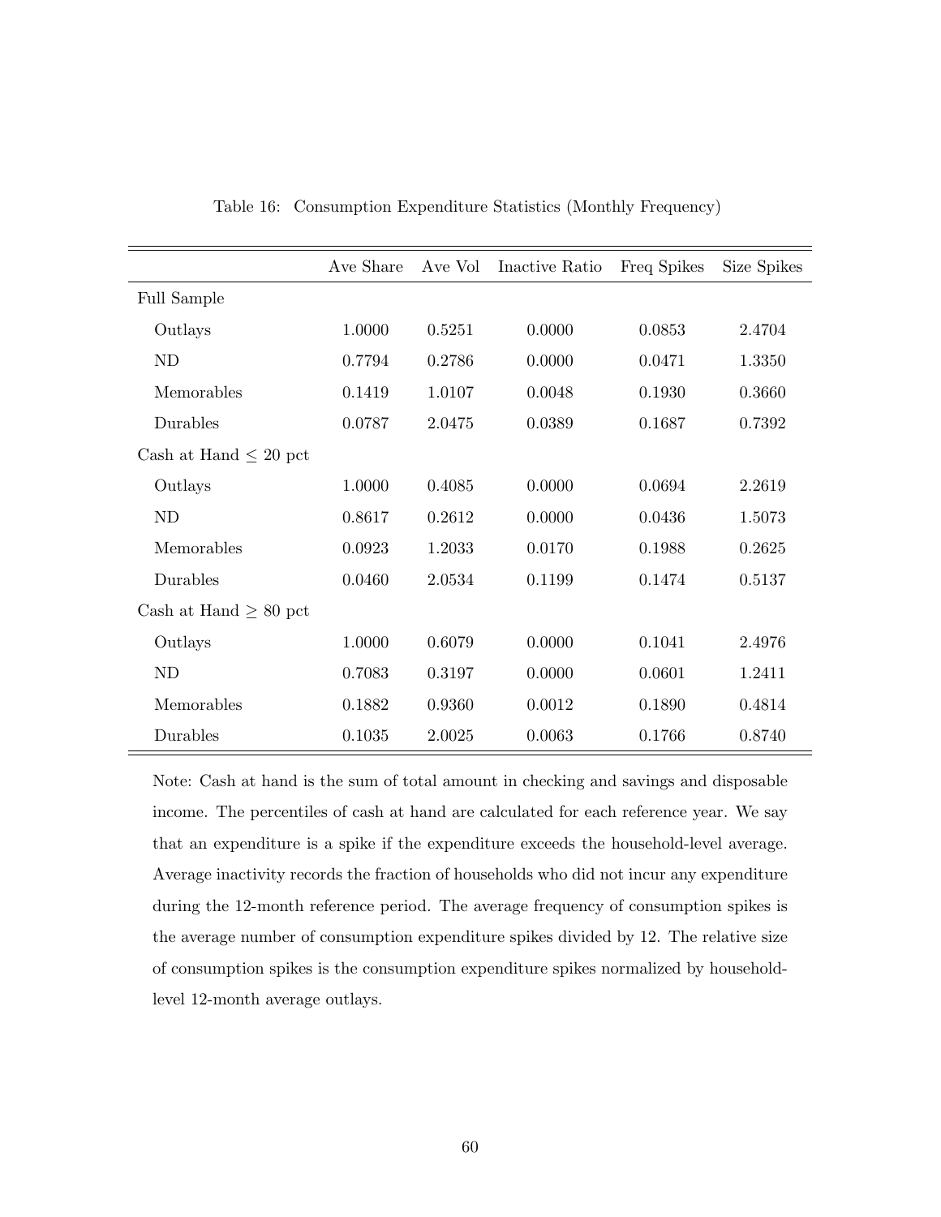Table 16: Consumption Expenditure Statistics (Monthly Frequency)

| | Ave Share | Ave Vol | Inactive Ratio | Freq Spikes | Size Spikes |
|---|---|---|---|---|---|
| Full Sample | | | | | |
| Outlays | 1.0000 | 0.5251 | 0.0000 | 0.0853 | 2.4704 |
| ND | 0.7794 | 0.2786 | 0.0000 | 0.0471 | 1.3350 |
| Memorables | 0.1419 | 1.0107 | 0.0048 | 0.1930 | 0.3660 |
| Durables | 0.0787 | 2.0475 | 0.0389 | 0.1687 | 0.7392 |
| Cash at Hand $\leq$ 20 pct | | | | | |
| Outlays | 1.0000 | 0.4085 | 0.0000 | 0.0694 | 2.2619 |
| ND | 0.8617 | 0.2612 | 0.0000 | 0.0436 | 1.5073 |
| Memorables | 0.0923 | 1.2033 | 0.0170 | 0.1988 | 0.2625 |
| Durables | 0.0460 | 2.0534 | 0.1199 | 0.1474 | 0.5137 |
| Cash at Hand $\geq$ 80 pct | | | | | |
| Outlays | 1.0000 | 0.6079 | 0.0000 | 0.1041 | 2.4976 |
| ND | 0.7083 | 0.3197 | 0.0000 | 0.0601 | 1.2411 |
| Memorables | 0.1882 | 0.9360 | 0.0012 | 0.1890 | 0.4814 |
| Durables | 0.1035 | 2.0025 | 0.0063 | 0.1766 | 0.8740 |

Note: Cash at hand is the sum of total amount in checking and savings and disposable income. The percentiles of cash at hand are calculated for each reference year. We say that an expenditure is a spike if the expenditure exceeds the household-level average. Average inactivity records the fraction of households who did not incur any expenditure during the 12-month reference period. The average frequency of consumption spikes is the average number of consumption expenditure spikes divided by 12. The relative size of consumption spikes is the consumption expenditure spikes normalized by household-level 12-month average outlays.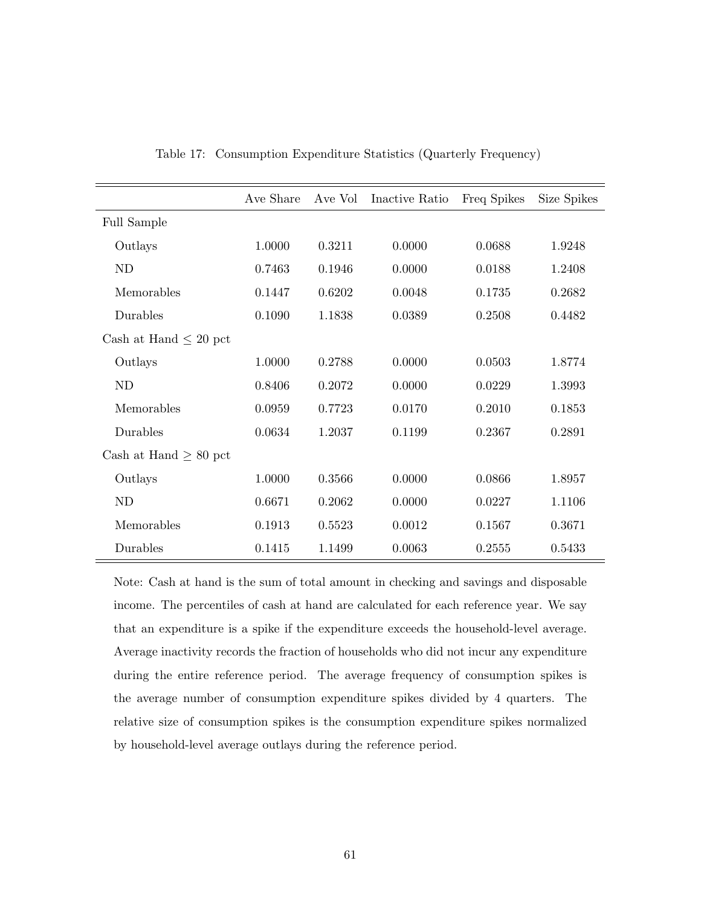Table 17: Consumption Expenditure Statistics (Quarterly Frequency)

| | Ave Share | Ave Vol | Inactive Ratio | Freq Spikes | Size Spikes |
|---|---|---|---|---|---|
| Full Sample | | | | | |
| Outlays | 1.0000 | 0.3211 | 0.0000 | 0.0688 | 1.9248 |
| ND | 0.7463 | 0.1946 | 0.0000 | 0.0188 | 1.2408 |
| Memorables | 0.1447 | 0.6202 | 0.0048 | 0.1735 | 0.2682 |
| Durables | 0.1090 | 1.1838 | 0.0389 | 0.2508 | 0.4482 |
| Cash at Hand $\leq$ 20 pct | | | | | |
| Outlays | 1.0000 | 0.2788 | 0.0000 | 0.0503 | 1.8774 |
| ND | 0.8406 | 0.2072 | 0.0000 | 0.0229 | 1.3993 |
| Memorables | 0.0959 | 0.7723 | 0.0170 | 0.2010 | 0.1853 |
| Durables | 0.0634 | 1.2037 | 0.1199 | 0.2367 | 0.2891 |
| Cash at Hand $\geq$ 80 pct | | | | | |
| Outlays | 1.0000 | 0.3566 | 0.0000 | 0.0866 | 1.8957 |
| ND | 0.6671 | 0.2062 | 0.0000 | 0.0227 | 1.1106 |
| Memorables | 0.1913 | 0.5523 | 0.0012 | 0.1567 | 0.3671 |
| Durables | 0.1415 | 1.1499 | 0.0063 | 0.2555 | 0.5433 |

Note: Cash at hand is the sum of total amount in checking and savings and disposable income. The percentiles of cash at hand are calculated for each reference year. We say that an expenditure is a spike if the expenditure exceeds the household-level average. Average inactivity records the fraction of households who did not incur any expenditure during the entire reference period. The average frequency of consumption spikes is the average number of consumption expenditure spikes divided by 4 quarters. The relative size of consumption spikes is the consumption expenditure spikes normalized by household-level average outlays during the reference period.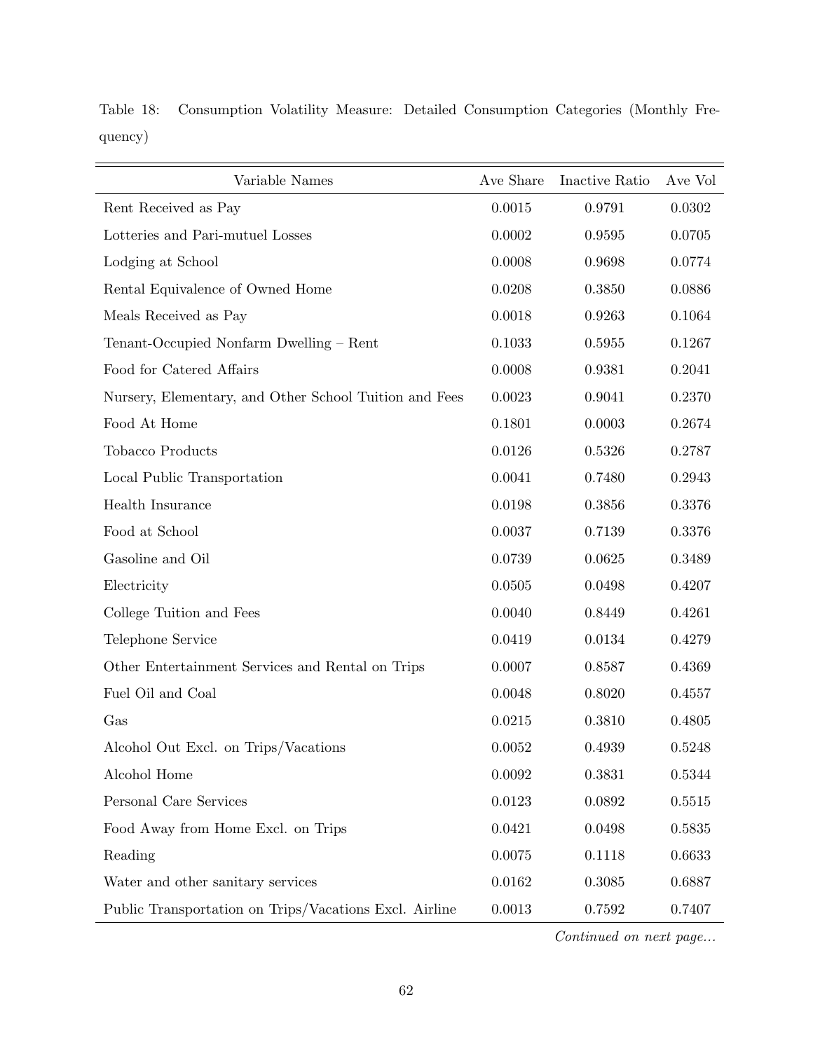Table 18: Consumption Volatility Measure: Detailed Consumption Categories (Monthly Frequency)

| Variable Names | Ave Share | Inactive Ratio | Ave Vol |
|---|---|---|---|
| Rent Received as Pay | 0.0015 | 0.9791 | 0.0302 |
| Lotteries and Pari-mutuel Losses | 0.0002 | 0.9595 | 0.0705 |
| Lodging at School | 0.0008 | 0.9698 | 0.0774 |
| Rental Equivalence of Owned Home | 0.0208 | 0.3850 | 0.0886 |
| Meals Received as Pay | 0.0018 | 0.9263 | 0.1064 |
| Tenant-Occupied Nonfarm Dwelling – Rent | 0.1033 | 0.5955 | 0.1267 |
| Food for Catered Affairs | 0.0008 | 0.9381 | 0.2041 |
| Nursery, Elementary, and Other School Tuition and Fees | 0.0023 | 0.9041 | 0.2370 |
| Food At Home | 0.1801 | 0.0003 | 0.2674 |
| Tobacco Products | 0.0126 | 0.5326 | 0.2787 |
| Local Public Transportation | 0.0041 | 0.7480 | 0.2943 |
| Health Insurance | 0.0198 | 0.3856 | 0.3376 |
| Food at School | 0.0037 | 0.7139 | 0.3376 |
| Gasoline and Oil | 0.0739 | 0.0625 | 0.3489 |
| Electricity | 0.0505 | 0.0498 | 0.4207 |
| College Tuition and Fees | 0.0040 | 0.8449 | 0.4261 |
| Telephone Service | 0.0419 | 0.0134 | 0.4279 |
| Other Entertainment Services and Rental on Trips | 0.0007 | 0.8587 | 0.4369 |
| Fuel Oil and Coal | 0.0048 | 0.8020 | 0.4557 |
| Gas | 0.0215 | 0.3810 | 0.4805 |
| Alcohol Out Excl. on Trips/Vacations | 0.0052 | 0.4939 | 0.5248 |
| Alcohol Home | 0.0092 | 0.3831 | 0.5344 |
| Personal Care Services | 0.0123 | 0.0892 | 0.5515 |
| Food Away from Home Excl. on Trips | 0.0421 | 0.0498 | 0.5835 |
| Reading | 0.0075 | 0.1118 | 0.6633 |
| Water and other sanitary services | 0.0162 | 0.3085 | 0.6887 |
| Public Transportation on Trips/Vacations Excl. Airline | 0.0013 | 0.7592 | 0.7407 |

*Continued on next page...*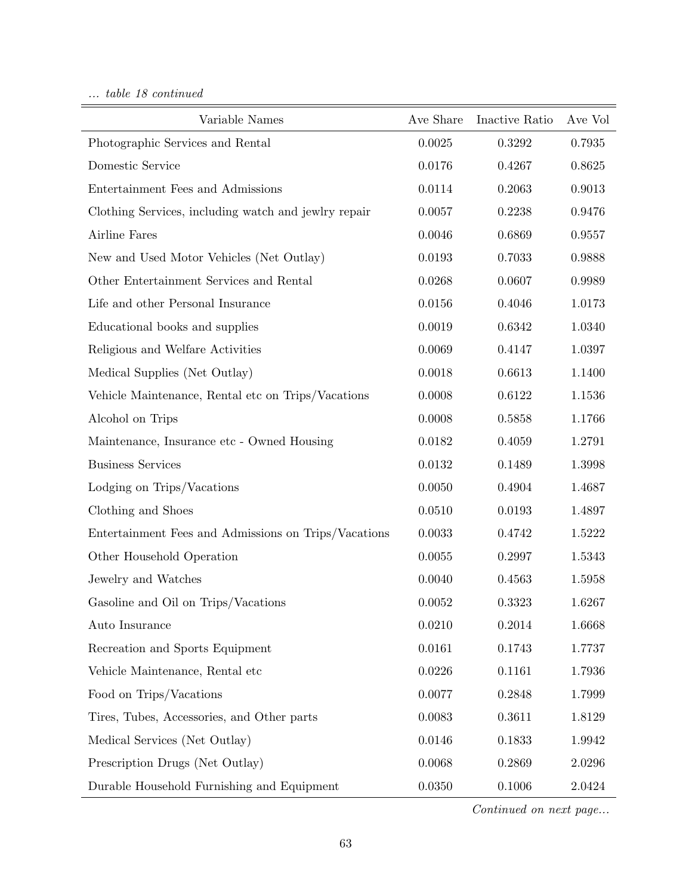*... table 18 continued*

| Variable Names | Ave Share | Inactive Ratio | Ave Vol |
|---|---|---|---|
| Photographic Services and Rental | 0.0025 | 0.3292 | 0.7935 |
| Domestic Service | 0.0176 | 0.4267 | 0.8625 |
| Entertainment Fees and Admissions | 0.0114 | 0.2063 | 0.9013 |
| Clothing Services, including watch and jewlry repair | 0.0057 | 0.2238 | 0.9476 |
| Airline Fares | 0.0046 | 0.6869 | 0.9557 |
| New and Used Motor Vehicles (Net Outlay) | 0.0193 | 0.7033 | 0.9888 |
| Other Entertainment Services and Rental | 0.0268 | 0.0607 | 0.9989 |
| Life and other Personal Insurance | 0.0156 | 0.4046 | 1.0173 |
| Educational books and supplies | 0.0019 | 0.6342 | 1.0340 |
| Religious and Welfare Activities | 0.0069 | 0.4147 | 1.0397 |
| Medical Supplies (Net Outlay) | 0.0018 | 0.6613 | 1.1400 |
| Vehicle Maintenance, Rental etc on Trips/Vacations | 0.0008 | 0.6122 | 1.1536 |
| Alcohol on Trips | 0.0008 | 0.5858 | 1.1766 |
| Maintenance, Insurance etc - Owned Housing | 0.0182 | 0.4059 | 1.2791 |
| Business Services | 0.0132 | 0.1489 | 1.3998 |
| Lodging on Trips/Vacations | 0.0050 | 0.4904 | 1.4687 |
| Clothing and Shoes | 0.0510 | 0.0193 | 1.4897 |
| Entertainment Fees and Admissions on Trips/Vacations | 0.0033 | 0.4742 | 1.5222 |
| Other Household Operation | 0.0055 | 0.2997 | 1.5343 |
| Jewelry and Watches | 0.0040 | 0.4563 | 1.5958 |
| Gasoline and Oil on Trips/Vacations | 0.0052 | 0.3323 | 1.6267 |
| Auto Insurance | 0.0210 | 0.2014 | 1.6668 |
| Recreation and Sports Equipment | 0.0161 | 0.1743 | 1.7737 |
| Vehicle Maintenance, Rental etc | 0.0226 | 0.1161 | 1.7936 |
| Food on Trips/Vacations | 0.0077 | 0.2848 | 1.7999 |
| Tires, Tubes, Accessories, and Other parts | 0.0083 | 0.3611 | 1.8129 |
| Medical Services (Net Outlay) | 0.0146 | 0.1833 | 1.9942 |
| Prescription Drugs (Net Outlay) | 0.0068 | 0.2869 | 2.0296 |
| Durable Household Furnishing and Equipment | 0.0350 | 0.1006 | 2.0424 |

*Continued on next page...*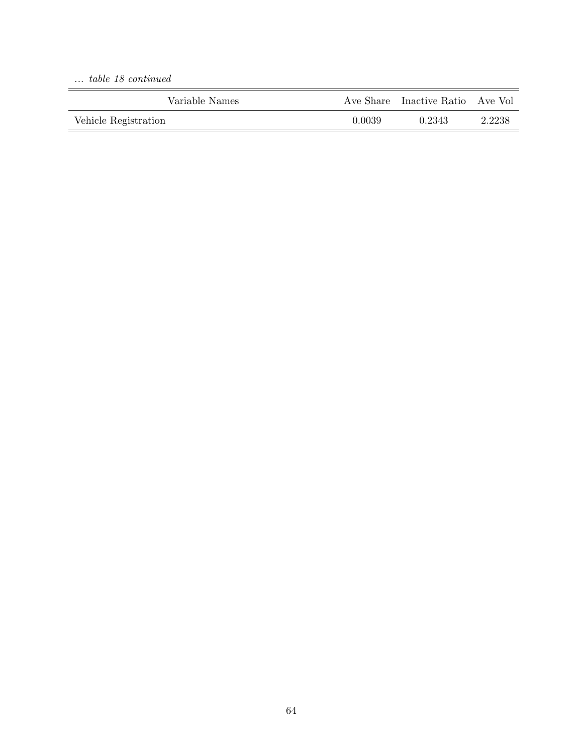*... table 18 continued*

| Variable Names | Ave Share | Inactive Ratio | Ave Vol |
|---|---|---|---|
| Vehicle Registration | 0.0039 | 0.2343 | 2.2238 |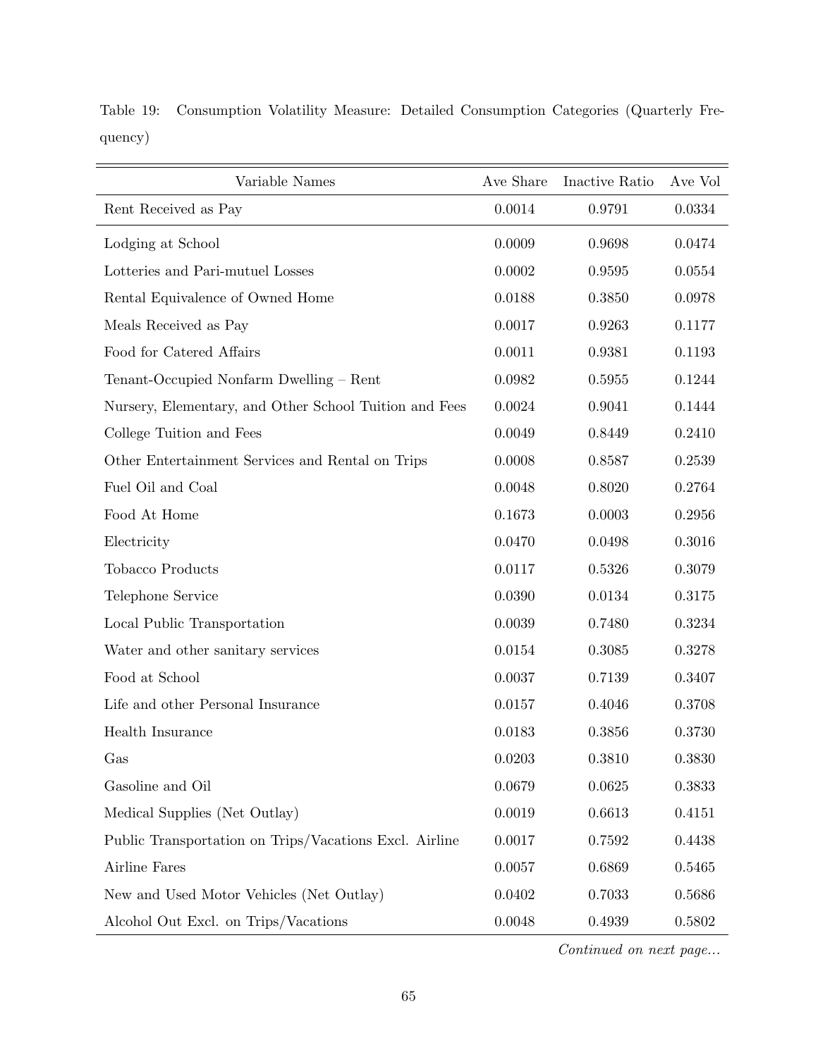Table 19: Consumption Volatility Measure: Detailed Consumption Categories (Quarterly Frequency)

| Variable Names | Ave Share | Inactive Ratio | Ave Vol |
|---|---|---|---|
| Rent Received as Pay | 0.0014 | 0.9791 | 0.0334 |
| Lodging at School | 0.0009 | 0.9698 | 0.0474 |
| Lotteries and Pari-mutuel Losses | 0.0002 | 0.9595 | 0.0554 |
| Rental Equivalence of Owned Home | 0.0188 | 0.3850 | 0.0978 |
| Meals Received as Pay | 0.0017 | 0.9263 | 0.1177 |
| Food for Catered Affairs | 0.0011 | 0.9381 | 0.1193 |
| Tenant-Occupied Nonfarm Dwelling – Rent | 0.0982 | 0.5955 | 0.1244 |
| Nursery, Elementary, and Other School Tuition and Fees | 0.0024 | 0.9041 | 0.1444 |
| College Tuition and Fees | 0.0049 | 0.8449 | 0.2410 |
| Other Entertainment Services and Rental on Trips | 0.0008 | 0.8587 | 0.2539 |
| Fuel Oil and Coal | 0.0048 | 0.8020 | 0.2764 |
| Food At Home | 0.1673 | 0.0003 | 0.2956 |
| Electricity | 0.0470 | 0.0498 | 0.3016 |
| Tobacco Products | 0.0117 | 0.5326 | 0.3079 |
| Telephone Service | 0.0390 | 0.0134 | 0.3175 |
| Local Public Transportation | 0.0039 | 0.7480 | 0.3234 |
| Water and other sanitary services | 0.0154 | 0.3085 | 0.3278 |
| Food at School | 0.0037 | 0.7139 | 0.3407 |
| Life and other Personal Insurance | 0.0157 | 0.4046 | 0.3708 |
| Health Insurance | 0.0183 | 0.3856 | 0.3730 |
| Gas | 0.0203 | 0.3810 | 0.3830 |
| Gasoline and Oil | 0.0679 | 0.0625 | 0.3833 |
| Medical Supplies (Net Outlay) | 0.0019 | 0.6613 | 0.4151 |
| Public Transportation on Trips/Vacations Excl. Airline | 0.0017 | 0.7592 | 0.4438 |
| Airline Fares | 0.0057 | 0.6869 | 0.5465 |
| New and Used Motor Vehicles (Net Outlay) | 0.0402 | 0.7033 | 0.5686 |
| Alcohol Out Excl. on Trips/Vacations | 0.0048 | 0.4939 | 0.5802 |

*Continued on next page...*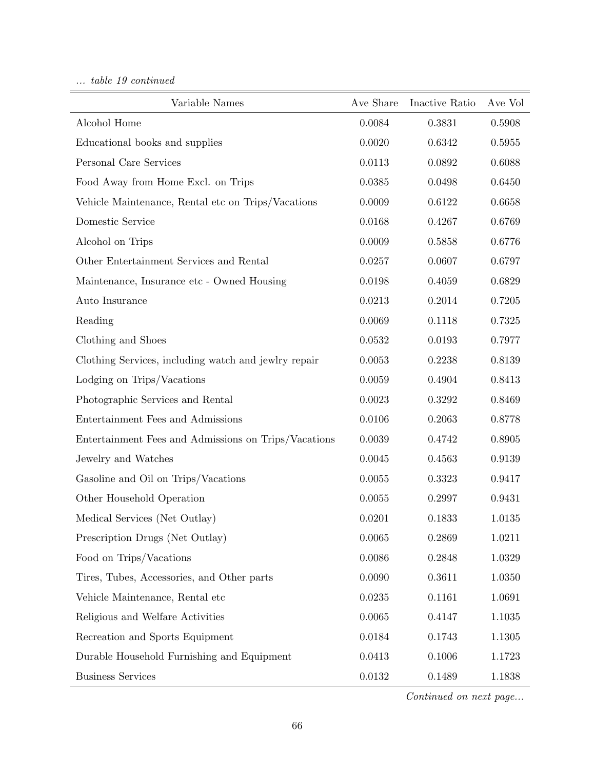*... table 19 continued*

| Variable Names | Ave Share | Inactive Ratio | Ave Vol |
|---|---|---|---|
| Alcohol Home | 0.0084 | 0.3831 | 0.5908 |
| Educational books and supplies | 0.0020 | 0.6342 | 0.5955 |
| Personal Care Services | 0.0113 | 0.0892 | 0.6088 |
| Food Away from Home Excl. on Trips | 0.0385 | 0.0498 | 0.6450 |
| Vehicle Maintenance, Rental etc on Trips/Vacations | 0.0009 | 0.6122 | 0.6658 |
| Domestic Service | 0.0168 | 0.4267 | 0.6769 |
| Alcohol on Trips | 0.0009 | 0.5858 | 0.6776 |
| Other Entertainment Services and Rental | 0.0257 | 0.0607 | 0.6797 |
| Maintenance, Insurance etc - Owned Housing | 0.0198 | 0.4059 | 0.6829 |
| Auto Insurance | 0.0213 | 0.2014 | 0.7205 |
| Reading | 0.0069 | 0.1118 | 0.7325 |
| Clothing and Shoes | 0.0532 | 0.0193 | 0.7977 |
| Clothing Services, including watch and jewlry repair | 0.0053 | 0.2238 | 0.8139 |
| Lodging on Trips/Vacations | 0.0059 | 0.4904 | 0.8413 |
| Photographic Services and Rental | 0.0023 | 0.3292 | 0.8469 |
| Entertainment Fees and Admissions | 0.0106 | 0.2063 | 0.8778 |
| Entertainment Fees and Admissions on Trips/Vacations | 0.0039 | 0.4742 | 0.8905 |
| Jewelry and Watches | 0.0045 | 0.4563 | 0.9139 |
| Gasoline and Oil on Trips/Vacations | 0.0055 | 0.3323 | 0.9417 |
| Other Household Operation | 0.0055 | 0.2997 | 0.9431 |
| Medical Services (Net Outlay) | 0.0201 | 0.1833 | 1.0135 |
| Prescription Drugs (Net Outlay) | 0.0065 | 0.2869 | 1.0211 |
| Food on Trips/Vacations | 0.0086 | 0.2848 | 1.0329 |
| Tires, Tubes, Accessories, and Other parts | 0.0090 | 0.3611 | 1.0350 |
| Vehicle Maintenance, Rental etc | 0.0235 | 0.1161 | 1.0691 |
| Religious and Welfare Activities | 0.0065 | 0.4147 | 1.1035 |
| Recreation and Sports Equipment | 0.0184 | 0.1743 | 1.1305 |
| Durable Household Furnishing and Equipment | 0.0413 | 0.1006 | 1.1723 |
| Business Services | 0.0132 | 0.1489 | 1.1838 |

*Continued on next page...*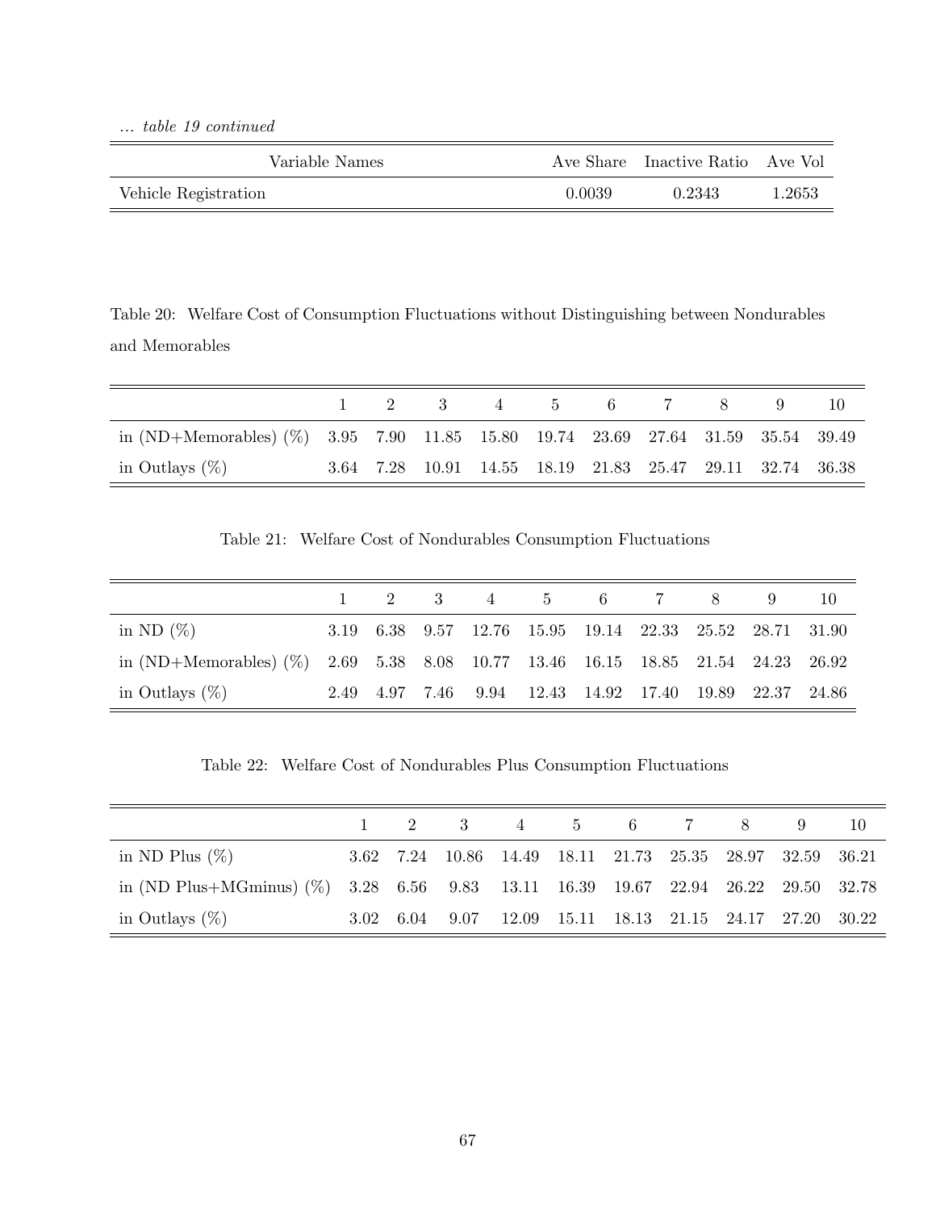*... table 19 continued*

| Variable Names | Ave Share | Inactive Ratio | Ave Vol |
|---|---|---|---|
| Vehicle Registration | 0.0039 | 0.2343 | 1.2653 |

Table 20: Welfare Cost of Consumption Fluctuations without Distinguishing between Nondurables and Memorables

| | 1 | 2 | 3 | 4 | 5 | 6 | 7 | 8 | 9 | 10 |
|---|---|---|---|---|---|---|---|---|---|---|
| in (ND+Memorables) (%) | 3.95 | 7.90 | 11.85 | 15.80 | 19.74 | 23.69 | 27.64 | 31.59 | 35.54 | 39.49 |
| in Outlays (%) | 3.64 | 7.28 | 10.91 | 14.55 | 18.19 | 21.83 | 25.47 | 29.11 | 32.74 | 36.38 |

Table 21: Welfare Cost of Nondurables Consumption Fluctuations

| | 1 | 2 | 3 | 4 | 5 | 6 | 7 | 8 | 9 | 10 |
|---|---|---|---|---|---|---|---|---|---|---|
| in ND (%) | 3.19 | 6.38 | 9.57 | 12.76 | 15.95 | 19.14 | 22.33 | 25.52 | 28.71 | 31.90 |
| in (ND+Memorables) (%) | 2.69 | 5.38 | 8.08 | 10.77 | 13.46 | 16.15 | 18.85 | 21.54 | 24.23 | 26.92 |
| in Outlays (%) | 2.49 | 4.97 | 7.46 | 9.94 | 12.43 | 14.92 | 17.40 | 19.89 | 22.37 | 24.86 |

Table 22: Welfare Cost of Nondurables Plus Consumption Fluctuations

| | 1 | 2 | 3 | 4 | 5 | 6 | 7 | 8 | 9 | 10 |
|---|---|---|---|---|---|---|---|---|---|---|
| in ND Plus (%) | 3.62 | 7.24 | 10.86 | 14.49 | 18.11 | 21.73 | 25.35 | 28.97 | 32.59 | 36.21 |
| in (ND Plus+MGminus) (%) | 3.28 | 6.56 | 9.83 | 13.11 | 16.39 | 19.67 | 22.94 | 26.22 | 29.50 | 32.78 |
| in Outlays (%) | 3.02 | 6.04 | 9.07 | 12.09 | 15.11 | 18.13 | 21.15 | 24.17 | 27.20 | 30.22 |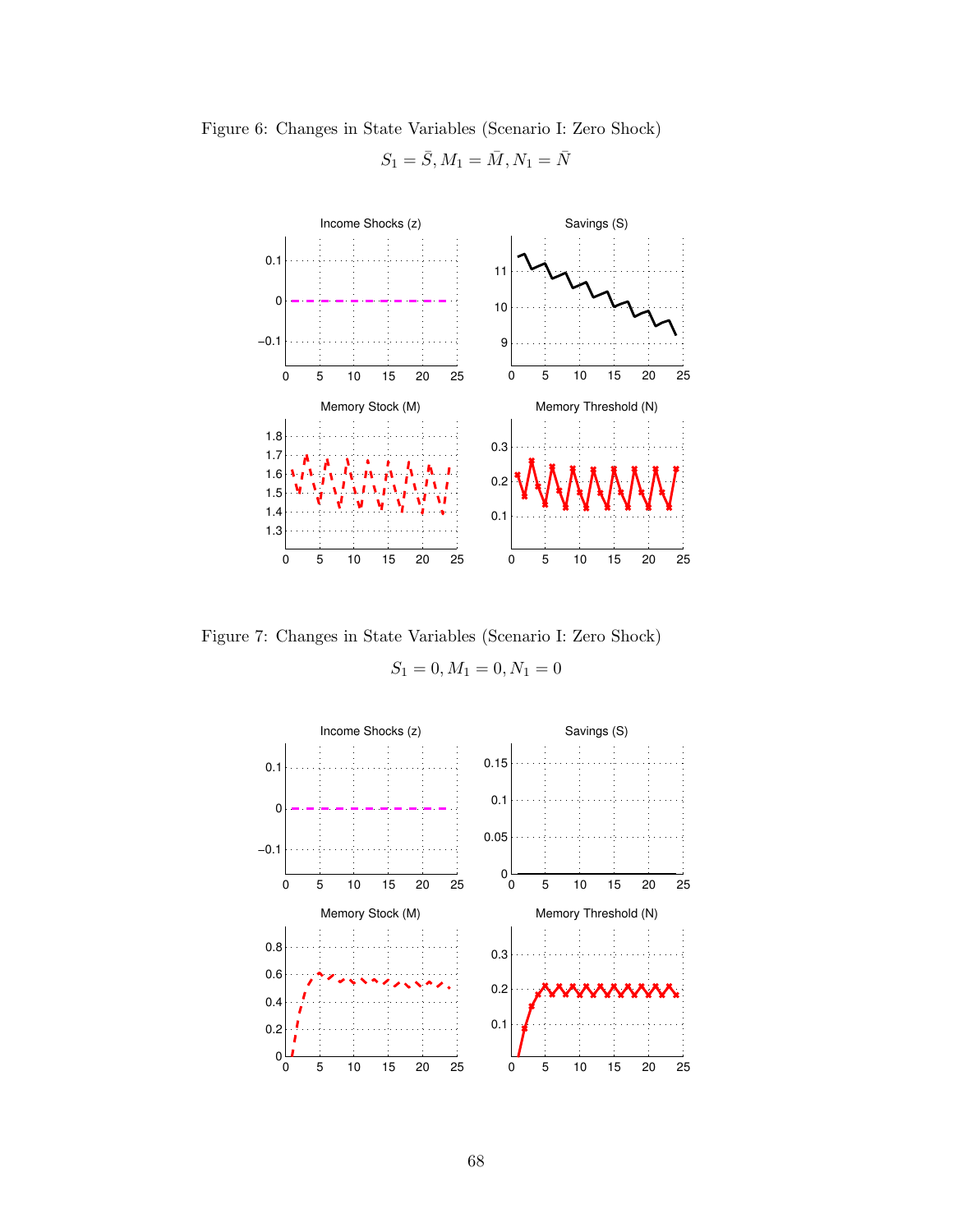Figure 6: Changes in State Variables (Scenario I: Zero Shock)

$S_1 = \bar{S}, M_1 = \bar{M}, N_1 = \bar{N}$

Figure 7: Changes in State Variables (Scenario I: Zero Shock)

$S_1 = 0, M_1 = 0, N_1 = 0$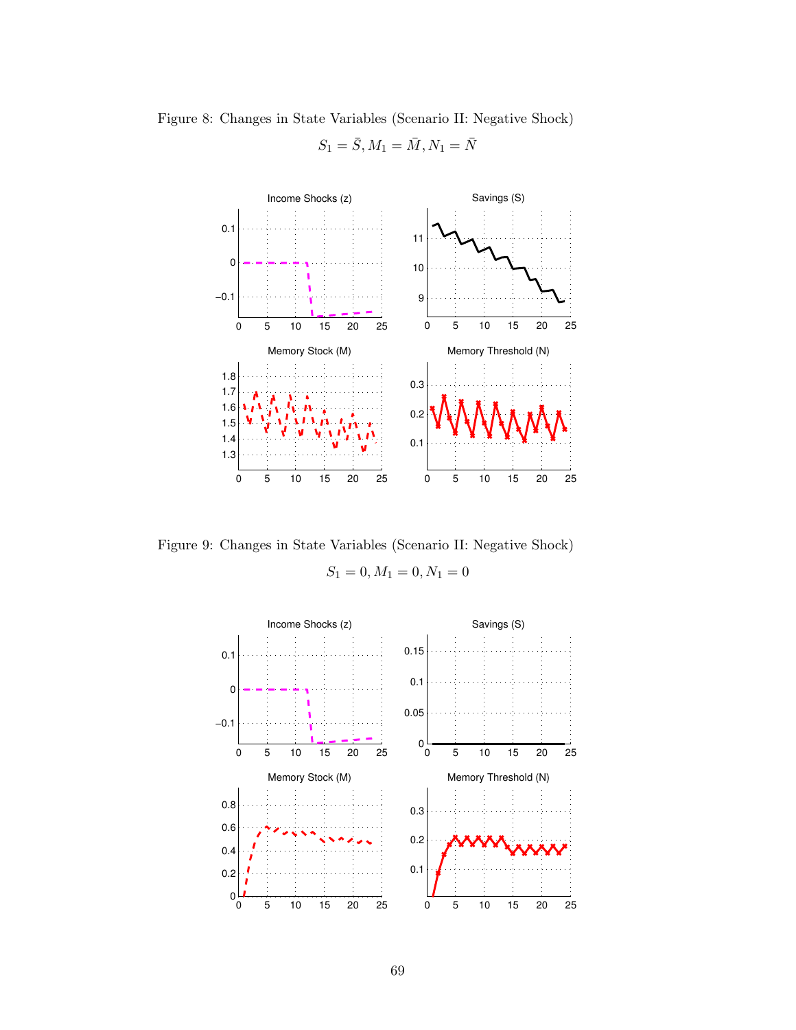Figure 8: Changes in State Variables (Scenario II: Negative Shock)

$$S_1 = \bar{S}, M_1 = \bar{M}, N_1 = \bar{N}$$

Figure 9: Changes in State Variables (Scenario II: Negative Shock)

$$S_1 = 0, M_1 = 0, N_1 = 0$$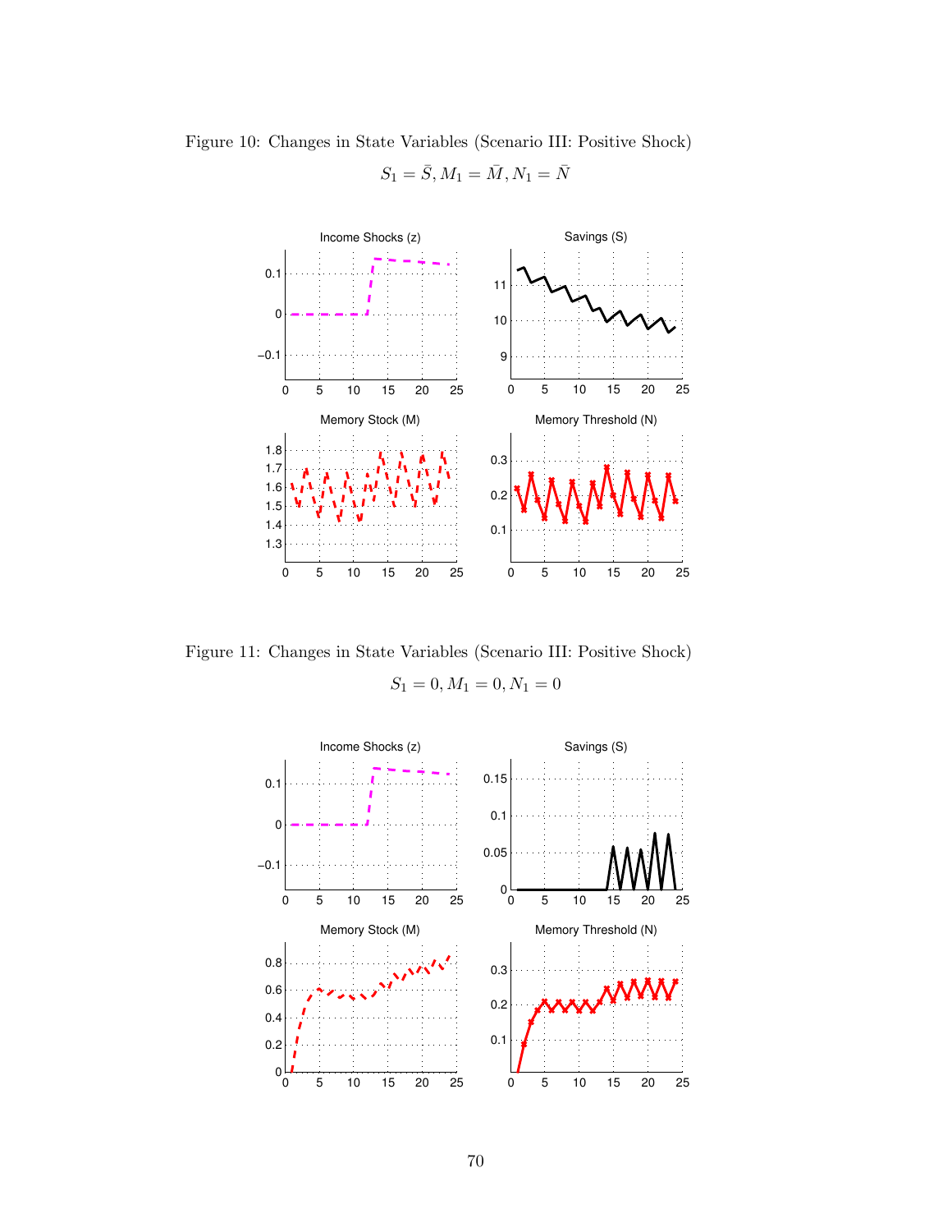Figure 10: Changes in State Variables (Scenario III: Positive Shock)

$$S_1 = \bar{S}, M_1 = \bar{M}, N_1 = \bar{N}$$

Figure 11: Changes in State Variables (Scenario III: Positive Shock)

$$S_1 = 0, M_1 = 0, N_1 = 0$$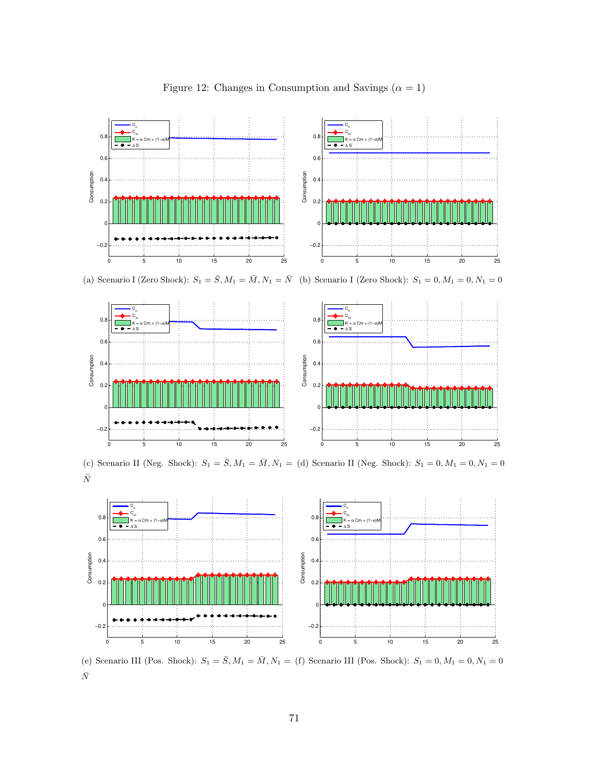Figure 12: Changes in Consumption and Savings ($\alpha = 1$)

(a) Scenario I (Zero Shock): $S_1 = \bar{S}, M_1 = \bar{M}, N_1 = \bar{N}$

(b) Scenario I (Zero Shock): $S_1 = 0, M_1 = 0, N_1 = 0$

(c) Scenario II (Neg. Shock): $S_1 = \bar{S}, M_1 = \bar{M}, N_1 = \bar{N}$

(d) Scenario II (Neg. Shock): $S_1 = 0, M_1 = 0, N_1 = 0$

(e) Scenario III (Pos. Shock): $S_1 = \bar{S}, M_1 = \bar{M}, N_1 = \bar{N}$

(f) Scenario III (Pos. Shock): $S_1 = 0, M_1 = 0, N_1 = 0$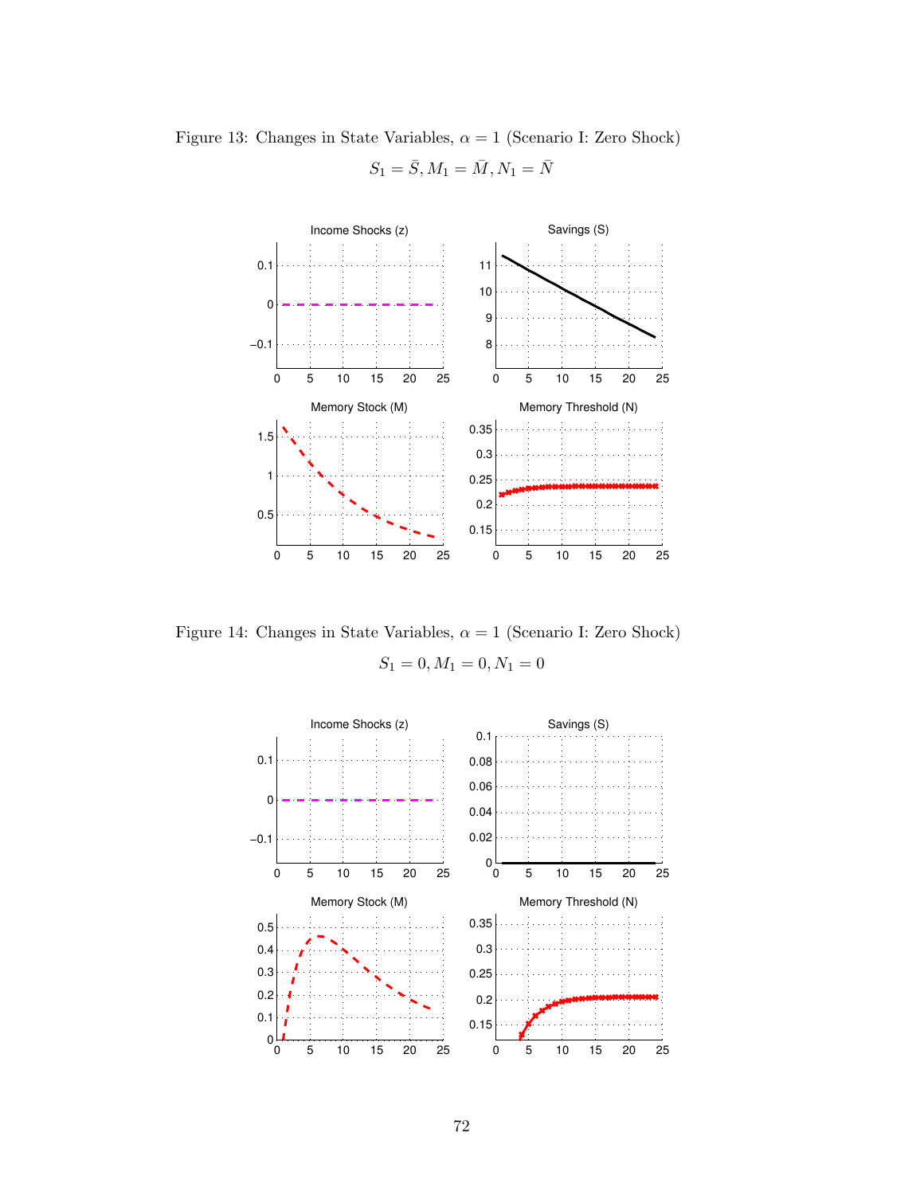Figure 13: Changes in State Variables, $\alpha = 1$ (Scenario I: Zero Shock)

$$S_1 = \bar{S}, M_1 = \bar{M}, N_1 = \bar{N}$$

Figure 14: Changes in State Variables, $\alpha = 1$ (Scenario I: Zero Shock)

$$S_1 = 0, M_1 = 0, N_1 = 0$$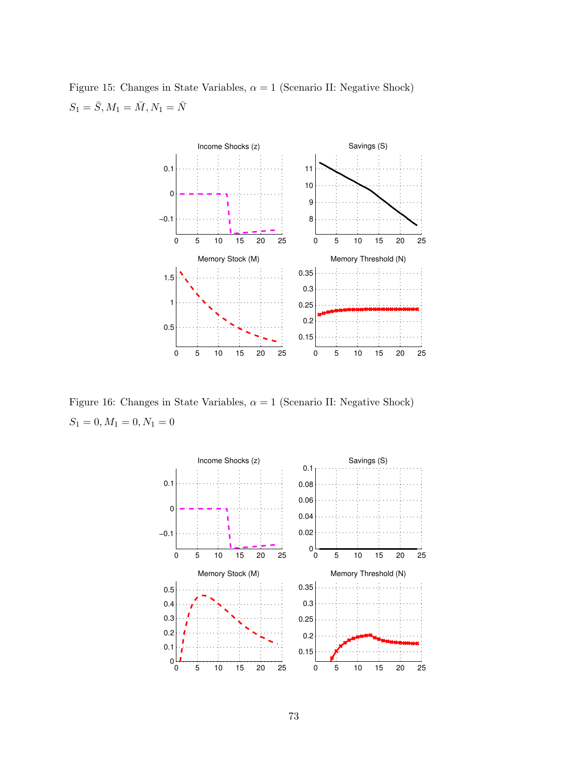Figure 15: Changes in State Variables, $\alpha = 1$ (Scenario II: Negative Shock)

$S_1 = \bar{S}, M_1 = \bar{M}, N_1 = \bar{N}$

Figure 16: Changes in State Variables, $\alpha = 1$ (Scenario II: Negative Shock)

$S_1 = 0, M_1 = 0, N_1 = 0$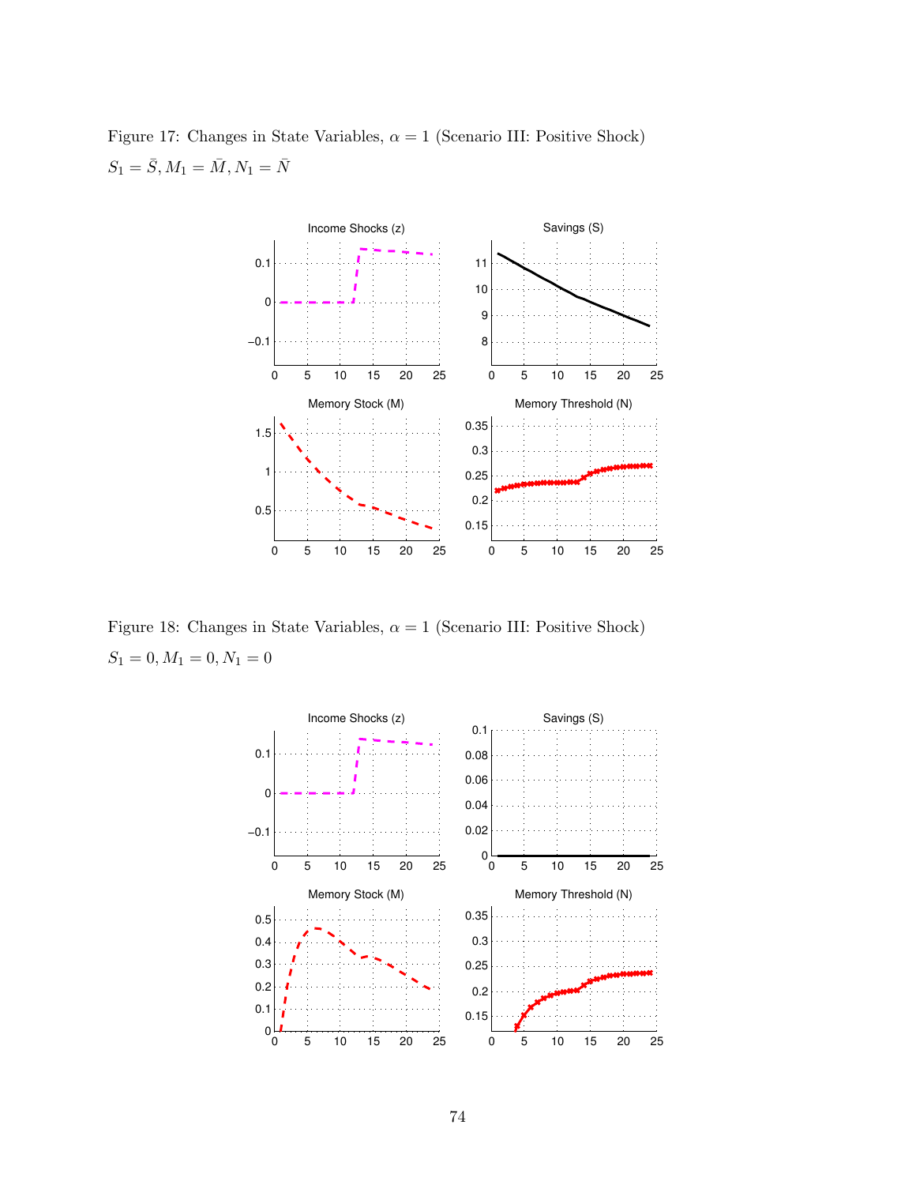Figure 17: Changes in State Variables, $\alpha = 1$ (Scenario III: Positive Shock)
$S_1 = \bar{S}, M_1 = \bar{M}, N_1 = \bar{N}$

Figure 18: Changes in State Variables, $\alpha = 1$ (Scenario III: Positive Shock)
$S_1 = 0, M_1 = 0, N_1 = 0$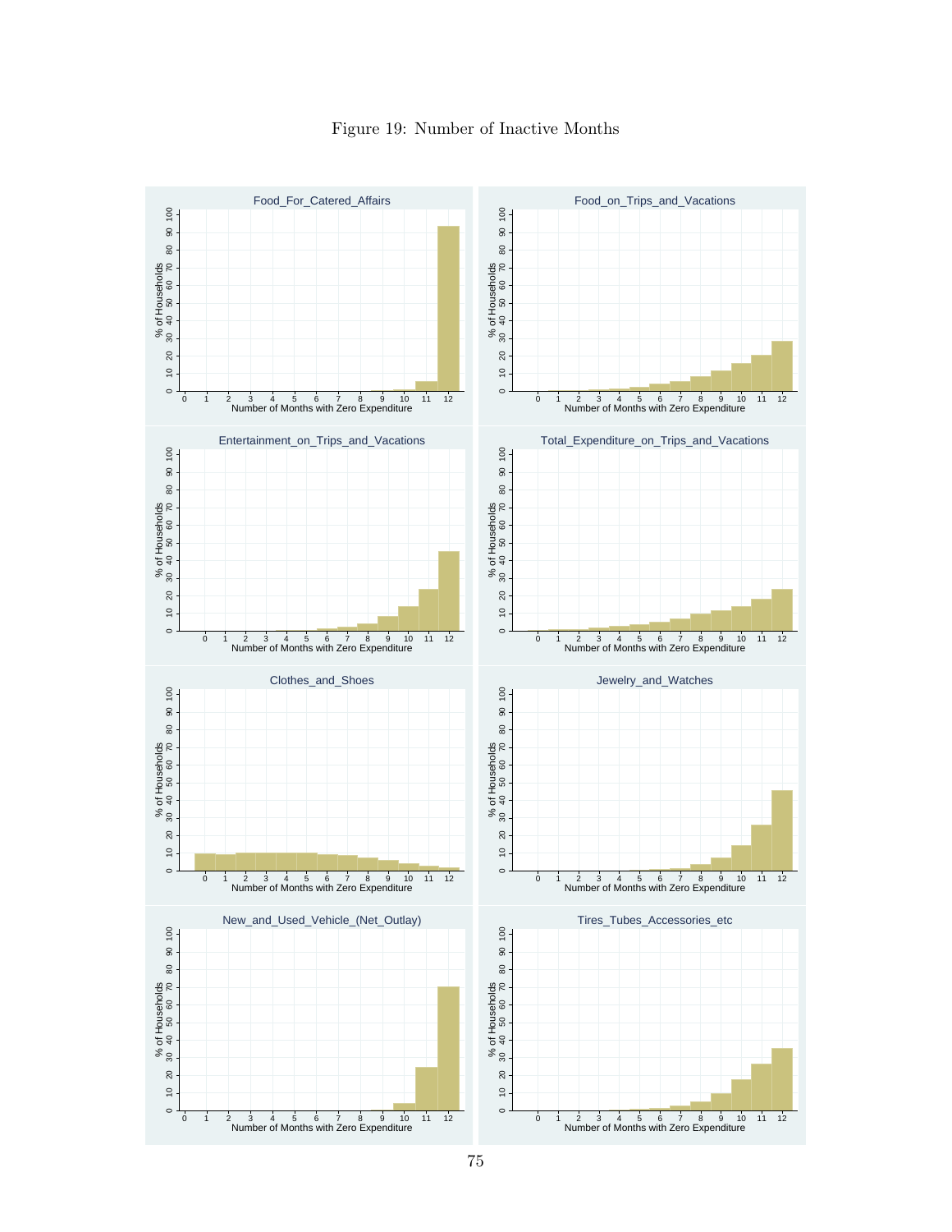Figure 19: Number of Inactive Months

Food_For_Catered_Affairs

Food_on_Trips_and_Vacations

Entertainment_on_Trips_and_Vacations

Total_Expenditure_on_Trips_and_Vacations

Clothes_and_Shoes

Jewelry_and_Watches

New_and_Used_Vehicle_(Net_Outlay)

Tires_Tubes_Accessories_etc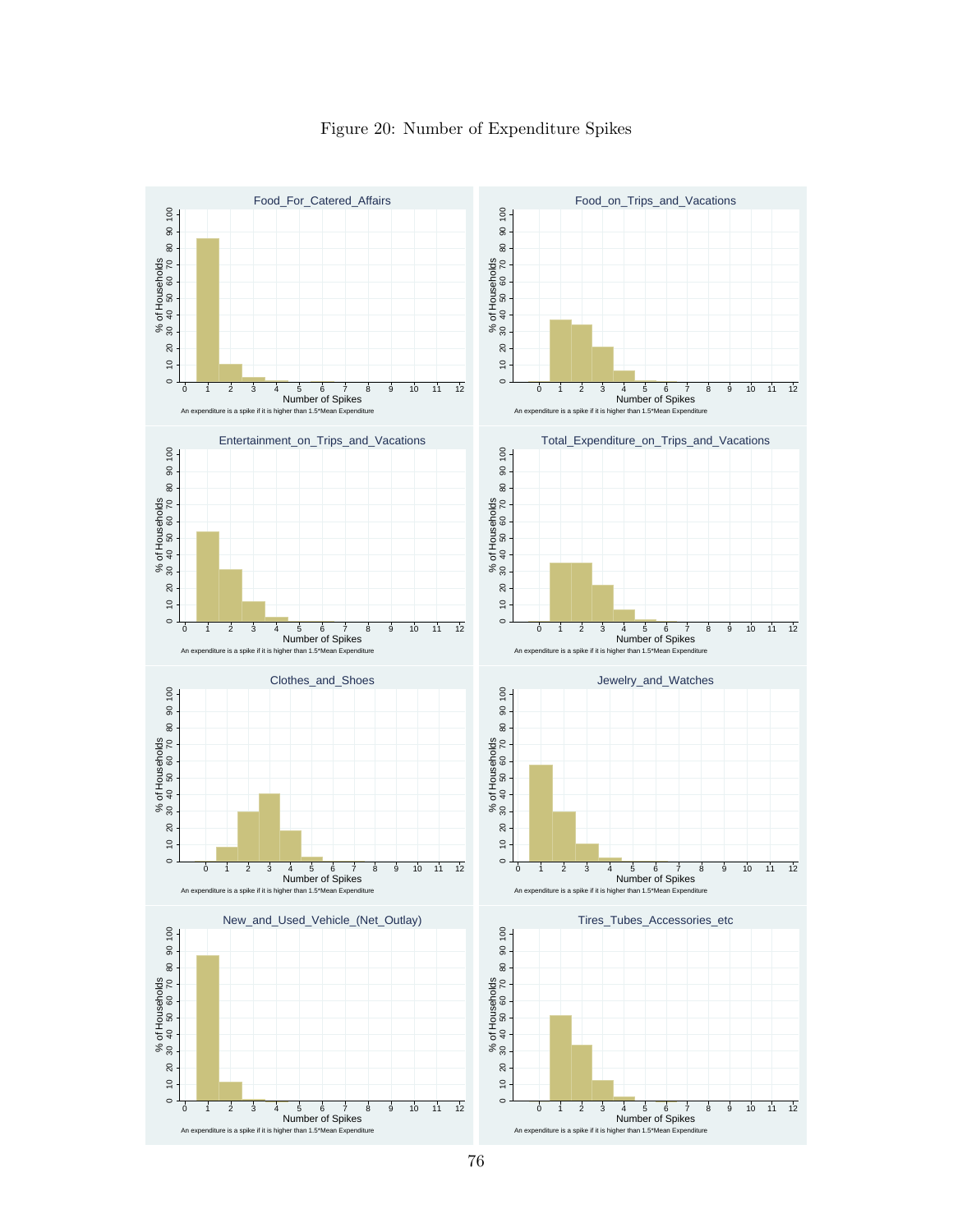Figure 20: Number of Expenditure Spikes

Food_For_Catered_Affairs

An expenditure is a spike if it is higher than 1.5*Mean Expenditure

Food_on_Trips_and_Vacations

An expenditure is a spike if it is higher than 1.5*Mean Expenditure

Entertainment_on_Trips_and_Vacations

An expenditure is a spike if it is higher than 1.5*Mean Expenditure

Total_Expenditure_on_Trips_and_Vacations

An expenditure is a spike if it is higher than 1.5*Mean Expenditure

Clothes_and_Shoes

An expenditure is a spike if it is higher than 1.5*Mean Expenditure

Jewelry_and_Watches

An expenditure is a spike if it is higher than 1.5*Mean Expenditure

New_and_Used_Vehicle_(Net_Outlay)

An expenditure is a spike if it is higher than 1.5*Mean Expenditure

Tires_Tubes_Accessories_etc

An expenditure is a spike if it is higher than 1.5*Mean Expenditure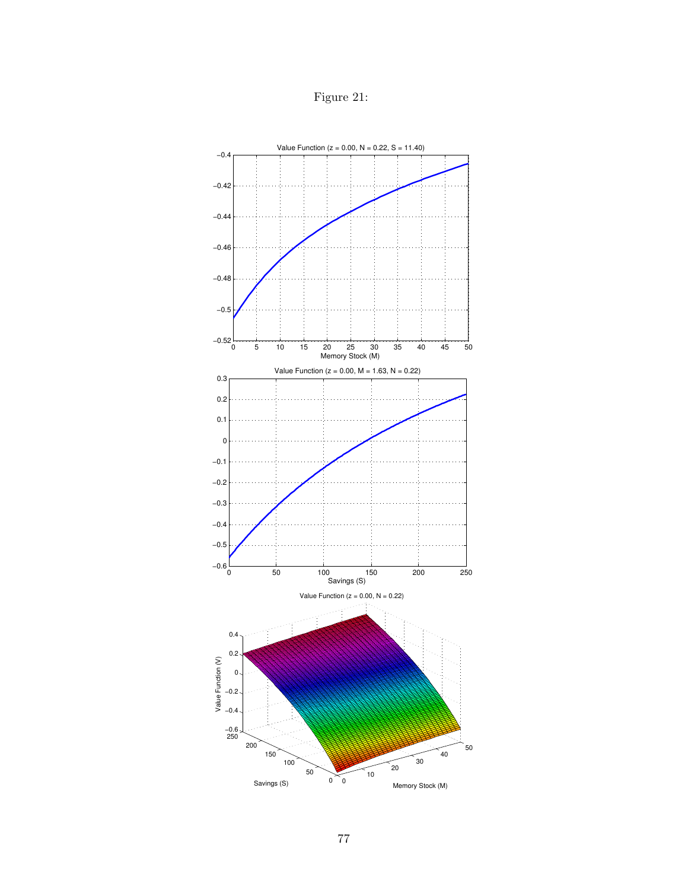Figure 21:

Value Function (z = 0.00, N = 0.22, S = 11.40)

−0.4
−0.42
−0.44
−0.46
−0.48
−0.5
−0.52

0 5 10 15 20 25 30 35 40 45 50

Memory Stock (M)

Value Function (z = 0.00, M = 1.63, N = 0.22)

0.3
0.2
0.1
0
−0.1
−0.2
−0.3
−0.4
−0.5
−0.6

0 50 100 150 200 250

Savings (S)

Value Function (z = 0.00, N = 0.22)

Value Function (V)

0.4
0.2
0
−0.2
−0.4
−0.6

Savings (S)

250 200 150 100 50 0

Memory Stock (M)

0 10 20 30 40 50